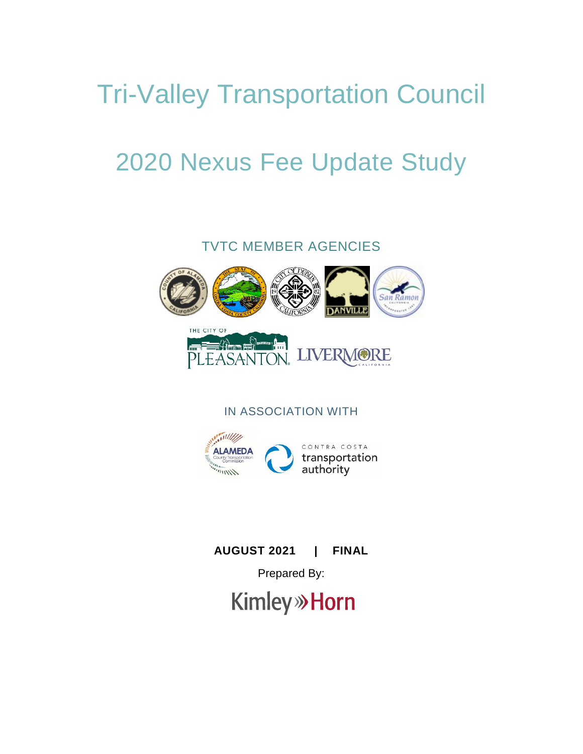# Tri-Valley Transportation Council

# 2020 Nexus Fee Update Study

TVTC MEMBER AGENCIES

IN ASSOCIATION WITH

**AUGUST 2021 | FINAL**

Prepared By:

Kimley»Horn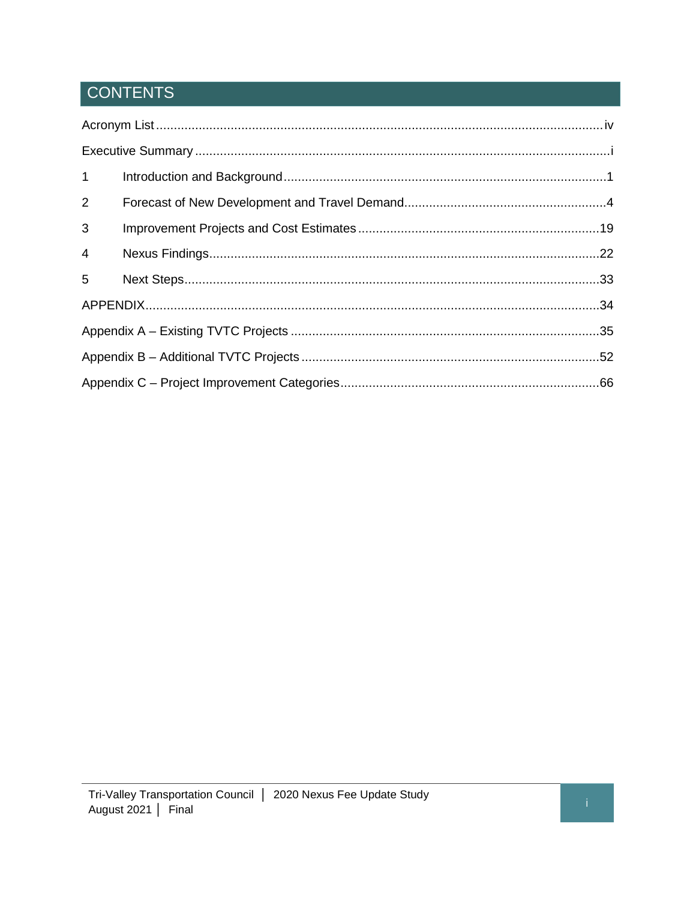# CONTENTS

Acronym List ............................................................................................................................iv

Executive Summary ....................................................................................................................i

1 Introduction and Background ..........................................................................................1

2 Forecast of New Development and Travel Demand.........................................................4

3 Improvement Projects and Cost Estimates ....................................................................19

4 Nexus Findings.............................................................................................................22

5 Next Steps.....................................................................................................................33

APPENDIX................................................................................................................................34

Appendix A – Existing TVTC Projects .......................................................................................35

Appendix B – Additional TVTC Projects ....................................................................................52

Appendix C – Project Improvement Categories.........................................................................66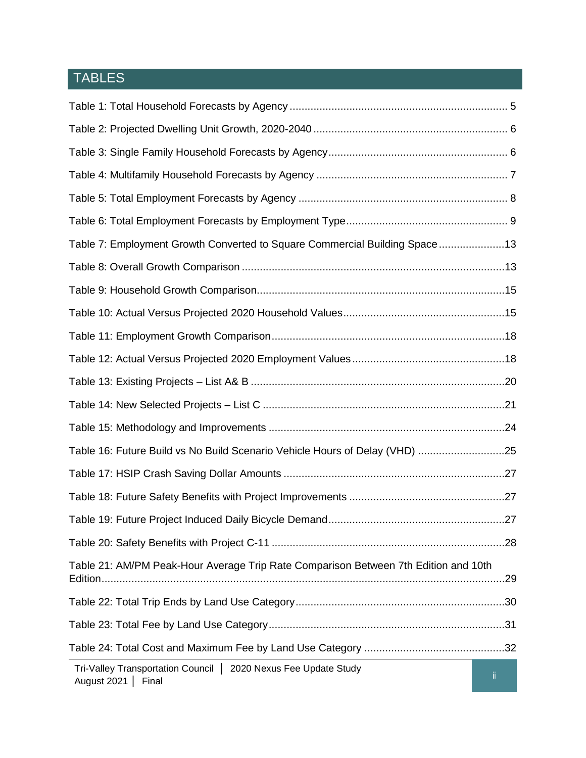# TABLES

Table 1: Total Household Forecasts by Agency ........................................................................ 5

Table 2: Projected Dwelling Unit Growth, 2020-2040 ................................................................ 6

Table 3: Single Family Household Forecasts by Agency ........................................................... 6

Table 4: Multifamily Household Forecasts by Agency ............................................................... 7

Table 5: Total Employment Forecasts by Agency ..................................................................... 8

Table 6: Total Employment Forecasts by Employment Type ..................................................... 9

Table 7: Employment Growth Converted to Square Commercial Building Space ......................13

Table 8: Overall Growth Comparison .......................................................................................13

Table 9: Household Growth Comparison ..................................................................................15

Table 10: Actual Versus Projected 2020 Household Values ......................................................15

Table 11: Employment Growth Comparison ..............................................................................18

Table 12: Actual Versus Projected 2020 Employment Values ...................................................18

Table 13: Existing Projects – List A& B .....................................................................................20

Table 14: New Selected Projects – List C .................................................................................21

Table 15: Methodology and Improvements ...............................................................................24

Table 16: Future Build vs No Build Scenario Vehicle Hours of Delay (VHD) .............................25

Table 17: HSIP Crash Saving Dollar Amounts .........................................................................27

Table 18: Future Safety Benefits with Project Improvements ....................................................27

Table 19: Future Project Induced Daily Bicycle Demand ...........................................................27

Table 20: Safety Benefits with Project C-11 ..............................................................................28

Table 21: AM/PM Peak-Hour Average Trip Rate Comparison Between 7th Edition and 10th Edition.......................................................................................................................................29

Table 22: Total Trip Ends by Land Use Category .....................................................................30

Table 23: Total Fee by Land Use Category ...............................................................................31

Table 24: Total Cost and Maximum Fee by Land Use Category ...............................................32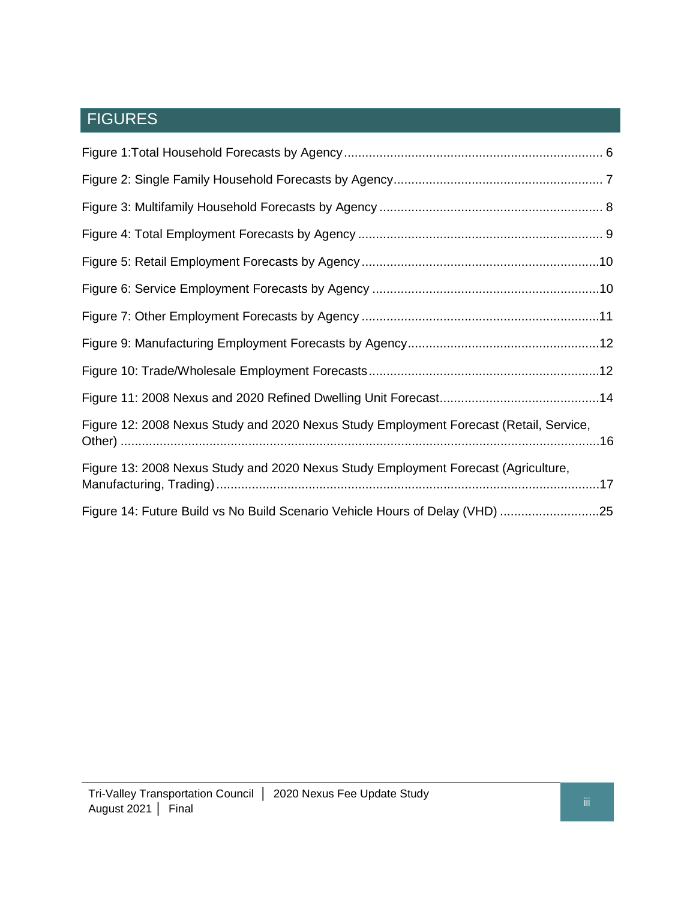# FIGURES

Figure 1:Total Household Forecasts by Agency ........................................................................ 6

Figure 2: Single Family Household Forecasts by Agency .......................................................... 7

Figure 3: Multifamily Household Forecasts by Agency .............................................................. 8

Figure 4: Total Employment Forecasts by Agency .................................................................... 9

Figure 5: Retail Employment Forecasts by Agency ..................................................................10

Figure 6: Service Employment Forecasts by Agency ................................................................10

Figure 7: Other Employment Forecasts by Agency ..................................................................11

Figure 9: Manufacturing Employment Forecasts by Agency .....................................................12

Figure 10: Trade/Wholesale Employment Forecasts ................................................................12

Figure 11: 2008 Nexus and 2020 Refined Dwelling Unit Forecast ............................................14

Figure 12: 2008 Nexus Study and 2020 Nexus Study Employment Forecast (Retail, Service, Other) ......................................................................................................................................16

Figure 13: 2008 Nexus Study and 2020 Nexus Study Employment Forecast (Agriculture, Manufacturing, Trading) ............................................................................................................17

Figure 14: Future Build vs No Build Scenario Vehicle Hours of Delay (VHD) ............................25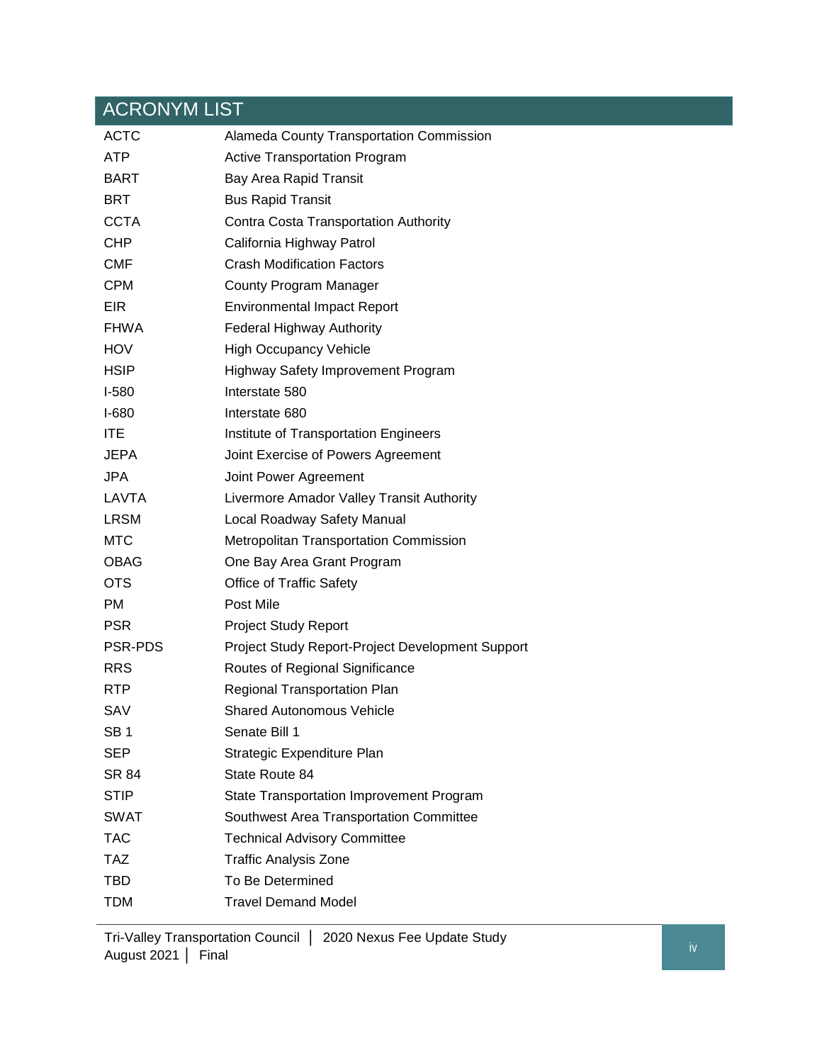# ACRONYM LIST

| | |
|---|---|
| ACTC | Alameda County Transportation Commission |
| ATP | Active Transportation Program |
| BART | Bay Area Rapid Transit |
| BRT | Bus Rapid Transit |
| CCTA | Contra Costa Transportation Authority |
| CHP | California Highway Patrol |
| CMF | Crash Modification Factors |
| CPM | County Program Manager |
| EIR | Environmental Impact Report |
| FHWA | Federal Highway Authority |
| HOV | High Occupancy Vehicle |
| HSIP | Highway Safety Improvement Program |
| I-580 | Interstate 580 |
| I-680 | Interstate 680 |
| ITE | Institute of Transportation Engineers |
| JEPA | Joint Exercise of Powers Agreement |
| JPA | Joint Power Agreement |
| LAVTA | Livermore Amador Valley Transit Authority |
| LRSM | Local Roadway Safety Manual |
| MTC | Metropolitan Transportation Commission |
| OBAG | One Bay Area Grant Program |
| OTS | Office of Traffic Safety |
| PM | Post Mile |
| PSR | Project Study Report |
| PSR-PDS | Project Study Report-Project Development Support |
| RRS | Routes of Regional Significance |
| RTP | Regional Transportation Plan |
| SAV | Shared Autonomous Vehicle |
| SB 1 | Senate Bill 1 |
| SEP | Strategic Expenditure Plan |
| SR 84 | State Route 84 |
| STIP | State Transportation Improvement Program |
| SWAT | Southwest Area Transportation Committee |
| TAC | Technical Advisory Committee |
| TAZ | Traffic Analysis Zone |
| TBD | To Be Determined |
| TDM | Travel Demand Model |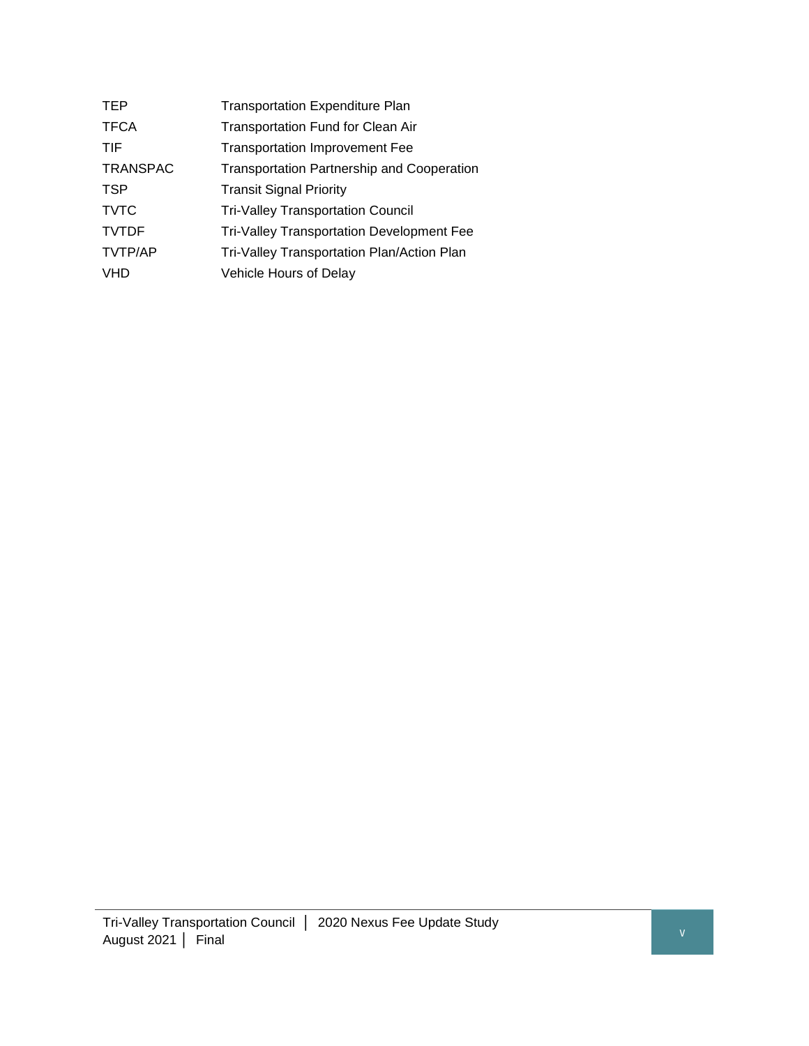| | |
|---|---|
| TEP | Transportation Expenditure Plan |
| TFCA | Transportation Fund for Clean Air |
| TIF | Transportation Improvement Fee |
| TRANSPAC | Transportation Partnership and Cooperation |
| TSP | Transit Signal Priority |
| TVTC | Tri-Valley Transportation Council |
| TVTDF | Tri-Valley Transportation Development Fee |
| TVTP/AP | Tri-Valley Transportation Plan/Action Plan |
| VHD | Vehicle Hours of Delay |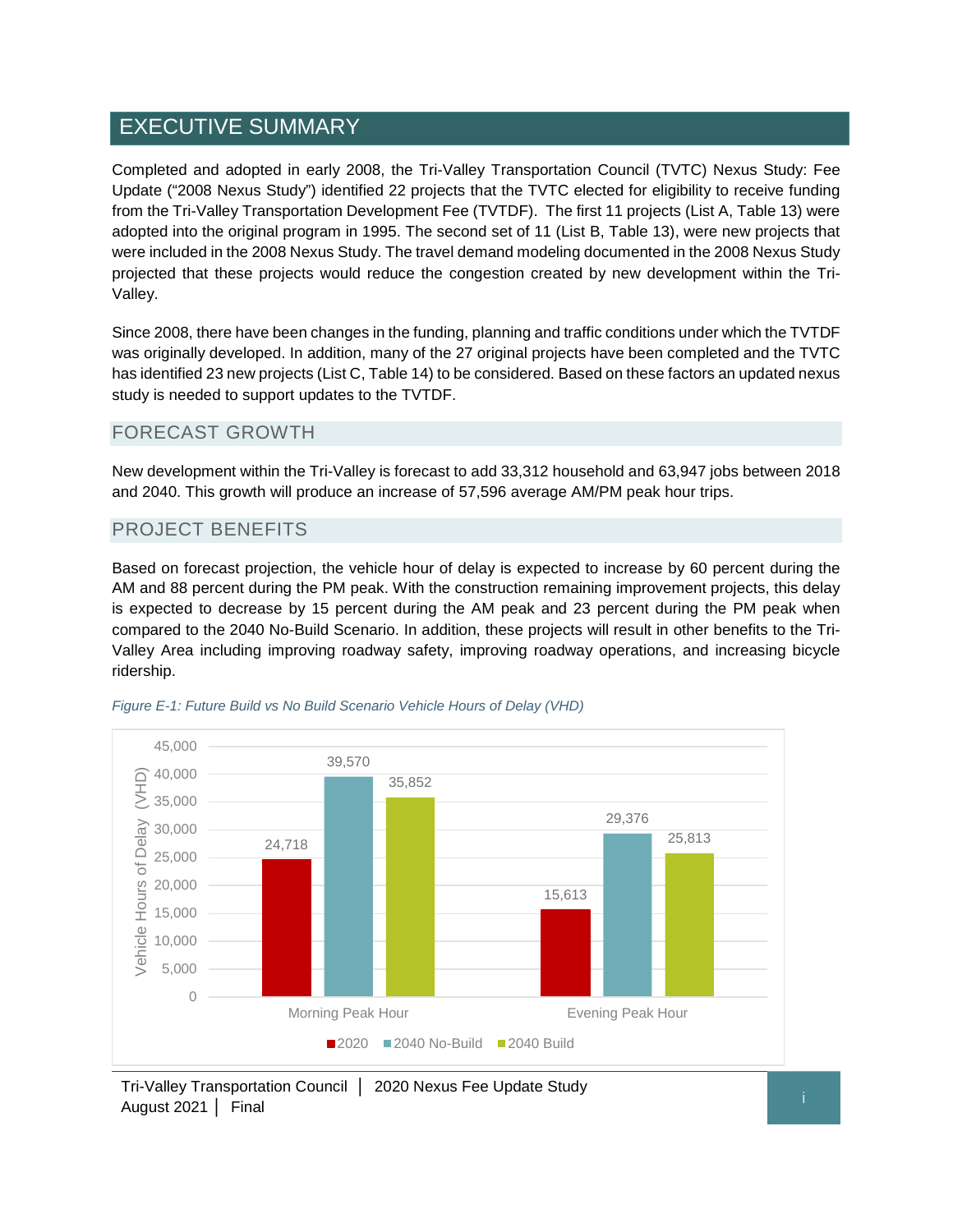# EXECUTIVE SUMMARY

Completed and adopted in early 2008, the Tri-Valley Transportation Council (TVTC) Nexus Study: Fee Update ("2008 Nexus Study") identified 22 projects that the TVTC elected for eligibility to receive funding from the Tri-Valley Transportation Development Fee (TVTDF). The first 11 projects (List A, Table 13) were adopted into the original program in 1995. The second set of 11 (List B, Table 13), were new projects that were included in the 2008 Nexus Study. The travel demand modeling documented in the 2008 Nexus Study projected that these projects would reduce the congestion created by new development within the Tri-Valley.

Since 2008, there have been changes in the funding, planning and traffic conditions under which the TVTDF was originally developed. In addition, many of the 27 original projects have been completed and the TVTC has identified 23 new projects (List C, Table 14) to be considered. Based on these factors an updated nexus study is needed to support updates to the TVTDF.

## FORECAST GROWTH

New development within the Tri-Valley is forecast to add 33,312 household and 63,947 jobs between 2018 and 2040. This growth will produce an increase of 57,596 average AM/PM peak hour trips.

## PROJECT BENEFITS

Based on forecast projection, the vehicle hour of delay is expected to increase by 60 percent during the AM and 88 percent during the PM peak. With the construction remaining improvement projects, this delay is expected to decrease by 15 percent during the AM peak and 23 percent during the PM peak when compared to the 2040 No-Build Scenario. In addition, these projects will result in other benefits to the Tri-Valley Area including improving roadway safety, improving roadway operations, and increasing bicycle ridership.

*Figure E-1: Future Build vs No Build Scenario Vehicle Hours of Delay (VHD)*

| Vehicle Hours of Delay (VHD) | 2020 | 2040 No-Build | 2040 Build |
|---|---|---|---|
| Morning Peak Hour | 24,718 | 39,570 | 35,852 |
| Evening Peak Hour | 15,613 | 29,376 | 25,813 |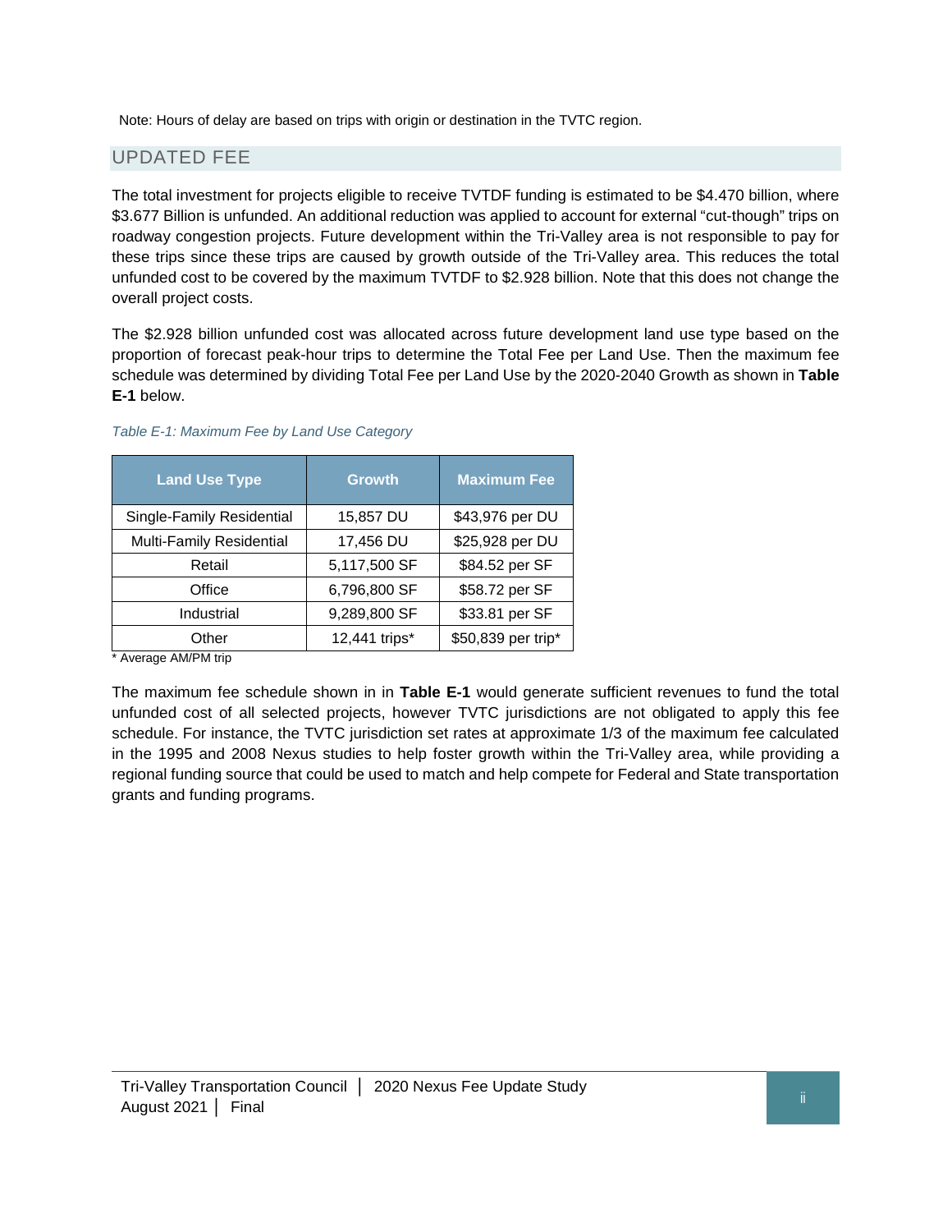Note: Hours of delay are based on trips with origin or destination in the TVTC region.

## UPDATED FEE

The total investment for projects eligible to receive TVTDF funding is estimated to be $4.470 billion, where $3.677 Billion is unfunded. An additional reduction was applied to account for external "cut-though" trips on roadway congestion projects. Future development within the Tri-Valley area is not responsible to pay for these trips since these trips are caused by growth outside of the Tri-Valley area. This reduces the total unfunded cost to be covered by the maximum TVTDF to $2.928 billion. Note that this does not change the overall project costs.

The $2.928 billion unfunded cost was allocated across future development land use type based on the proportion of forecast peak-hour trips to determine the Total Fee per Land Use. Then the maximum fee schedule was determined by dividing Total Fee per Land Use by the 2020-2040 Growth as shown in **Table E-1** below.

*Table E-1: Maximum Fee by Land Use Category*

| Land Use Type | Growth | Maximum Fee |
|---|---|---|
| Single-Family Residential | 15,857 DU | $43,976 per DU |
| Multi-Family Residential | 17,456 DU | $25,928 per DU |
| Retail | 5,117,500 SF | $84.52 per SF |
| Office | 6,796,800 SF | $58.72 per SF |
| Industrial | 9,289,800 SF | $33.81 per SF |
| Other | 12,441 trips* | $50,839 per trip* |

\* Average AM/PM trip

The maximum fee schedule shown in in **Table E-1** would generate sufficient revenues to fund the total unfunded cost of all selected projects, however TVTC jurisdictions are not obligated to apply this fee schedule. For instance, the TVTC jurisdiction set rates at approximate 1/3 of the maximum fee calculated in the 1995 and 2008 Nexus studies to help foster growth within the Tri-Valley area, while providing a regional funding source that could be used to match and help compete for Federal and State transportation grants and funding programs.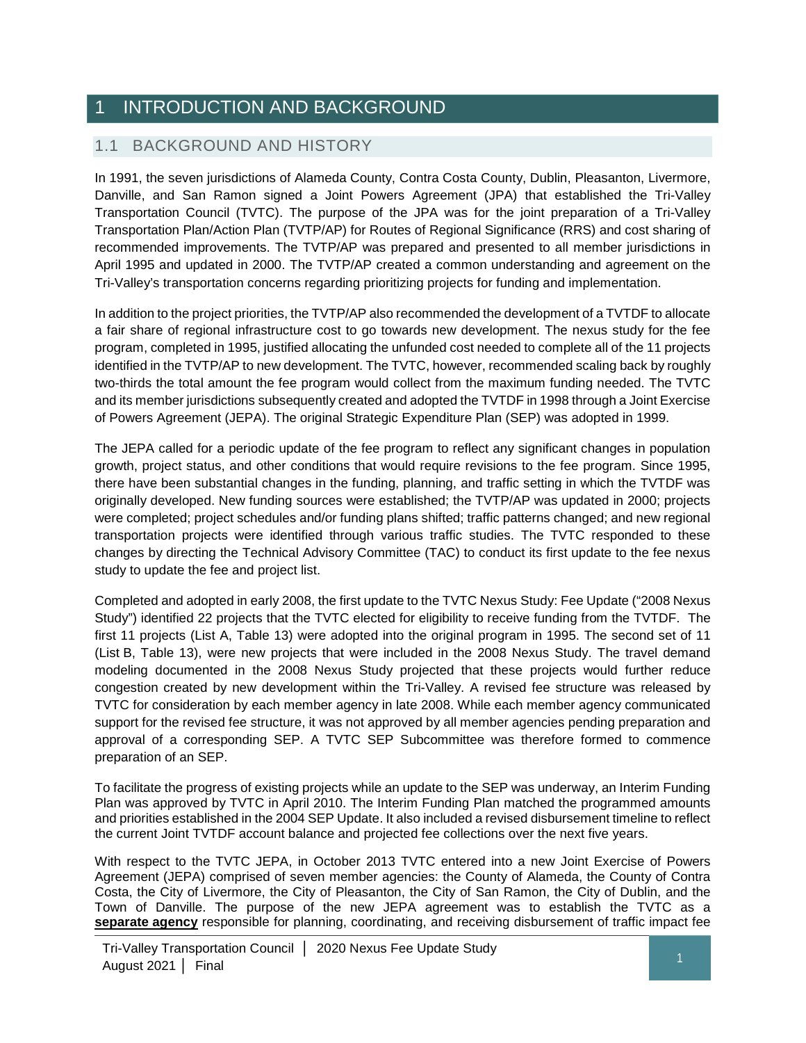# 1 INTRODUCTION AND BACKGROUND

## 1.1 BACKGROUND AND HISTORY

In 1991, the seven jurisdictions of Alameda County, Contra Costa County, Dublin, Pleasanton, Livermore, Danville, and San Ramon signed a Joint Powers Agreement (JPA) that established the Tri-Valley Transportation Council (TVTC). The purpose of the JPA was for the joint preparation of a Tri-Valley Transportation Plan/Action Plan (TVTP/AP) for Routes of Regional Significance (RRS) and cost sharing of recommended improvements. The TVTP/AP was prepared and presented to all member jurisdictions in April 1995 and updated in 2000. The TVTP/AP created a common understanding and agreement on the Tri-Valley's transportation concerns regarding prioritizing projects for funding and implementation.

In addition to the project priorities, the TVTP/AP also recommended the development of a TVTDF to allocate a fair share of regional infrastructure cost to go towards new development. The nexus study for the fee program, completed in 1995, justified allocating the unfunded cost needed to complete all of the 11 projects identified in the TVTP/AP to new development. The TVTC, however, recommended scaling back by roughly two-thirds the total amount the fee program would collect from the maximum funding needed. The TVTC and its member jurisdictions subsequently created and adopted the TVTDF in 1998 through a Joint Exercise of Powers Agreement (JEPA). The original Strategic Expenditure Plan (SEP) was adopted in 1999.

The JEPA called for a periodic update of the fee program to reflect any significant changes in population growth, project status, and other conditions that would require revisions to the fee program. Since 1995, there have been substantial changes in the funding, planning, and traffic setting in which the TVTDF was originally developed. New funding sources were established; the TVTP/AP was updated in 2000; projects were completed; project schedules and/or funding plans shifted; traffic patterns changed; and new regional transportation projects were identified through various traffic studies. The TVTC responded to these changes by directing the Technical Advisory Committee (TAC) to conduct its first update to the fee nexus study to update the fee and project list.

Completed and adopted in early 2008, the first update to the TVTC Nexus Study: Fee Update ("2008 Nexus Study") identified 22 projects that the TVTC elected for eligibility to receive funding from the TVTDF. The first 11 projects (List A, Table 13) were adopted into the original program in 1995. The second set of 11 (List B, Table 13), were new projects that were included in the 2008 Nexus Study. The travel demand modeling documented in the 2008 Nexus Study projected that these projects would further reduce congestion created by new development within the Tri-Valley. A revised fee structure was released by TVTC for consideration by each member agency in late 2008. While each member agency communicated support for the revised fee structure, it was not approved by all member agencies pending preparation and approval of a corresponding SEP. A TVTC SEP Subcommittee was therefore formed to commence preparation of an SEP.

To facilitate the progress of existing projects while an update to the SEP was underway, an Interim Funding Plan was approved by TVTC in April 2010. The Interim Funding Plan matched the programmed amounts and priorities established in the 2004 SEP Update. It also included a revised disbursement timeline to reflect the current Joint TVTDF account balance and projected fee collections over the next five years.

With respect to the TVTC JEPA, in October 2013 TVTC entered into a new Joint Exercise of Powers Agreement (JEPA) comprised of seven member agencies: the County of Alameda, the County of Contra Costa, the City of Livermore, the City of Pleasanton, the City of San Ramon, the City of Dublin, and the Town of Danville. The purpose of the new JEPA agreement was to establish the TVTC as a **separate agency** responsible for planning, coordinating, and receiving disbursement of traffic impact fee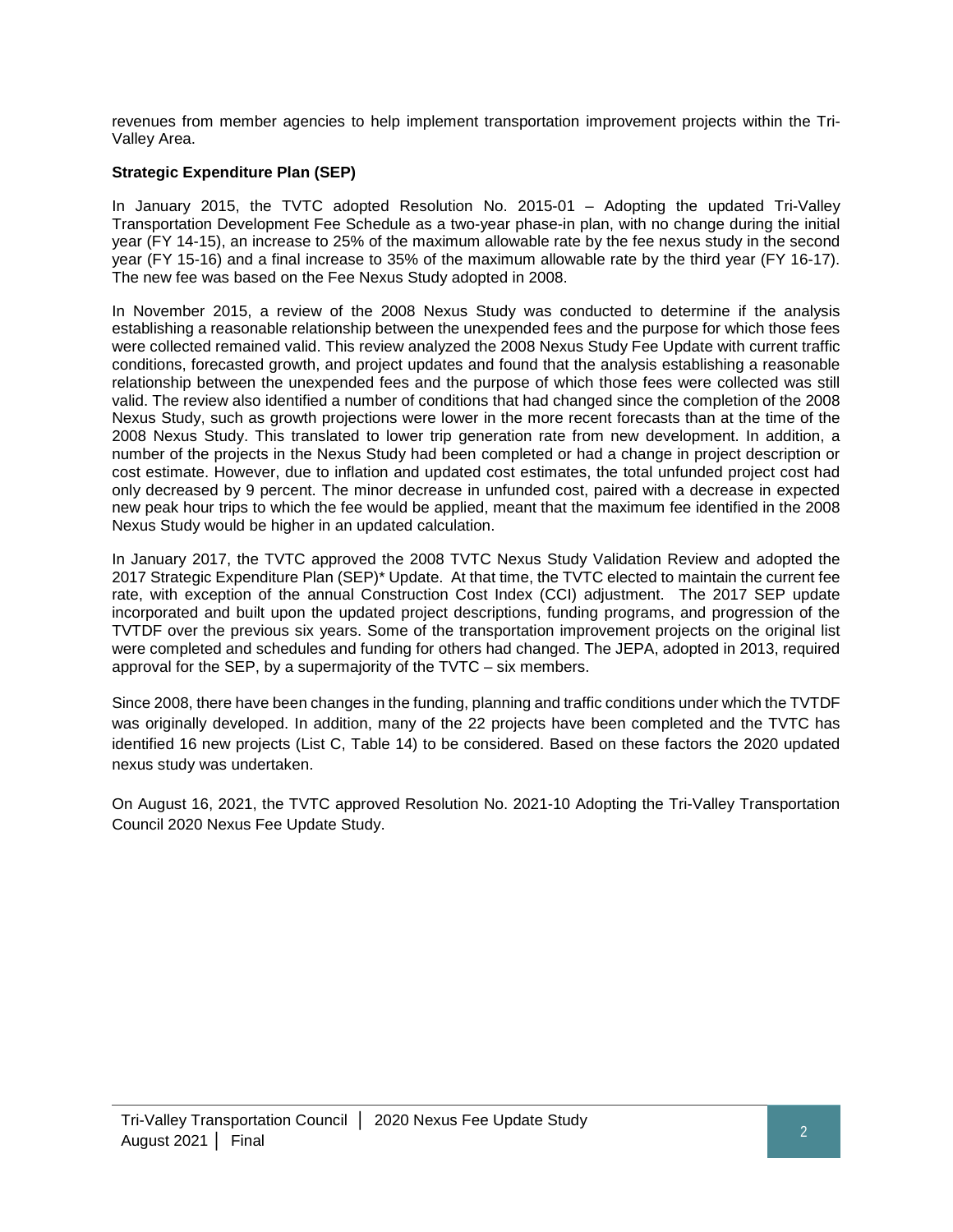revenues from member agencies to help implement transportation improvement projects within the Tri-Valley Area.

**Strategic Expenditure Plan (SEP)**

In January 2015, the TVTC adopted Resolution No. 2015-01 – Adopting the updated Tri-Valley Transportation Development Fee Schedule as a two-year phase-in plan, with no change during the initial year (FY 14-15), an increase to 25% of the maximum allowable rate by the fee nexus study in the second year (FY 15-16) and a final increase to 35% of the maximum allowable rate by the third year (FY 16-17). The new fee was based on the Fee Nexus Study adopted in 2008.

In November 2015, a review of the 2008 Nexus Study was conducted to determine if the analysis establishing a reasonable relationship between the unexpended fees and the purpose for which those fees were collected remained valid. This review analyzed the 2008 Nexus Study Fee Update with current traffic conditions, forecasted growth, and project updates and found that the analysis establishing a reasonable relationship between the unexpended fees and the purpose of which those fees were collected was still valid. The review also identified a number of conditions that had changed since the completion of the 2008 Nexus Study, such as growth projections were lower in the more recent forecasts than at the time of the 2008 Nexus Study. This translated to lower trip generation rate from new development. In addition, a number of the projects in the Nexus Study had been completed or had a change in project description or cost estimate. However, due to inflation and updated cost estimates, the total unfunded project cost had only decreased by 9 percent. The minor decrease in unfunded cost, paired with a decrease in expected new peak hour trips to which the fee would be applied, meant that the maximum fee identified in the 2008 Nexus Study would be higher in an updated calculation.

In January 2017, the TVTC approved the 2008 TVTC Nexus Study Validation Review and adopted the 2017 Strategic Expenditure Plan (SEP)* Update. At that time, the TVTC elected to maintain the current fee rate, with exception of the annual Construction Cost Index (CCI) adjustment. The 2017 SEP update incorporated and built upon the updated project descriptions, funding programs, and progression of the TVTDF over the previous six years. Some of the transportation improvement projects on the original list were completed and schedules and funding for others had changed. The JEPA, adopted in 2013, required approval for the SEP, by a supermajority of the TVTC – six members.

Since 2008, there have been changes in the funding, planning and traffic conditions under which the TVTDF was originally developed. In addition, many of the 22 projects have been completed and the TVTC has identified 16 new projects (List C, Table 14) to be considered. Based on these factors the 2020 updated nexus study was undertaken.

On August 16, 2021, the TVTC approved Resolution No. 2021-10 Adopting the Tri-Valley Transportation Council 2020 Nexus Fee Update Study.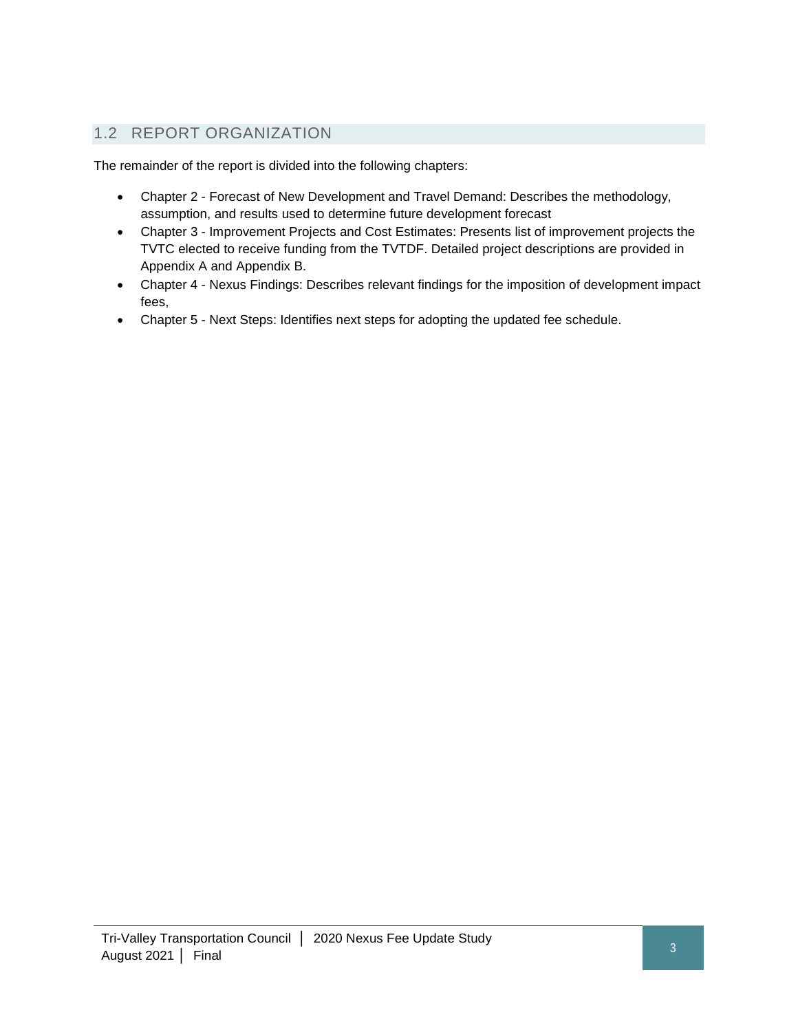## 1.2 REPORT ORGANIZATION

The remainder of the report is divided into the following chapters:

- Chapter 2 - Forecast of New Development and Travel Demand: Describes the methodology, assumption, and results used to determine future development forecast
- Chapter 3 - Improvement Projects and Cost Estimates: Presents list of improvement projects the TVTC elected to receive funding from the TVTDF. Detailed project descriptions are provided in Appendix A and Appendix B.
- Chapter 4 - Nexus Findings: Describes relevant findings for the imposition of development impact fees,
- Chapter 5 - Next Steps: Identifies next steps for adopting the updated fee schedule.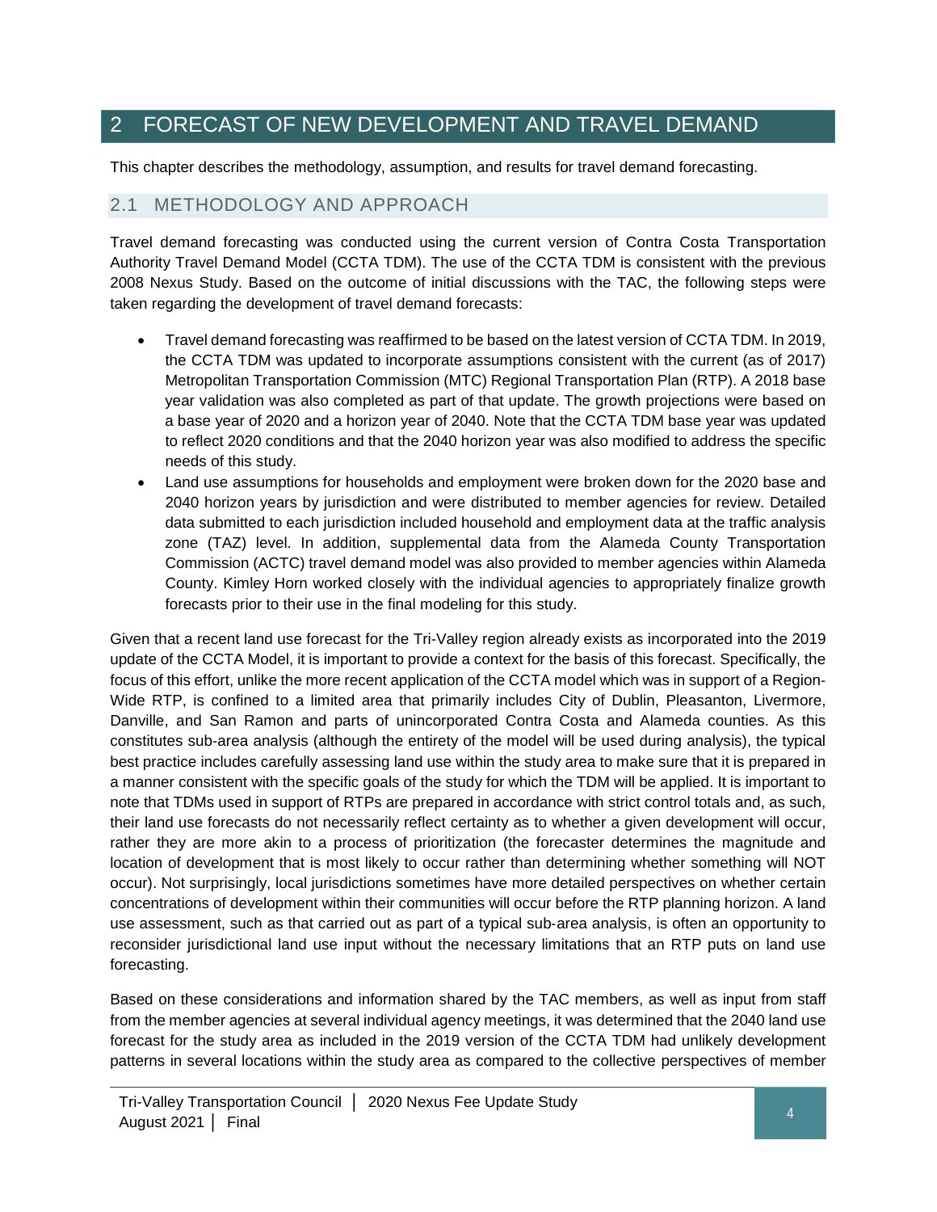# 2 FORECAST OF NEW DEVELOPMENT AND TRAVEL DEMAND

This chapter describes the methodology, assumption, and results for travel demand forecasting.

## 2.1 METHODOLOGY AND APPROACH

Travel demand forecasting was conducted using the current version of Contra Costa Transportation Authority Travel Demand Model (CCTA TDM). The use of the CCTA TDM is consistent with the previous 2008 Nexus Study. Based on the outcome of initial discussions with the TAC, the following steps were taken regarding the development of travel demand forecasts:

- Travel demand forecasting was reaffirmed to be based on the latest version of CCTA TDM. In 2019, the CCTA TDM was updated to incorporate assumptions consistent with the current (as of 2017) Metropolitan Transportation Commission (MTC) Regional Transportation Plan (RTP). A 2018 base year validation was also completed as part of that update. The growth projections were based on a base year of 2020 and a horizon year of 2040. Note that the CCTA TDM base year was updated to reflect 2020 conditions and that the 2040 horizon year was also modified to address the specific needs of this study.
- Land use assumptions for households and employment were broken down for the 2020 base and 2040 horizon years by jurisdiction and were distributed to member agencies for review. Detailed data submitted to each jurisdiction included household and employment data at the traffic analysis zone (TAZ) level. In addition, supplemental data from the Alameda County Transportation Commission (ACTC) travel demand model was also provided to member agencies within Alameda County. Kimley Horn worked closely with the individual agencies to appropriately finalize growth forecasts prior to their use in the final modeling for this study.

Given that a recent land use forecast for the Tri-Valley region already exists as incorporated into the 2019 update of the CCTA Model, it is important to provide a context for the basis of this forecast. Specifically, the focus of this effort, unlike the more recent application of the CCTA model which was in support of a Region-Wide RTP, is confined to a limited area that primarily includes City of Dublin, Pleasanton, Livermore, Danville, and San Ramon and parts of unincorporated Contra Costa and Alameda counties. As this constitutes sub-area analysis (although the entirety of the model will be used during analysis), the typical best practice includes carefully assessing land use within the study area to make sure that it is prepared in a manner consistent with the specific goals of the study for which the TDM will be applied. It is important to note that TDMs used in support of RTPs are prepared in accordance with strict control totals and, as such, their land use forecasts do not necessarily reflect certainty as to whether a given development will occur, rather they are more akin to a process of prioritization (the forecaster determines the magnitude and location of development that is most likely to occur rather than determining whether something will NOT occur). Not surprisingly, local jurisdictions sometimes have more detailed perspectives on whether certain concentrations of development within their communities will occur before the RTP planning horizon. A land use assessment, such as that carried out as part of a typical sub-area analysis, is often an opportunity to reconsider jurisdictional land use input without the necessary limitations that an RTP puts on land use forecasting.

Based on these considerations and information shared by the TAC members, as well as input from staff from the member agencies at several individual agency meetings, it was determined that the 2040 land use forecast for the study area as included in the 2019 version of the CCTA TDM had unlikely development patterns in several locations within the study area as compared to the collective perspectives of member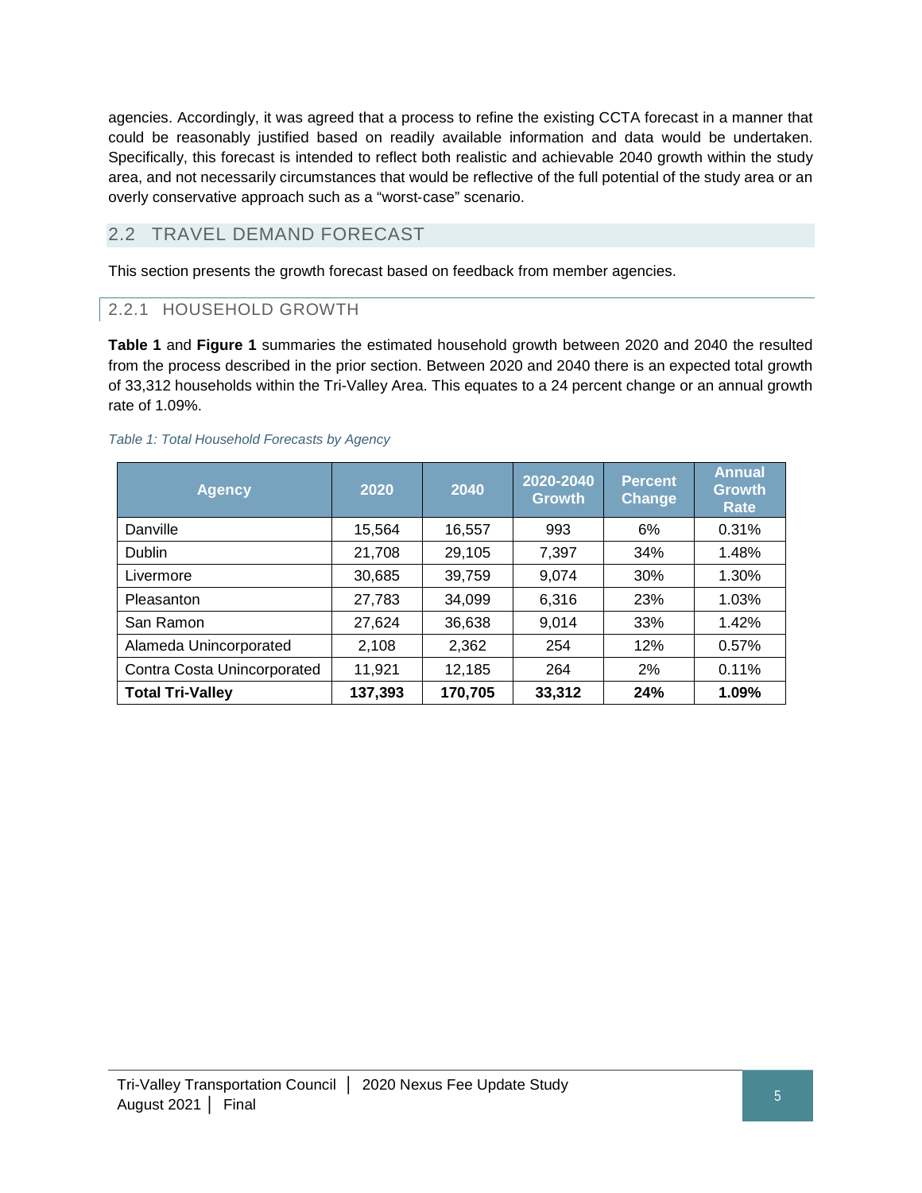agencies. Accordingly, it was agreed that a process to refine the existing CCTA forecast in a manner that could be reasonably justified based on readily available information and data would be undertaken. Specifically, this forecast is intended to reflect both realistic and achievable 2040 growth within the study area, and not necessarily circumstances that would be reflective of the full potential of the study area or an overly conservative approach such as a "worst-case" scenario.

## 2.2 TRAVEL DEMAND FORECAST

This section presents the growth forecast based on feedback from member agencies.

### 2.2.1 HOUSEHOLD GROWTH

**Table 1** and **Figure 1** summaries the estimated household growth between 2020 and 2040 the resulted from the process described in the prior section. Between 2020 and 2040 there is an expected total growth of 33,312 households within the Tri-Valley Area. This equates to a 24 percent change or an annual growth rate of 1.09%.

*Table 1: Total Household Forecasts by Agency*

| Agency | 2020 | 2040 | 2020-2040 Growth | Percent Change | Annual Growth Rate |
|---|---|---|---|---|---|
| Danville | 15,564 | 16,557 | 993 | 6% | 0.31% |
| Dublin | 21,708 | 29,105 | 7,397 | 34% | 1.48% |
| Livermore | 30,685 | 39,759 | 9,074 | 30% | 1.30% |
| Pleasanton | 27,783 | 34,099 | 6,316 | 23% | 1.03% |
| San Ramon | 27,624 | 36,638 | 9,014 | 33% | 1.42% |
| Alameda Unincorporated | 2,108 | 2,362 | 254 | 12% | 0.57% |
| Contra Costa Unincorporated | 11,921 | 12,185 | 264 | 2% | 0.11% |
| **Total Tri-Valley** | **137,393** | **170,705** | **33,312** | **24%** | **1.09%** |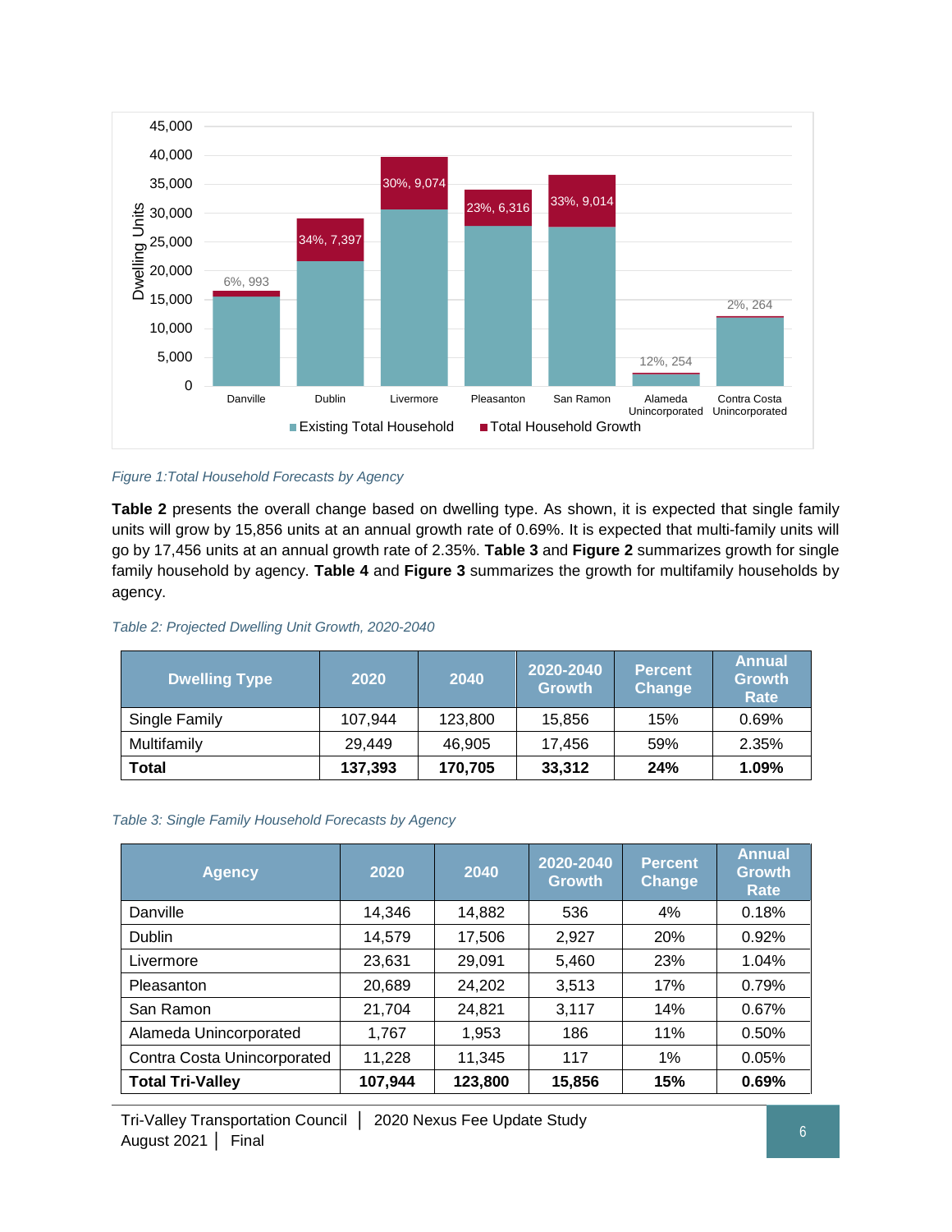*Figure 1:Total Household Forecasts by Agency*

**Table 2** presents the overall change based on dwelling type. As shown, it is expected that single family units will grow by 15,856 units at an annual growth rate of 0.69%. It is expected that multi-family units will go by 17,456 units at an annual growth rate of 2.35%. **Table 3** and **Figure 2** summarizes growth for single family household by agency. **Table 4** and **Figure 3** summarizes the growth for multifamily households by agency.

*Table 2: Projected Dwelling Unit Growth, 2020-2040*

| Dwelling Type | 2020 | 2040 | 2020-2040 Growth | Percent Change | Annual Growth Rate |
|---|---|---|---|---|---|
| Single Family | 107,944 | 123,800 | 15,856 | 15% | 0.69% |
| Multifamily | 29,449 | 46,905 | 17,456 | 59% | 2.35% |
| **Total** | **137,393** | **170,705** | **33,312** | **24%** | **1.09%** |

*Table 3: Single Family Household Forecasts by Agency*

| Agency | 2020 | 2040 | 2020-2040 Growth | Percent Change | Annual Growth Rate |
|---|---|---|---|---|---|
| Danville | 14,346 | 14,882 | 536 | 4% | 0.18% |
| Dublin | 14,579 | 17,506 | 2,927 | 20% | 0.92% |
| Livermore | 23,631 | 29,091 | 5,460 | 23% | 1.04% |
| Pleasanton | 20,689 | 24,202 | 3,513 | 17% | 0.79% |
| San Ramon | 21,704 | 24,821 | 3,117 | 14% | 0.67% |
| Alameda Unincorporated | 1,767 | 1,953 | 186 | 11% | 0.50% |
| Contra Costa Unincorporated | 11,228 | 11,345 | 117 | 1% | 0.05% |
| **Total Tri-Valley** | **107,944** | **123,800** | **15,856** | **15%** | **0.69%** |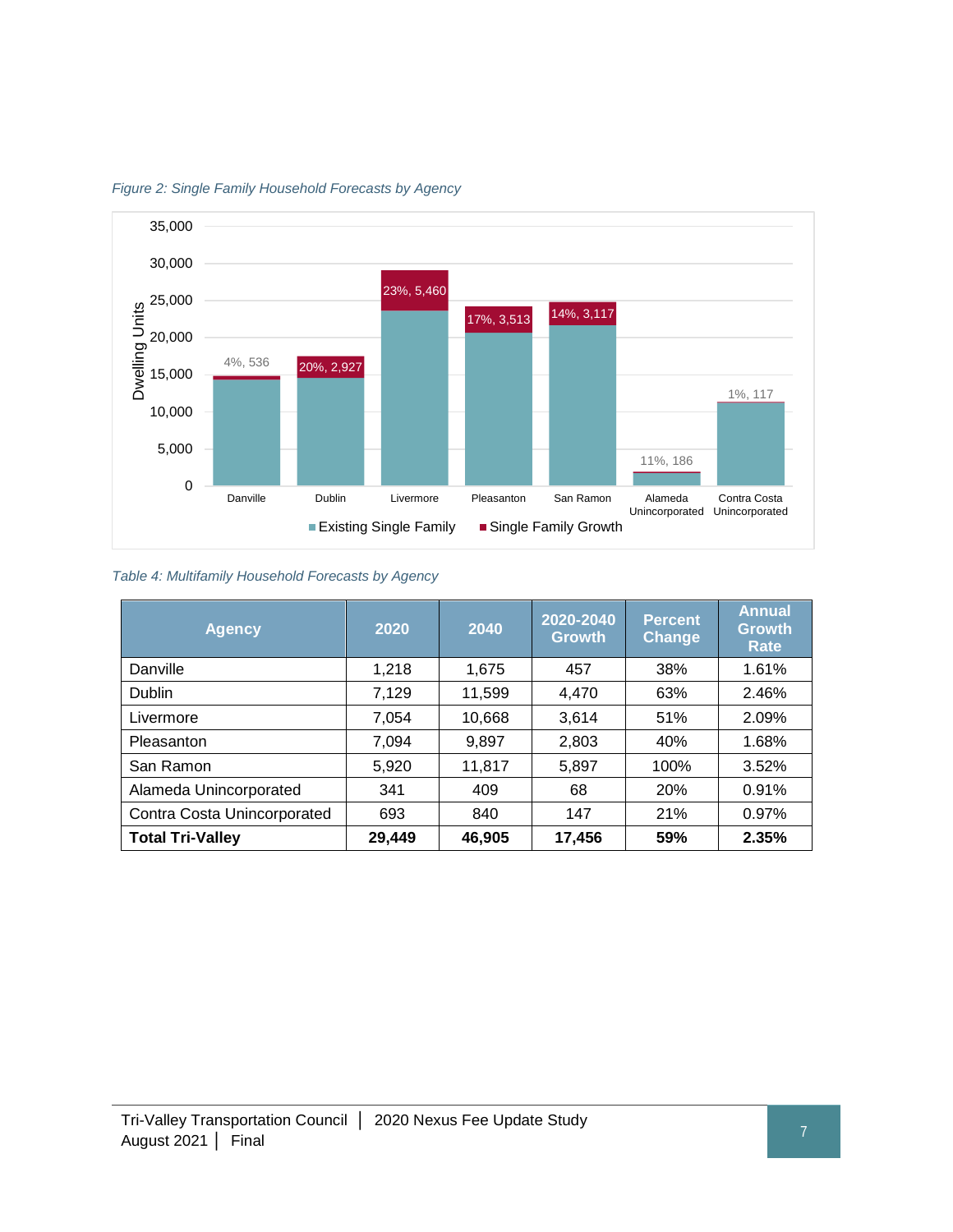*Figure 2: Single Family Household Forecasts by Agency*

*Table 4: Multifamily Household Forecasts by Agency*

| Agency | 2020 | 2040 | 2020-2040 Growth | Percent Change | Annual Growth Rate |
|---|---|---|---|---|---|
| Danville | 1,218 | 1,675 | 457 | 38% | 1.61% |
| Dublin | 7,129 | 11,599 | 4,470 | 63% | 2.46% |
| Livermore | 7,054 | 10,668 | 3,614 | 51% | 2.09% |
| Pleasanton | 7,094 | 9,897 | 2,803 | 40% | 1.68% |
| San Ramon | 5,920 | 11,817 | 5,897 | 100% | 3.52% |
| Alameda Unincorporated | 341 | 409 | 68 | 20% | 0.91% |
| Contra Costa Unincorporated | 693 | 840 | 147 | 21% | 0.97% |
| **Total Tri-Valley** | **29,449** | **46,905** | **17,456** | **59%** | **2.35%** |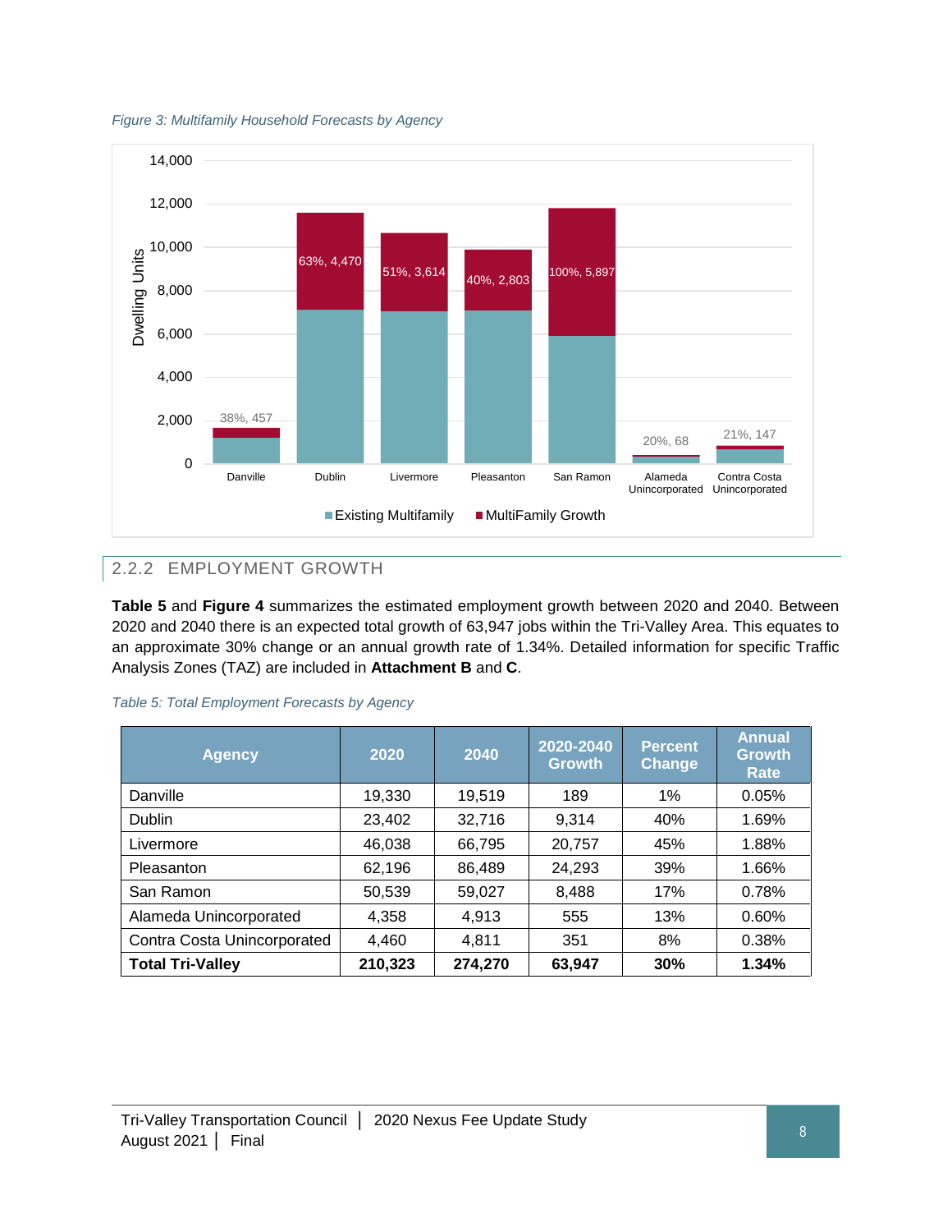*Figure 3: Multifamily Household Forecasts by Agency*

### 2.2.2 EMPLOYMENT GROWTH

**Table 5** and **Figure 4** summarizes the estimated employment growth between 2020 and 2040. Between 2020 and 2040 there is an expected total growth of 63,947 jobs within the Tri-Valley Area. This equates to an approximate 30% change or an annual growth rate of 1.34%. Detailed information for specific Traffic Analysis Zones (TAZ) are included in **Attachment B** and **C**.

*Table 5: Total Employment Forecasts by Agency*

| Agency | 2020 | 2040 | 2020-2040 Growth | Percent Change | Annual Growth Rate |
|---|---|---|---|---|---|
| Danville | 19,330 | 19,519 | 189 | 1% | 0.05% |
| Dublin | 23,402 | 32,716 | 9,314 | 40% | 1.69% |
| Livermore | 46,038 | 66,795 | 20,757 | 45% | 1.88% |
| Pleasanton | 62,196 | 86,489 | 24,293 | 39% | 1.66% |
| San Ramon | 50,539 | 59,027 | 8,488 | 17% | 0.78% |
| Alameda Unincorporated | 4,358 | 4,913 | 555 | 13% | 0.60% |
| Contra Costa Unincorporated | 4,460 | 4,811 | 351 | 8% | 0.38% |
| **Total Tri-Valley** | **210,323** | **274,270** | **63,947** | **30%** | **1.34%** |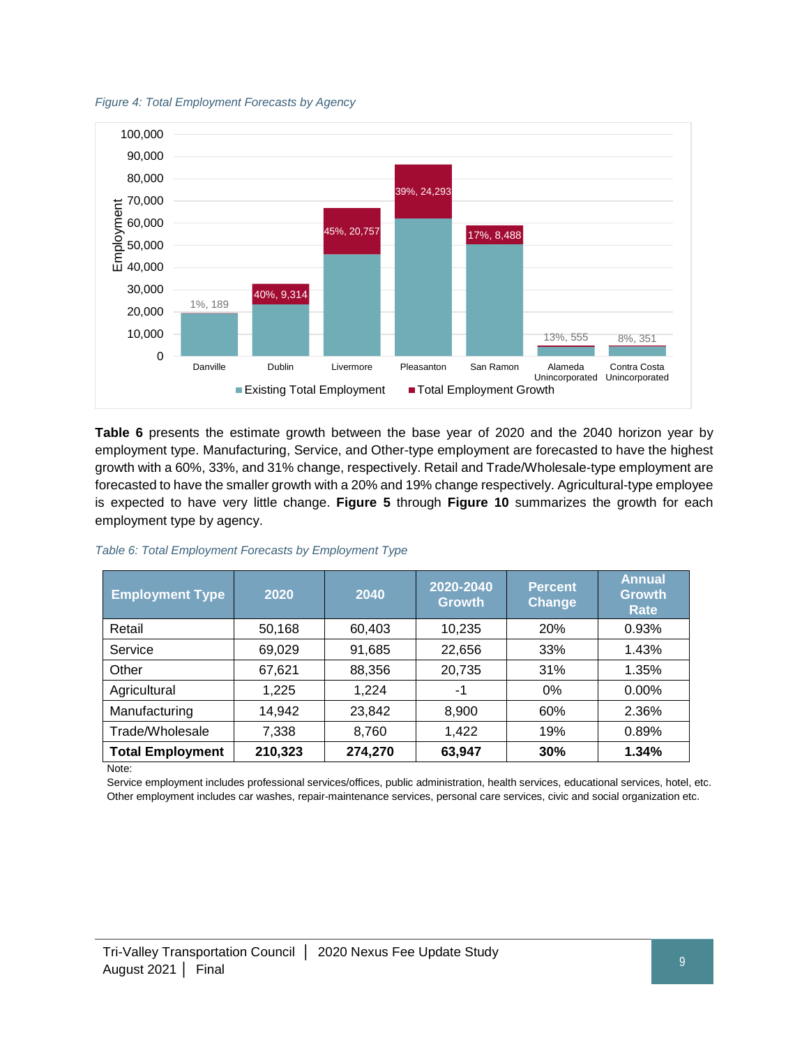*Figure 4: Total Employment Forecasts by Agency*

**Table 6** presents the estimate growth between the base year of 2020 and the 2040 horizon year by employment type. Manufacturing, Service, and Other-type employment are forecasted to have the highest growth with a 60%, 33%, and 31% change, respectively. Retail and Trade/Wholesale-type employment are forecasted to have the smaller growth with a 20% and 19% change respectively. Agricultural-type employee is expected to have very little change. **Figure 5** through **Figure 10** summarizes the growth for each employment type by agency.

*Table 6: Total Employment Forecasts by Employment Type*

| Employment Type | 2020 | 2040 | 2020-2040 Growth | Percent Change | Annual Growth Rate |
|---|---|---|---|---|---|
| Retail | 50,168 | 60,403 | 10,235 | 20% | 0.93% |
| Service | 69,029 | 91,685 | 22,656 | 33% | 1.43% |
| Other | 67,621 | 88,356 | 20,735 | 31% | 1.35% |
| Agricultural | 1,225 | 1,224 | -1 | 0% | 0.00% |
| Manufacturing | 14,942 | 23,842 | 8,900 | 60% | 2.36% |
| Trade/Wholesale | 7,338 | 8,760 | 1,422 | 19% | 0.89% |
| **Total Employment** | **210,323** | **274,270** | **63,947** | **30%** | **1.34%** |

Note:
Service employment includes professional services/offices, public administration, health services, educational services, hotel, etc.
Other employment includes car washes, repair-maintenance services, personal care services, civic and social organization etc.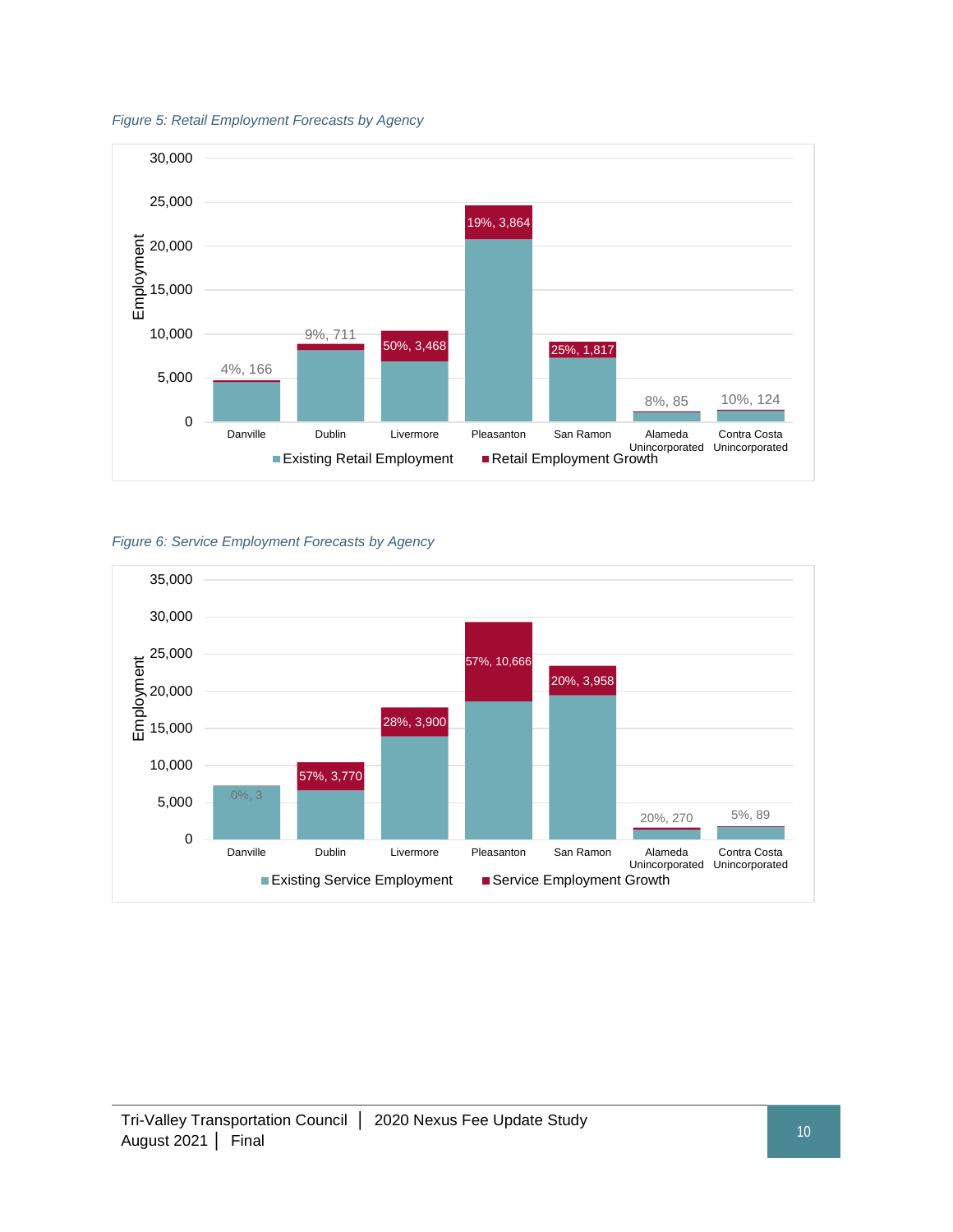*Figure 5: Retail Employment Forecasts by Agency*

| Agency | Retail Employment Growth (%, jobs) |
|---|---|
| Danville | 4%, 166 |
| Dublin | 9%, 711 |
| Livermore | 50%, 3,468 |
| Pleasanton | 19%, 3,864 |
| San Ramon | 25%, 1,817 |
| Alameda Unincorporated | 8%, 85 |
| Contra Costa Unincorporated | 10%, 124 |

*Figure 6: Service Employment Forecasts by Agency*

| Agency | Service Employment Growth (%, jobs) |
|---|---|
| Danville | 0%, 3 |
| Dublin | 57%, 3,770 |
| Livermore | 28%, 3,900 |
| Pleasanton | 57%, 10,666 |
| San Ramon | 20%, 3,958 |
| Alameda Unincorporated | 20%, 270 |
| Contra Costa Unincorporated | 5%, 89 |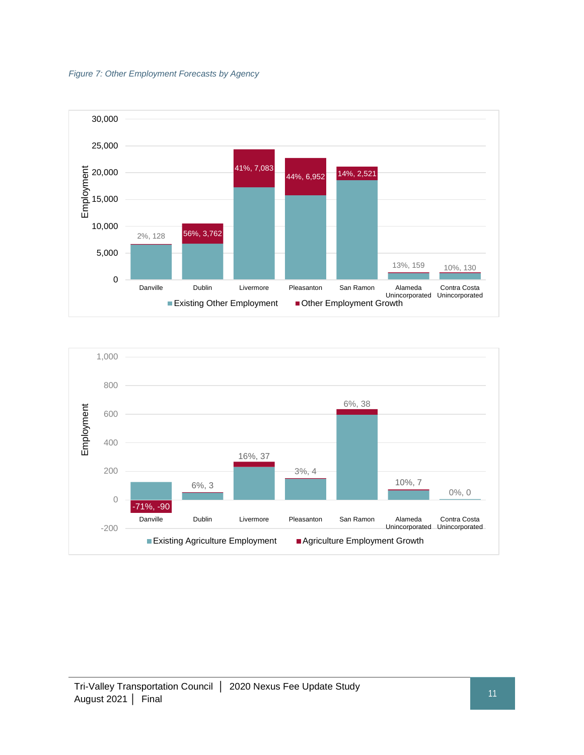*Figure 7: Other Employment Forecasts by Agency*

| Agency | Other Employment Growth (%, Jobs) |
|---|---|
| Danville | 2%, 128 |
| Dublin | 56%, 3,762 |
| Livermore | 41%, 7,083 |
| Pleasanton | 44%, 6,952 |
| San Ramon | 14%, 2,521 |
| Alameda Unincorporated | 13%, 159 |
| Contra Costa Unincorporated | 10%, 130 |

| Agency | Agriculture Employment Growth (%, Jobs) |
|---|---|
| Danville | -71%, -90 |
| Dublin | 6%, 3 |
| Livermore | 16%, 37 |
| Pleasanton | 3%, 4 |
| San Ramon | 6%, 38 |
| Alameda Unincorporated | 10%, 7 |
| Contra Costa Unincorporated | 0%, 0 |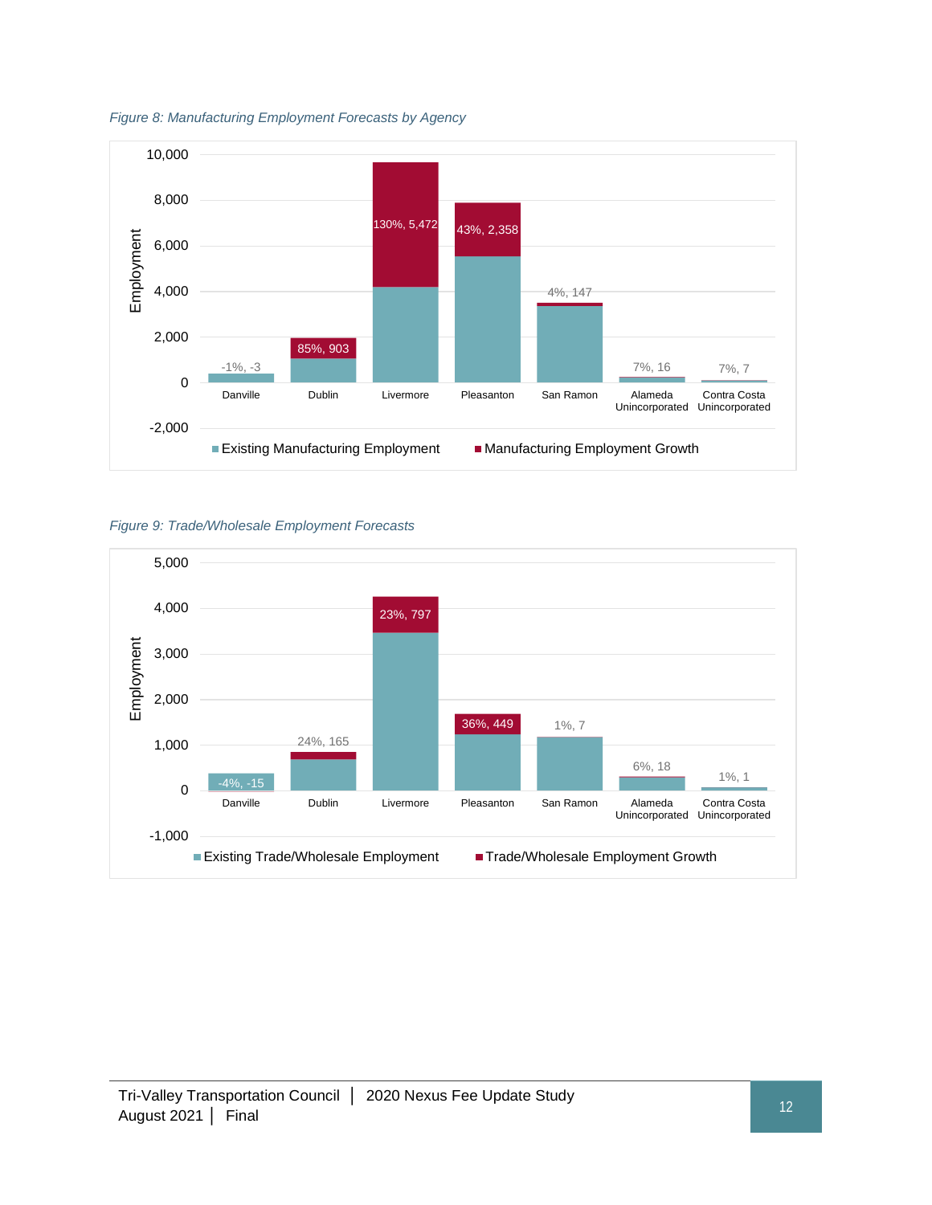*Figure 8: Manufacturing Employment Forecasts by Agency*

| Agency | Existing Manufacturing Employment | Manufacturing Employment Growth |
|---|---|---|
| Danville | | -1%, -3 |
| Dublin | | 85%, 903 |
| Livermore | | 130%, 5,472 |
| Pleasanton | | 43%, 2,358 |
| San Ramon | | 4%, 147 |
| Alameda Unincorporated | | 7%, 16 |
| Contra Costa Unincorporated | | 7%, 7 |

*Figure 9: Trade/Wholesale Employment Forecasts*

| Agency | Existing Trade/Wholesale Employment | Trade/Wholesale Employment Growth |
|---|---|---|
| Danville | | -4%, -15 |
| Dublin | | 24%, 165 |
| Livermore | | 23%, 797 |
| Pleasanton | | 36%, 449 |
| San Ramon | | 1%, 7 |
| Alameda Unincorporated | | 6%, 18 |
| Contra Costa Unincorporated | | 1%, 1 |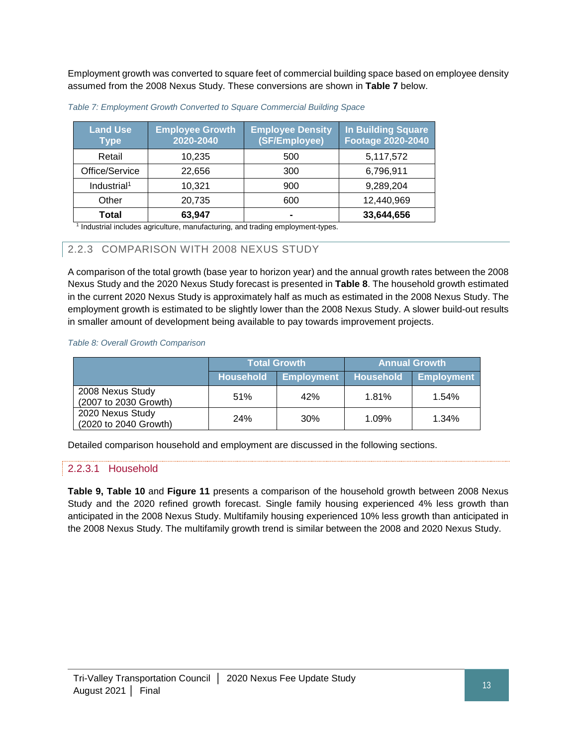Employment growth was converted to square feet of commercial building space based on employee density assumed from the 2008 Nexus Study. These conversions are shown in **Table 7** below.

*Table 7: Employment Growth Converted to Square Commercial Building Space*

| Land Use Type | Employee Growth 2020-2040 | Employee Density (SF/Employee) | In Building Square Footage 2020-2040 |
|---|---|---|---|
| Retail | 10,235 | 500 | 5,117,572 |
| Office/Service | 22,656 | 300 | 6,796,911 |
| Industrial[1] | 10,321 | 900 | 9,289,204 |
| Other | 20,735 | 600 | 12,440,969 |
| **Total** | **63,947** | **-** | **33,644,656** |

[1] Industrial includes agriculture, manufacturing, and trading employment-types.

### 2.2.3 COMPARISON WITH 2008 NEXUS STUDY

A comparison of the total growth (base year to horizon year) and the annual growth rates between the 2008 Nexus Study and the 2020 Nexus Study forecast is presented in **Table 8**. The household growth estimated in the current 2020 Nexus Study is approximately half as much as estimated in the 2008 Nexus Study. The employment growth is estimated to be slightly lower than the 2008 Nexus Study. A slower build-out results in smaller amount of development being available to pay towards improvement projects.

*Table 8: Overall Growth Comparison*

| | Total Growth | | Annual Growth | |
|---|---|---|---|---|
| | Household | Employment | Household | Employment |
| 2008 Nexus Study (2007 to 2030 Growth) | 51% | 42% | 1.81% | 1.54% |
| 2020 Nexus Study (2020 to 2040 Growth) | 24% | 30% | 1.09% | 1.34% |

Detailed comparison household and employment are discussed in the following sections.

#### 2.2.3.1 Household

**Table 9, Table 10** and **Figure 11** presents a comparison of the household growth between 2008 Nexus Study and the 2020 refined growth forecast. Single family housing experienced 4% less growth than anticipated in the 2008 Nexus Study. Multifamily housing experienced 10% less growth than anticipated in the 2008 Nexus Study. The multifamily growth trend is similar between the 2008 and 2020 Nexus Study.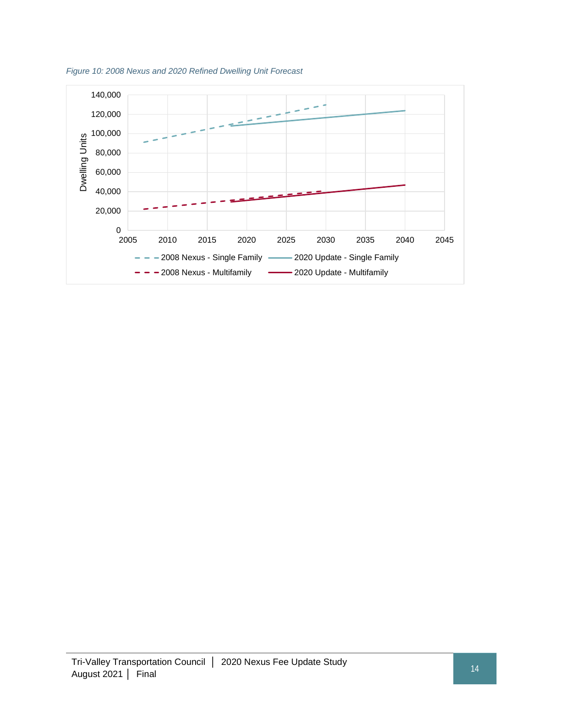*Figure 10: 2008 Nexus and 2020 Refined Dwelling Unit Forecast*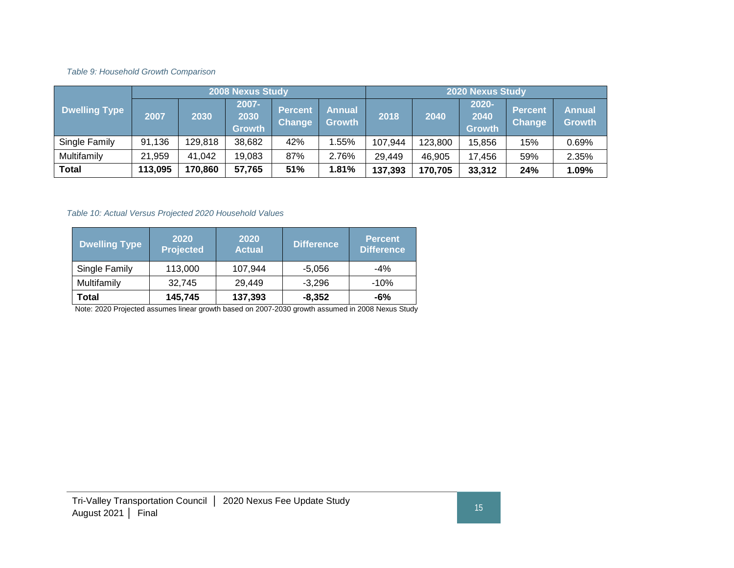*Table 9: Household Growth Comparison*

| Dwelling Type | 2008 Nexus Study | | | | | 2020 Nexus Study | | | | |
|---|---|---|---|---|---|---|---|---|---|---|
| | 2007 | 2030 | 2007-2030 Growth | Percent Change | Annual Growth | 2018 | 2040 | 2020-2040 Growth | Percent Change | Annual Growth |
| Single Family | 91,136 | 129,818 | 38,682 | 42% | 1.55% | 107,944 | 123,800 | 15,856 | 15% | 0.69% |
| Multifamily | 21,959 | 41,042 | 19,083 | 87% | 2.76% | 29,449 | 46,905 | 17,456 | 59% | 2.35% |
| **Total** | **113,095** | **170,860** | **57,765** | **51%** | **1.81%** | **137,393** | **170,705** | **33,312** | **24%** | **1.09%** |

*Table 10: Actual Versus Projected 2020 Household Values*

| Dwelling Type | 2020 Projected | 2020 Actual | Difference | Percent Difference |
|---|---|---|---|---|
| Single Family | 113,000 | 107,944 | -5,056 | -4% |
| Multifamily | 32,745 | 29,449 | -3,296 | -10% |
| **Total** | **145,745** | **137,393** | **-8,352** | **-6%** |

Note: 2020 Projected assumes linear growth based on 2007-2030 growth assumed in 2008 Nexus Study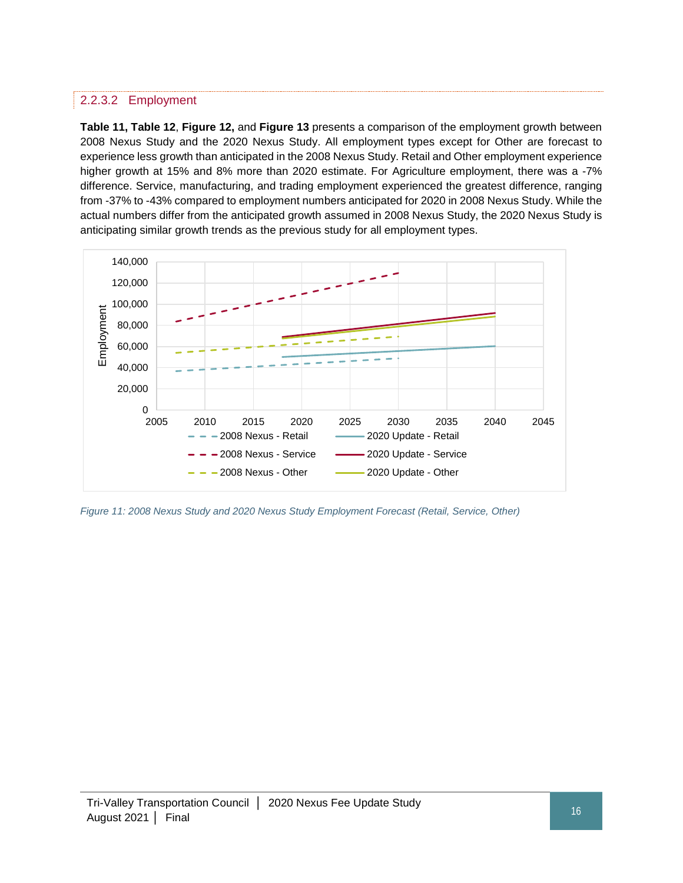### 2.2.3.2 Employment

**Table 11, Table 12**, **Figure 12,** and **Figure 13** presents a comparison of the employment growth between 2008 Nexus Study and the 2020 Nexus Study. All employment types except for Other are forecast to experience less growth than anticipated in the 2008 Nexus Study. Retail and Other employment experience higher growth at 15% and 8% more than 2020 estimate. For Agriculture employment, there was a -7% difference. Service, manufacturing, and trading employment experienced the greatest difference, ranging from -37% to -43% compared to employment numbers anticipated for 2020 in 2008 Nexus Study. While the actual numbers differ from the anticipated growth assumed in 2008 Nexus Study, the 2020 Nexus Study is anticipating similar growth trends as the previous study for all employment types.

*Figure 11: 2008 Nexus Study and 2020 Nexus Study Employment Forecast (Retail, Service, Other)*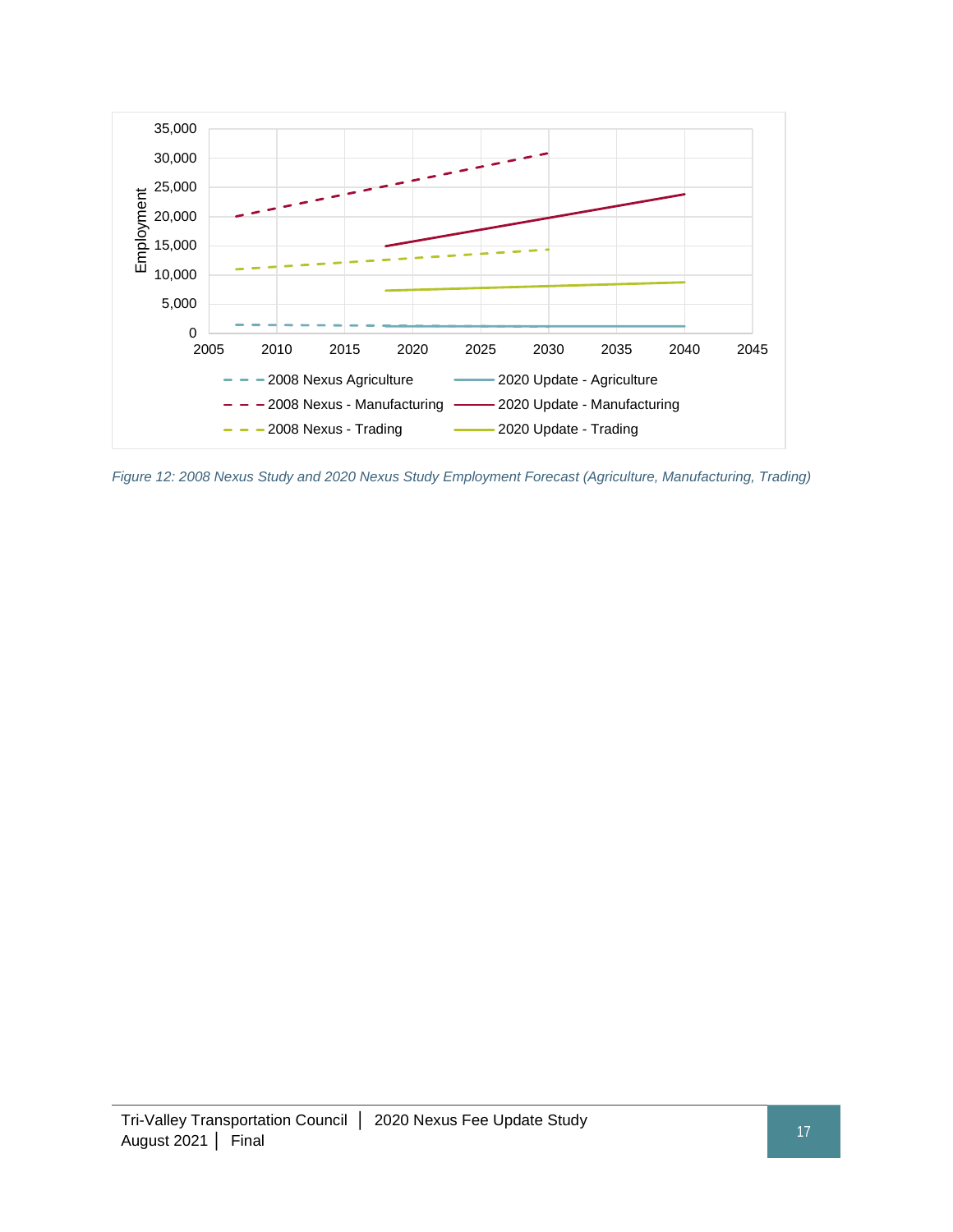Figure 12: 2008 Nexus Study and 2020 Nexus Study Employment Forecast (Agriculture, Manufacturing, Trading)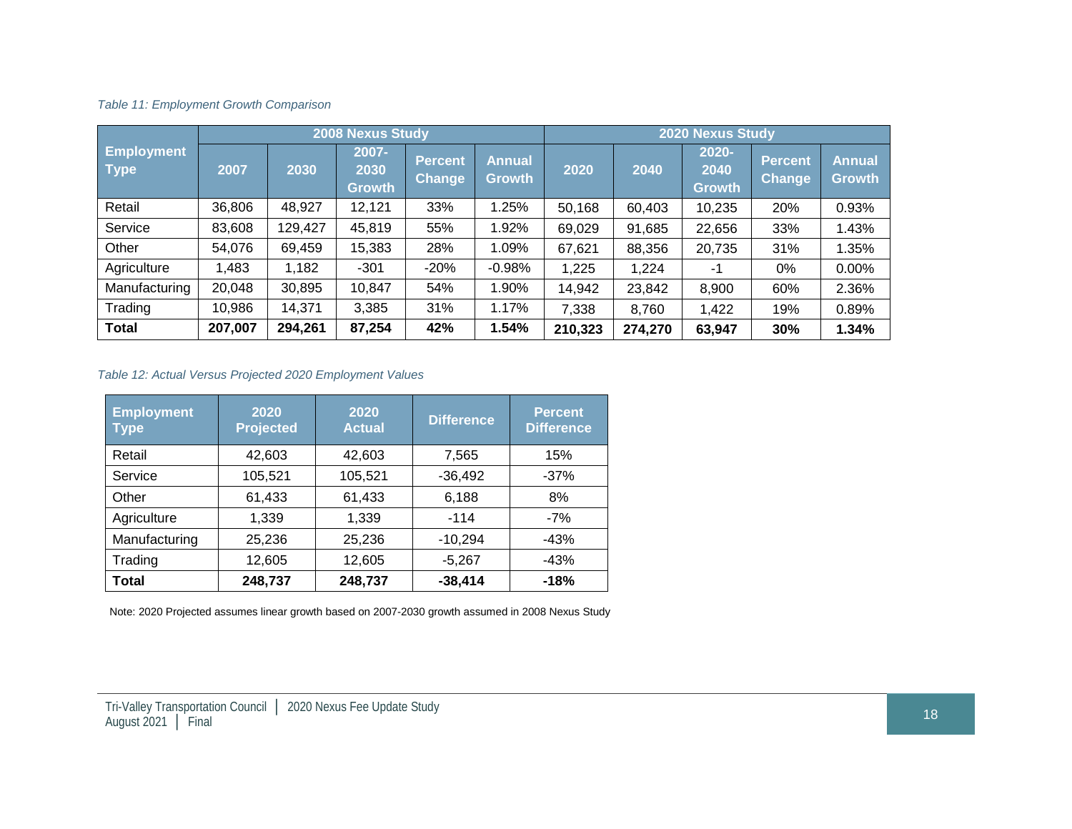*Table 11: Employment Growth Comparison*

| Employment Type | 2008 Nexus Study | | | | | 2020 Nexus Study | | | | |
|---|---|---|---|---|---|---|---|---|---|---|
| | 2007 | 2030 | 2007-2030 Growth | Percent Change | Annual Growth | 2020 | 2040 | 2020-2040 Growth | Percent Change | Annual Growth |
| Retail | 36,806 | 48,927 | 12,121 | 33% | 1.25% | 50,168 | 60,403 | 10,235 | 20% | 0.93% |
| Service | 83,608 | 129,427 | 45,819 | 55% | 1.92% | 69,029 | 91,685 | 22,656 | 33% | 1.43% |
| Other | 54,076 | 69,459 | 15,383 | 28% | 1.09% | 67,621 | 88,356 | 20,735 | 31% | 1.35% |
| Agriculture | 1,483 | 1,182 | -301 | -20% | -0.98% | 1,225 | 1,224 | -1 | 0% | 0.00% |
| Manufacturing | 20,048 | 30,895 | 10,847 | 54% | 1.90% | 14,942 | 23,842 | 8,900 | 60% | 2.36% |
| Trading | 10,986 | 14,371 | 3,385 | 31% | 1.17% | 7,338 | 8,760 | 1,422 | 19% | 0.89% |
| **Total** | **207,007** | **294,261** | **87,254** | **42%** | **1.54%** | **210,323** | **274,270** | **63,947** | **30%** | **1.34%** |

*Table 12: Actual Versus Projected 2020 Employment Values*

| Employment Type | 2020 Projected | 2020 Actual | Difference | Percent Difference |
|---|---|---|---|---|
| Retail | 42,603 | 42,603 | 7,565 | 15% |
| Service | 105,521 | 105,521 | -36,492 | -37% |
| Other | 61,433 | 61,433 | 6,188 | 8% |
| Agriculture | 1,339 | 1,339 | -114 | -7% |
| Manufacturing | 25,236 | 25,236 | -10,294 | -43% |
| Trading | 12,605 | 12,605 | -5,267 | -43% |
| **Total** | **248,737** | **248,737** | **-38,414** | **-18%** |

Note: 2020 Projected assumes linear growth based on 2007-2030 growth assumed in 2008 Nexus Study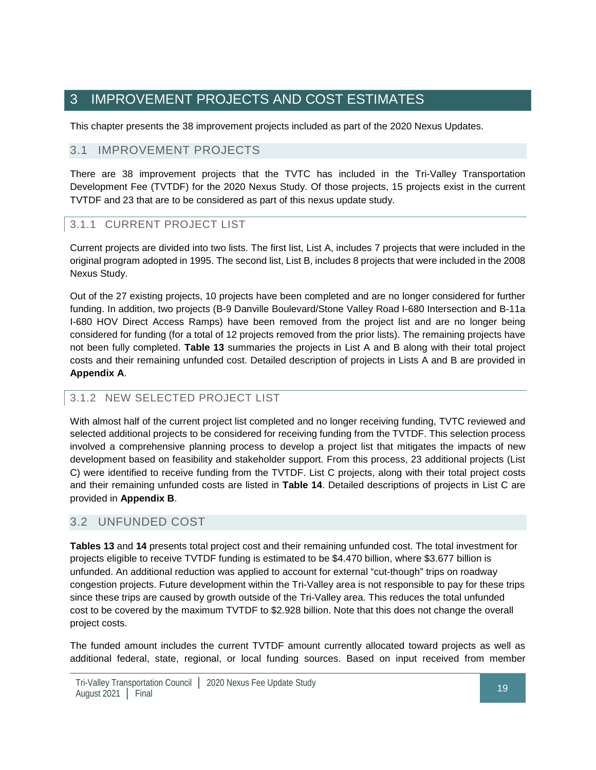# 3 IMPROVEMENT PROJECTS AND COST ESTIMATES

This chapter presents the 38 improvement projects included as part of the 2020 Nexus Updates.

## 3.1 IMPROVEMENT PROJECTS

There are 38 improvement projects that the TVTC has included in the Tri-Valley Transportation Development Fee (TVTDF) for the 2020 Nexus Study. Of those projects, 15 projects exist in the current TVTDF and 23 that are to be considered as part of this nexus update study.

### 3.1.1 CURRENT PROJECT LIST

Current projects are divided into two lists. The first list, List A, includes 7 projects that were included in the original program adopted in 1995. The second list, List B, includes 8 projects that were included in the 2008 Nexus Study.

Out of the 27 existing projects, 10 projects have been completed and are no longer considered for further funding. In addition, two projects (B-9 Danville Boulevard/Stone Valley Road I-680 Intersection and B-11a I-680 HOV Direct Access Ramps) have been removed from the project list and are no longer being considered for funding (for a total of 12 projects removed from the prior lists). The remaining projects have not been fully completed. **Table 13** summaries the projects in List A and B along with their total project costs and their remaining unfunded cost. Detailed description of projects in Lists A and B are provided in **Appendix A**.

### 3.1.2 NEW SELECTED PROJECT LIST

With almost half of the current project list completed and no longer receiving funding, TVTC reviewed and selected additional projects to be considered for receiving funding from the TVTDF. This selection process involved a comprehensive planning process to develop a project list that mitigates the impacts of new development based on feasibility and stakeholder support. From this process, 23 additional projects (List C) were identified to receive funding from the TVTDF. List C projects, along with their total project costs and their remaining unfunded costs are listed in **Table 14**. Detailed descriptions of projects in List C are provided in **Appendix B**.

## 3.2 UNFUNDED COST

**Tables 13** and **14** presents total project cost and their remaining unfunded cost. The total investment for projects eligible to receive TVTDF funding is estimated to be $4.470 billion, where $3.677 billion is unfunded. An additional reduction was applied to account for external "cut-though" trips on roadway congestion projects. Future development within the Tri-Valley area is not responsible to pay for these trips since these trips are caused by growth outside of the Tri-Valley area. This reduces the total unfunded cost to be covered by the maximum TVTDF to $2.928 billion. Note that this does not change the overall project costs.

The funded amount includes the current TVTDF amount currently allocated toward projects as well as additional federal, state, regional, or local funding sources. Based on input received from member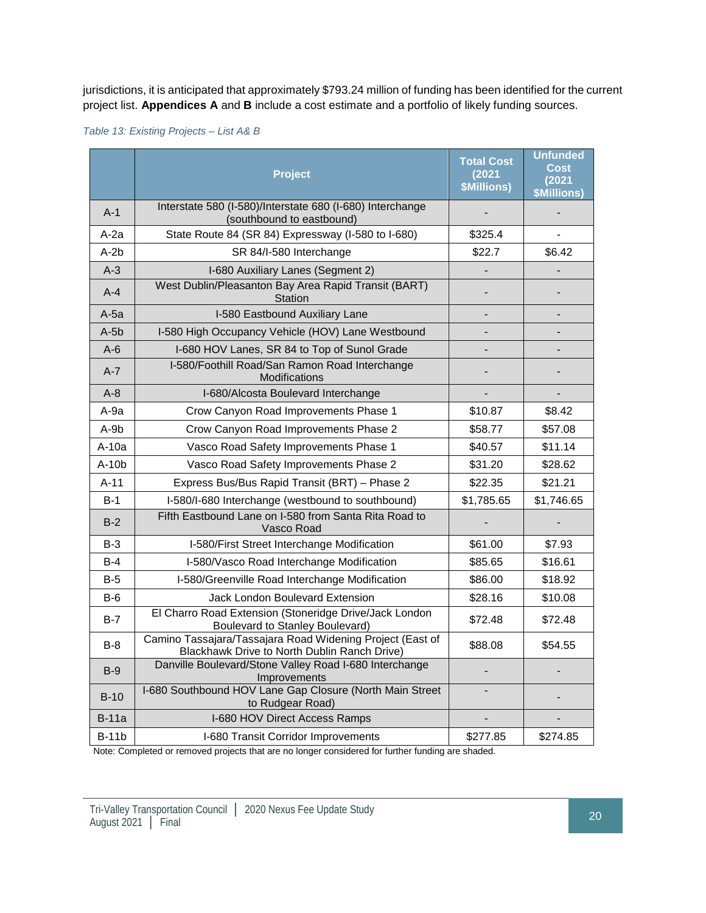jurisdictions, it is anticipated that approximately $793.24 million of funding has been identified for the current project list. **Appendices A** and **B** include a cost estimate and a portfolio of likely funding sources.

*Table 13: Existing Projects – List A& B*

| | Project | Total Cost (2021 $Millions) | Unfunded Cost (2021 $Millions) |
|---|---|---|---|
| A-1 | Interstate 580 (I-580)/Interstate 680 (I-680) Interchange (southbound to eastbound) | - | - |
| A-2a | State Route 84 (SR 84) Expressway (I-580 to I-680) | $325.4 | - |
| A-2b | SR 84/I-580 Interchange | $22.7 | $6.42 |
| A-3 | I-680 Auxiliary Lanes (Segment 2) | - | - |
| A-4 | West Dublin/Pleasanton Bay Area Rapid Transit (BART) Station | - | - |
| A-5a | I-580 Eastbound Auxiliary Lane | - | - |
| A-5b | I-580 High Occupancy Vehicle (HOV) Lane Westbound | - | - |
| A-6 | I-680 HOV Lanes, SR 84 to Top of Sunol Grade | - | - |
| A-7 | I-580/Foothill Road/San Ramon Road Interchange Modifications | - | - |
| A-8 | I-680/Alcosta Boulevard Interchange | - | - |
| A-9a | Crow Canyon Road Improvements Phase 1 | $10.87 | $8.42 |
| A-9b | Crow Canyon Road Improvements Phase 2 | $58.77 | $57.08 |
| A-10a | Vasco Road Safety Improvements Phase 1 | $40.57 | $11.14 |
| A-10b | Vasco Road Safety Improvements Phase 2 | $31.20 | $28.62 |
| A-11 | Express Bus/Bus Rapid Transit (BRT) – Phase 2 | $22.35 | $21.21 |
| B-1 | I-580/I-680 Interchange (westbound to southbound) | $1,785.65 | $1,746.65 |
| B-2 | Fifth Eastbound Lane on I-580 from Santa Rita Road to Vasco Road | - | - |
| B-3 | I-580/First Street Interchange Modification | $61.00 | $7.93 |
| B-4 | I-580/Vasco Road Interchange Modification | $85.65 | $16.61 |
| B-5 | I-580/Greenville Road Interchange Modification | $86.00 | $18.92 |
| B-6 | Jack London Boulevard Extension | $28.16 | $10.08 |
| B-7 | El Charro Road Extension (Stoneridge Drive/Jack London Boulevard to Stanley Boulevard) | $72.48 | $72.48 |
| B-8 | Camino Tassajara/Tassajara Road Widening Project (East of Blackhawk Drive to North Dublin Ranch Drive) | $88.08 | $54.55 |
| B-9 | Danville Boulevard/Stone Valley Road I-680 Interchange Improvements | - | - |
| B-10 | I-680 Southbound HOV Lane Gap Closure (North Main Street to Rudgear Road) | - | - |
| B-11a | I-680 HOV Direct Access Ramps | - | - |
| B-11b | I-680 Transit Corridor Improvements | $277.85 | $274.85 |

Note: Completed or removed projects that are no longer considered for further funding are shaded.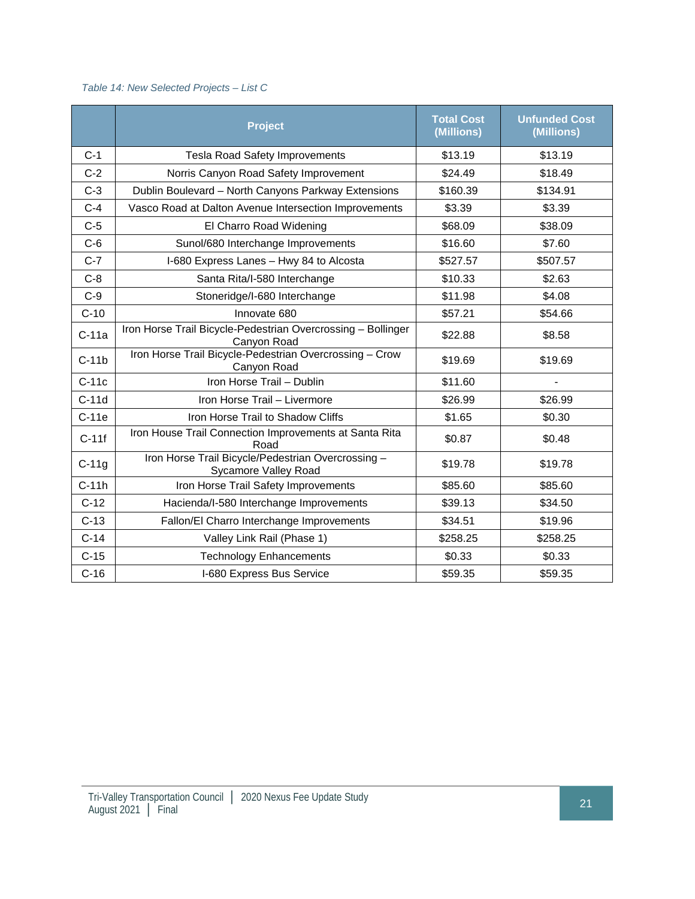*Table 14: New Selected Projects – List C*

| | Project | Total Cost (Millions) | Unfunded Cost (Millions) |
|---|---|---|---|
| C-1 | Tesla Road Safety Improvements | $13.19 | $13.19 |
| C-2 | Norris Canyon Road Safety Improvement | $24.49 | $18.49 |
| C-3 | Dublin Boulevard – North Canyons Parkway Extensions | $160.39 | $134.91 |
| C-4 | Vasco Road at Dalton Avenue Intersection Improvements | $3.39 | $3.39 |
| C-5 | El Charro Road Widening | $68.09 | $38.09 |
| C-6 | Sunol/680 Interchange Improvements | $16.60 | $7.60 |
| C-7 | I-680 Express Lanes – Hwy 84 to Alcosta | $527.57 | $507.57 |
| C-8 | Santa Rita/I-580 Interchange | $10.33 | $2.63 |
| C-9 | Stoneridge/I-680 Interchange | $11.98 | $4.08 |
| C-10 | Innovate 680 | $57.21 | $54.66 |
| C-11a | Iron Horse Trail Bicycle-Pedestrian Overcrossing – Bollinger Canyon Road | $22.88 | $8.58 |
| C-11b | Iron Horse Trail Bicycle-Pedestrian Overcrossing – Crow Canyon Road | $19.69 | $19.69 |
| C-11c | Iron Horse Trail – Dublin | $11.60 | - |
| C-11d | Iron Horse Trail – Livermore | $26.99 | $26.99 |
| C-11e | Iron Horse Trail to Shadow Cliffs | $1.65 | $0.30 |
| C-11f | Iron House Trail Connection Improvements at Santa Rita Road | $0.87 | $0.48 |
| C-11g | Iron Horse Trail Bicycle/Pedestrian Overcrossing – Sycamore Valley Road | $19.78 | $19.78 |
| C-11h | Iron Horse Trail Safety Improvements | $85.60 | $85.60 |
| C-12 | Hacienda/I-580 Interchange Improvements | $39.13 | $34.50 |
| C-13 | Fallon/El Charro Interchange Improvements | $34.51 | $19.96 |
| C-14 | Valley Link Rail (Phase 1) | $258.25 | $258.25 |
| C-15 | Technology Enhancements | $0.33 | $0.33 |
| C-16 | I-680 Express Bus Service | $59.35 | $59.35 |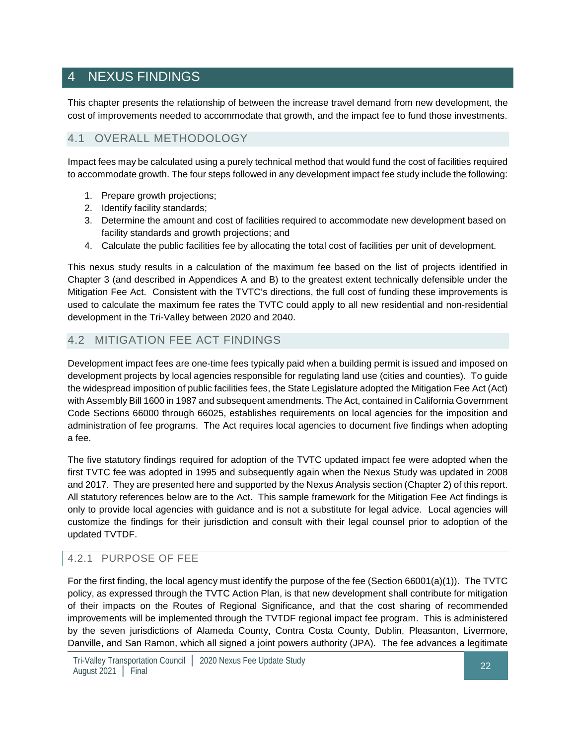# 4 NEXUS FINDINGS

This chapter presents the relationship of between the increase travel demand from new development, the cost of improvements needed to accommodate that growth, and the impact fee to fund those investments.

## 4.1 OVERALL METHODOLOGY

Impact fees may be calculated using a purely technical method that would fund the cost of facilities required to accommodate growth. The four steps followed in any development impact fee study include the following:

1. Prepare growth projections;
2. Identify facility standards;
3. Determine the amount and cost of facilities required to accommodate new development based on facility standards and growth projections; and
4. Calculate the public facilities fee by allocating the total cost of facilities per unit of development.

This nexus study results in a calculation of the maximum fee based on the list of projects identified in Chapter 3 (and described in Appendices A and B) to the greatest extent technically defensible under the Mitigation Fee Act. Consistent with the TVTC's directions, the full cost of funding these improvements is used to calculate the maximum fee rates the TVTC could apply to all new residential and non-residential development in the Tri-Valley between 2020 and 2040.

## 4.2 MITIGATION FEE ACT FINDINGS

Development impact fees are one-time fees typically paid when a building permit is issued and imposed on development projects by local agencies responsible for regulating land use (cities and counties). To guide the widespread imposition of public facilities fees, the State Legislature adopted the Mitigation Fee Act (Act) with Assembly Bill 1600 in 1987 and subsequent amendments. The Act, contained in California Government Code Sections 66000 through 66025, establishes requirements on local agencies for the imposition and administration of fee programs. The Act requires local agencies to document five findings when adopting a fee.

The five statutory findings required for adoption of the TVTC updated impact fee were adopted when the first TVTC fee was adopted in 1995 and subsequently again when the Nexus Study was updated in 2008 and 2017. They are presented here and supported by the Nexus Analysis section (Chapter 2) of this report. All statutory references below are to the Act. This sample framework for the Mitigation Fee Act findings is only to provide local agencies with guidance and is not a substitute for legal advice. Local agencies will customize the findings for their jurisdiction and consult with their legal counsel prior to adoption of the updated TVTDF.

### 4.2.1 PURPOSE OF FEE

For the first finding, the local agency must identify the purpose of the fee (Section 66001(a)(1)). The TVTC policy, as expressed through the TVTC Action Plan, is that new development shall contribute for mitigation of their impacts on the Routes of Regional Significance, and that the cost sharing of recommended improvements will be implemented through the TVTDF regional impact fee program. This is administered by the seven jurisdictions of Alameda County, Contra Costa County, Dublin, Pleasanton, Livermore, Danville, and San Ramon, which all signed a joint powers authority (JPA). The fee advances a legitimate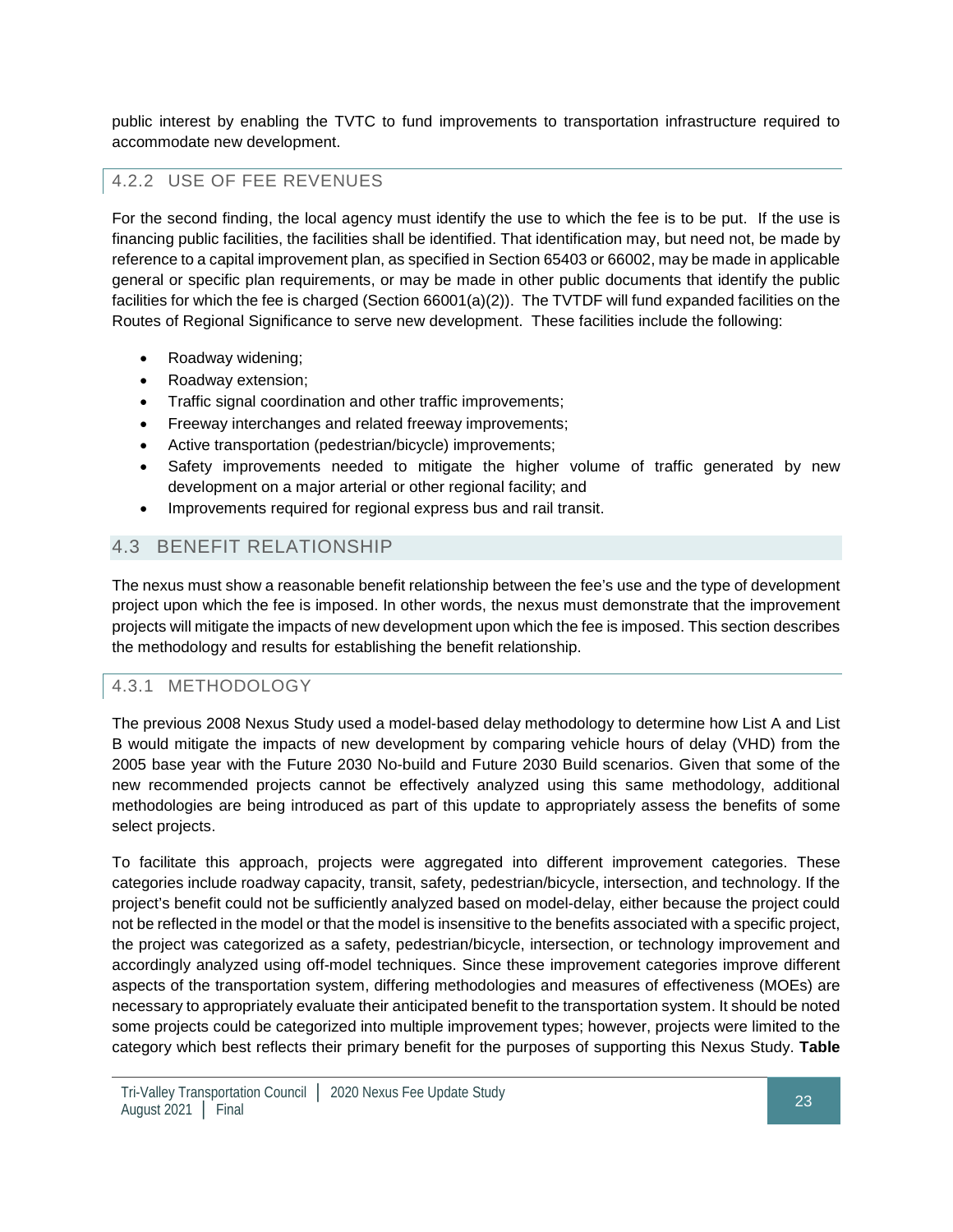public interest by enabling the TVTC to fund improvements to transportation infrastructure required to accommodate new development.

### 4.2.2 USE OF FEE REVENUES

For the second finding, the local agency must identify the use to which the fee is to be put. If the use is financing public facilities, the facilities shall be identified. That identification may, but need not, be made by reference to a capital improvement plan, as specified in Section 65403 or 66002, may be made in applicable general or specific plan requirements, or may be made in other public documents that identify the public facilities for which the fee is charged (Section 66001(a)(2)). The TVTDF will fund expanded facilities on the Routes of Regional Significance to serve new development. These facilities include the following:

- Roadway widening;
- Roadway extension;
- Traffic signal coordination and other traffic improvements;
- Freeway interchanges and related freeway improvements;
- Active transportation (pedestrian/bicycle) improvements;
- Safety improvements needed to mitigate the higher volume of traffic generated by new development on a major arterial or other regional facility; and
- Improvements required for regional express bus and rail transit.

## 4.3 BENEFIT RELATIONSHIP

The nexus must show a reasonable benefit relationship between the fee's use and the type of development project upon which the fee is imposed. In other words, the nexus must demonstrate that the improvement projects will mitigate the impacts of new development upon which the fee is imposed. This section describes the methodology and results for establishing the benefit relationship.

### 4.3.1 METHODOLOGY

The previous 2008 Nexus Study used a model-based delay methodology to determine how List A and List B would mitigate the impacts of new development by comparing vehicle hours of delay (VHD) from the 2005 base year with the Future 2030 No-build and Future 2030 Build scenarios. Given that some of the new recommended projects cannot be effectively analyzed using this same methodology, additional methodologies are being introduced as part of this update to appropriately assess the benefits of some select projects.

To facilitate this approach, projects were aggregated into different improvement categories. These categories include roadway capacity, transit, safety, pedestrian/bicycle, intersection, and technology. If the project's benefit could not be sufficiently analyzed based on model-delay, either because the project could not be reflected in the model or that the model is insensitive to the benefits associated with a specific project, the project was categorized as a safety, pedestrian/bicycle, intersection, or technology improvement and accordingly analyzed using off-model techniques. Since these improvement categories improve different aspects of the transportation system, differing methodologies and measures of effectiveness (MOEs) are necessary to appropriately evaluate their anticipated benefit to the transportation system. It should be noted some projects could be categorized into multiple improvement types; however, projects were limited to the category which best reflects their primary benefit for the purposes of supporting this Nexus Study. **Table**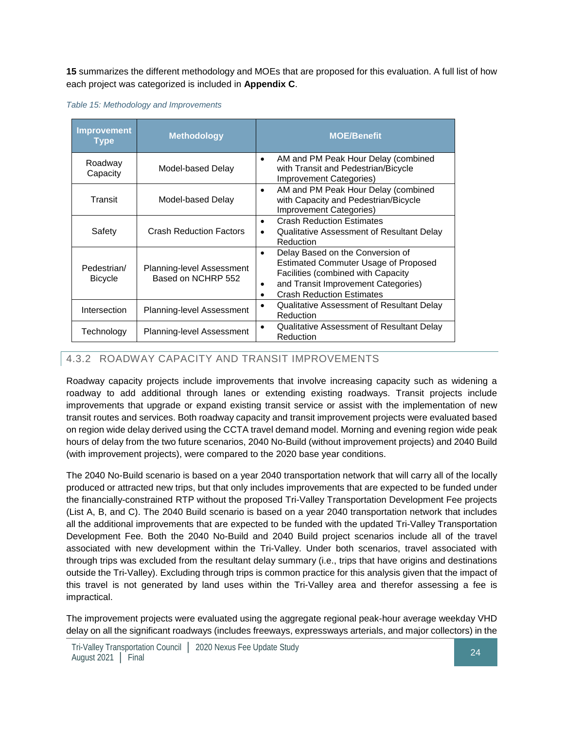**15** summarizes the different methodology and MOEs that are proposed for this evaluation. A full list of how each project was categorized is included in **Appendix C**.

*Table 15: Methodology and Improvements*

| Improvement Type | Methodology | MOE/Benefit |
|---|---|---|
| Roadway Capacity | Model-based Delay | • AM and PM Peak Hour Delay (combined with Transit and Pedestrian/Bicycle Improvement Categories) |
| Transit | Model-based Delay | • AM and PM Peak Hour Delay (combined with Capacity and Pedestrian/Bicycle Improvement Categories) |
| Safety | Crash Reduction Factors | • Crash Reduction Estimates<br>• Qualitative Assessment of Resultant Delay Reduction |
| Pedestrian/ Bicycle | Planning-level Assessment Based on NCHRP 552 | • Delay Based on the Conversion of Estimated Commuter Usage of Proposed Facilities (combined with Capacity<br>• and Transit Improvement Categories)<br>• Crash Reduction Estimates |
| Intersection | Planning-level Assessment | • Qualitative Assessment of Resultant Delay Reduction |
| Technology | Planning-level Assessment | • Qualitative Assessment of Resultant Delay Reduction |

### 4.3.2 ROADWAY CAPACITY AND TRANSIT IMPROVEMENTS

Roadway capacity projects include improvements that involve increasing capacity such as widening a roadway to add additional through lanes or extending existing roadways. Transit projects include improvements that upgrade or expand existing transit service or assist with the implementation of new transit routes and services. Both roadway capacity and transit improvement projects were evaluated based on region wide delay derived using the CCTA travel demand model. Morning and evening region wide peak hours of delay from the two future scenarios, 2040 No-Build (without improvement projects) and 2040 Build (with improvement projects), were compared to the 2020 base year conditions.

The 2040 No-Build scenario is based on a year 2040 transportation network that will carry all of the locally produced or attracted new trips, but that only includes improvements that are expected to be funded under the financially-constrained RTP without the proposed Tri-Valley Transportation Development Fee projects (List A, B, and C). The 2040 Build scenario is based on a year 2040 transportation network that includes all the additional improvements that are expected to be funded with the updated Tri-Valley Transportation Development Fee. Both the 2040 No-Build and 2040 Build project scenarios include all of the travel associated with new development within the Tri-Valley. Under both scenarios, travel associated with through trips was excluded from the resultant delay summary (i.e., trips that have origins and destinations outside the Tri-Valley). Excluding through trips is common practice for this analysis given that the impact of this travel is not generated by land uses within the Tri-Valley area and therefor assessing a fee is impractical.

The improvement projects were evaluated using the aggregate regional peak-hour average weekday VHD delay on all the significant roadways (includes freeways, expressways arterials, and major collectors) in the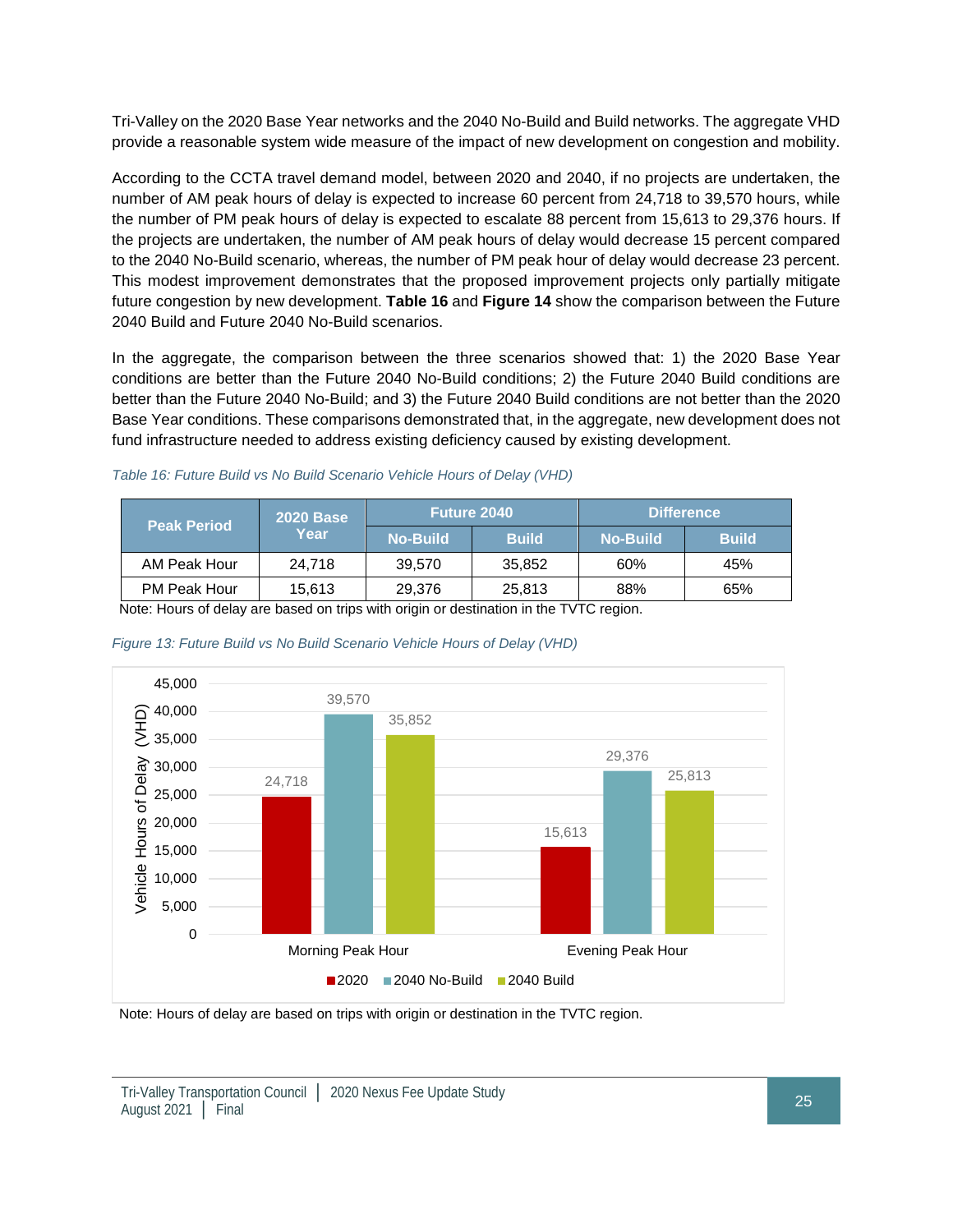Tri-Valley on the 2020 Base Year networks and the 2040 No-Build and Build networks. The aggregate VHD provide a reasonable system wide measure of the impact of new development on congestion and mobility.

According to the CCTA travel demand model, between 2020 and 2040, if no projects are undertaken, the number of AM peak hours of delay is expected to increase 60 percent from 24,718 to 39,570 hours, while the number of PM peak hours of delay is expected to escalate 88 percent from 15,613 to 29,376 hours. If the projects are undertaken, the number of AM peak hours of delay would decrease 15 percent compared to the 2040 No-Build scenario, whereas, the number of PM peak hour of delay would decrease 23 percent. This modest improvement demonstrates that the proposed improvement projects only partially mitigate future congestion by new development. **Table 16** and **Figure 14** show the comparison between the Future 2040 Build and Future 2040 No-Build scenarios.

In the aggregate, the comparison between the three scenarios showed that: 1) the 2020 Base Year conditions are better than the Future 2040 No-Build conditions; 2) the Future 2040 Build conditions are better than the Future 2040 No-Build; and 3) the Future 2040 Build conditions are not better than the 2020 Base Year conditions. These comparisons demonstrated that, in the aggregate, new development does not fund infrastructure needed to address existing deficiency caused by existing development.

*Table 16: Future Build vs No Build Scenario Vehicle Hours of Delay (VHD)*

| Peak Period | 2020 Base Year | Future 2040 | | Difference | |
|---|---|---|---|---|---|
| | | No-Build | Build | No-Build | Build |
| AM Peak Hour | 24,718 | 39,570 | 35,852 | 60% | 45% |
| PM Peak Hour | 15,613 | 29,376 | 25,813 | 88% | 65% |

Note: Hours of delay are based on trips with origin or destination in the TVTC region.

*Figure 13: Future Build vs No Build Scenario Vehicle Hours of Delay (VHD)*

| | 2020 | 2040 No-Build | 2040 Build |
|---|---|---|---|
| Morning Peak Hour | 24,718 | 39,570 | 35,852 |
| Evening Peak Hour | 15,613 | 29,376 | 25,813 |

Note: Hours of delay are based on trips with origin or destination in the TVTC region.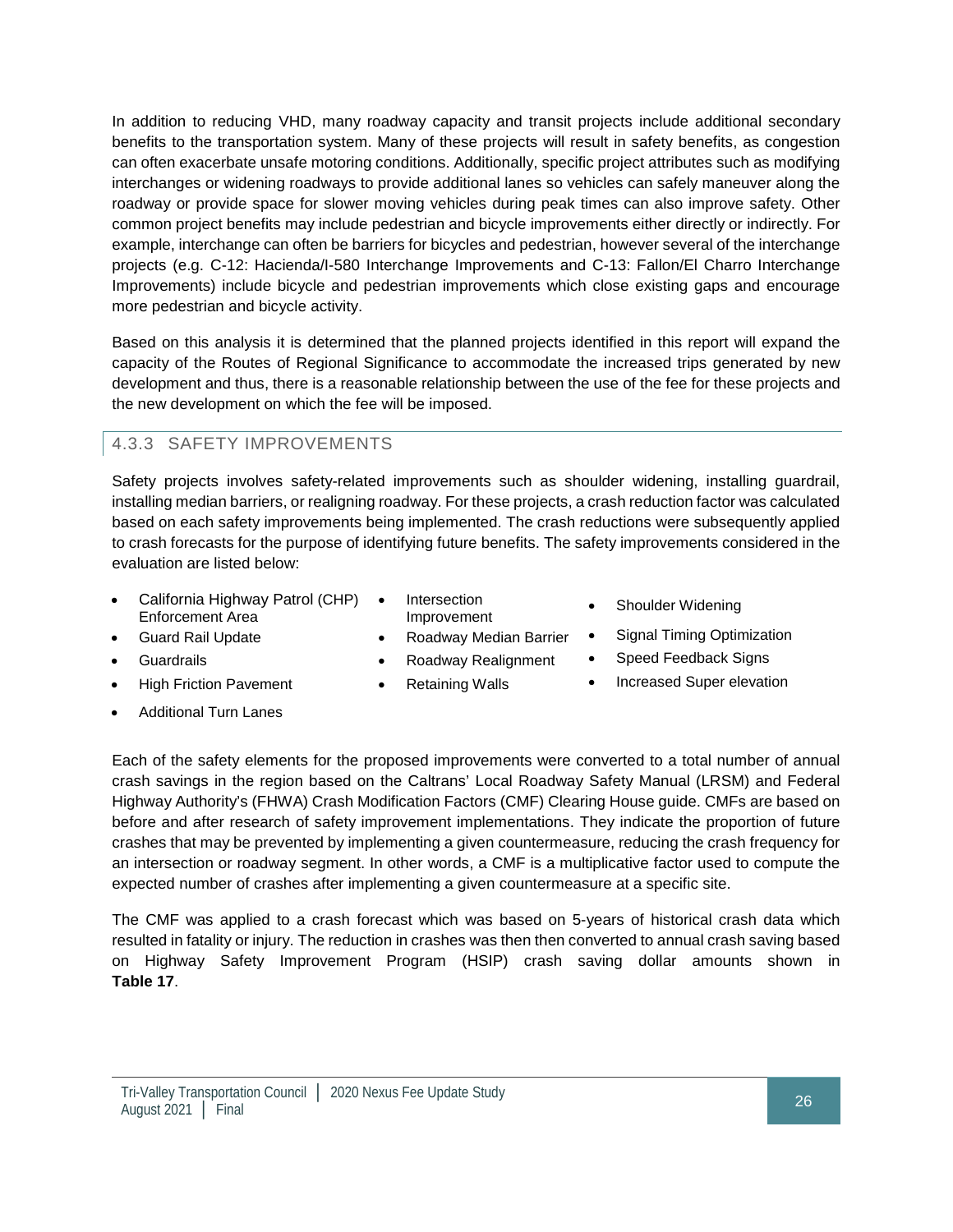In addition to reducing VHD, many roadway capacity and transit projects include additional secondary benefits to the transportation system. Many of these projects will result in safety benefits, as congestion can often exacerbate unsafe motoring conditions. Additionally, specific project attributes such as modifying interchanges or widening roadways to provide additional lanes so vehicles can safely maneuver along the roadway or provide space for slower moving vehicles during peak times can also improve safety. Other common project benefits may include pedestrian and bicycle improvements either directly or indirectly. For example, interchange can often be barriers for bicycles and pedestrian, however several of the interchange projects (e.g. C-12: Hacienda/I-580 Interchange Improvements and C-13: Fallon/El Charro Interchange Improvements) include bicycle and pedestrian improvements which close existing gaps and encourage more pedestrian and bicycle activity.

Based on this analysis it is determined that the planned projects identified in this report will expand the capacity of the Routes of Regional Significance to accommodate the increased trips generated by new development and thus, there is a reasonable relationship between the use of the fee for these projects and the new development on which the fee will be imposed.

### 4.3.3 SAFETY IMPROVEMENTS

Safety projects involves safety-related improvements such as shoulder widening, installing guardrail, installing median barriers, or realigning roadway. For these projects, a crash reduction factor was calculated based on each safety improvements being implemented. The crash reductions were subsequently applied to crash forecasts for the purpose of identifying future benefits. The safety improvements considered in the evaluation are listed below:

- California Highway Patrol (CHP) Enforcement Area
- Guard Rail Update
- Guardrails
- High Friction Pavement
- Additional Turn Lanes
- Intersection Improvement
- Roadway Median Barrier
- Roadway Realignment
- Retaining Walls
- Shoulder Widening
- Signal Timing Optimization
- Speed Feedback Signs
- Increased Super elevation

Each of the safety elements for the proposed improvements were converted to a total number of annual crash savings in the region based on the Caltrans' Local Roadway Safety Manual (LRSM) and Federal Highway Authority's (FHWA) Crash Modification Factors (CMF) Clearing House guide. CMFs are based on before and after research of safety improvement implementations. They indicate the proportion of future crashes that may be prevented by implementing a given countermeasure, reducing the crash frequency for an intersection or roadway segment. In other words, a CMF is a multiplicative factor used to compute the expected number of crashes after implementing a given countermeasure at a specific site.

The CMF was applied to a crash forecast which was based on 5-years of historical crash data which resulted in fatality or injury. The reduction in crashes was then then converted to annual crash saving based on Highway Safety Improvement Program (HSIP) crash saving dollar amounts shown in **Table 17**.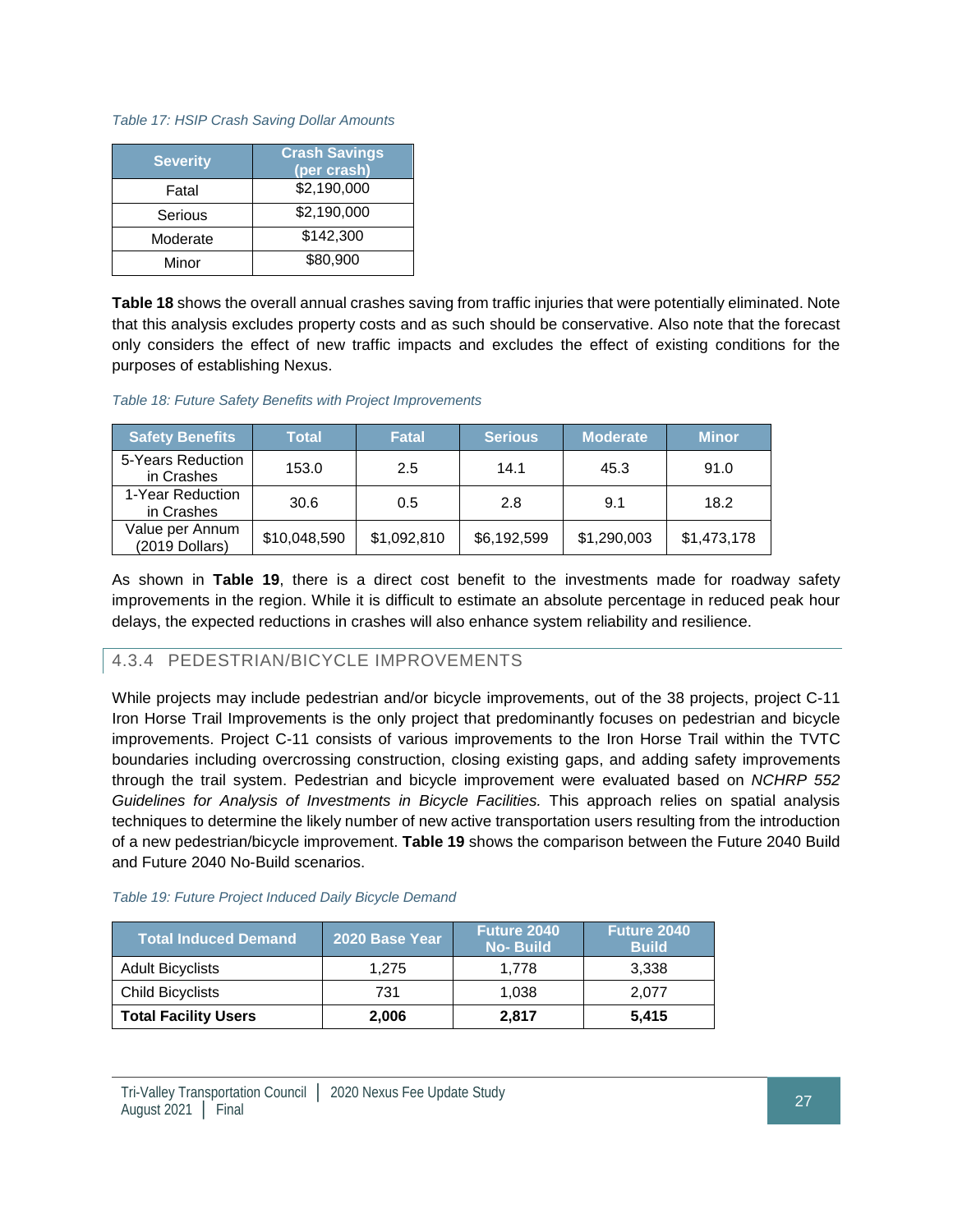*Table 17: HSIP Crash Saving Dollar Amounts*

| Severity | Crash Savings (per crash) |
|---|---|
| Fatal | $2,190,000 |
| Serious | $2,190,000 |
| Moderate | $142,300 |
| Minor | $80,900 |

**Table 18** shows the overall annual crashes saving from traffic injuries that were potentially eliminated. Note that this analysis excludes property costs and as such should be conservative. Also note that the forecast only considers the effect of new traffic impacts and excludes the effect of existing conditions for the purposes of establishing Nexus.

*Table 18: Future Safety Benefits with Project Improvements*

| Safety Benefits | Total | Fatal | Serious | Moderate | Minor |
|---|---|---|---|---|---|
| 5-Years Reduction in Crashes | 153.0 | 2.5 | 14.1 | 45.3 | 91.0 |
| 1-Year Reduction in Crashes | 30.6 | 0.5 | 2.8 | 9.1 | 18.2 |
| Value per Annum (2019 Dollars) | $10,048,590 | $1,092,810 | $6,192,599 | $1,290,003 | $1,473,178 |

As shown in **Table 19**, there is a direct cost benefit to the investments made for roadway safety improvements in the region. While it is difficult to estimate an absolute percentage in reduced peak hour delays, the expected reductions in crashes will also enhance system reliability and resilience.

### 4.3.4 PEDESTRIAN/BICYCLE IMPROVEMENTS

While projects may include pedestrian and/or bicycle improvements, out of the 38 projects, project C-11 Iron Horse Trail Improvements is the only project that predominantly focuses on pedestrian and bicycle improvements. Project C-11 consists of various improvements to the Iron Horse Trail within the TVTC boundaries including overcrossing construction, closing existing gaps, and adding safety improvements through the trail system. Pedestrian and bicycle improvement were evaluated based on *NCHRP 552 Guidelines for Analysis of Investments in Bicycle Facilities.* This approach relies on spatial analysis techniques to determine the likely number of new active transportation users resulting from the introduction of a new pedestrian/bicycle improvement. **Table 19** shows the comparison between the Future 2040 Build and Future 2040 No-Build scenarios.

*Table 19: Future Project Induced Daily Bicycle Demand*

| Total Induced Demand | 2020 Base Year | Future 2040 No- Build | Future 2040 Build |
|---|---|---|---|
| Adult Bicyclists | 1,275 | 1,778 | 3,338 |
| Child Bicyclists | 731 | 1,038 | 2,077 |
| **Total Facility Users** | **2,006** | **2,817** | **5,415** |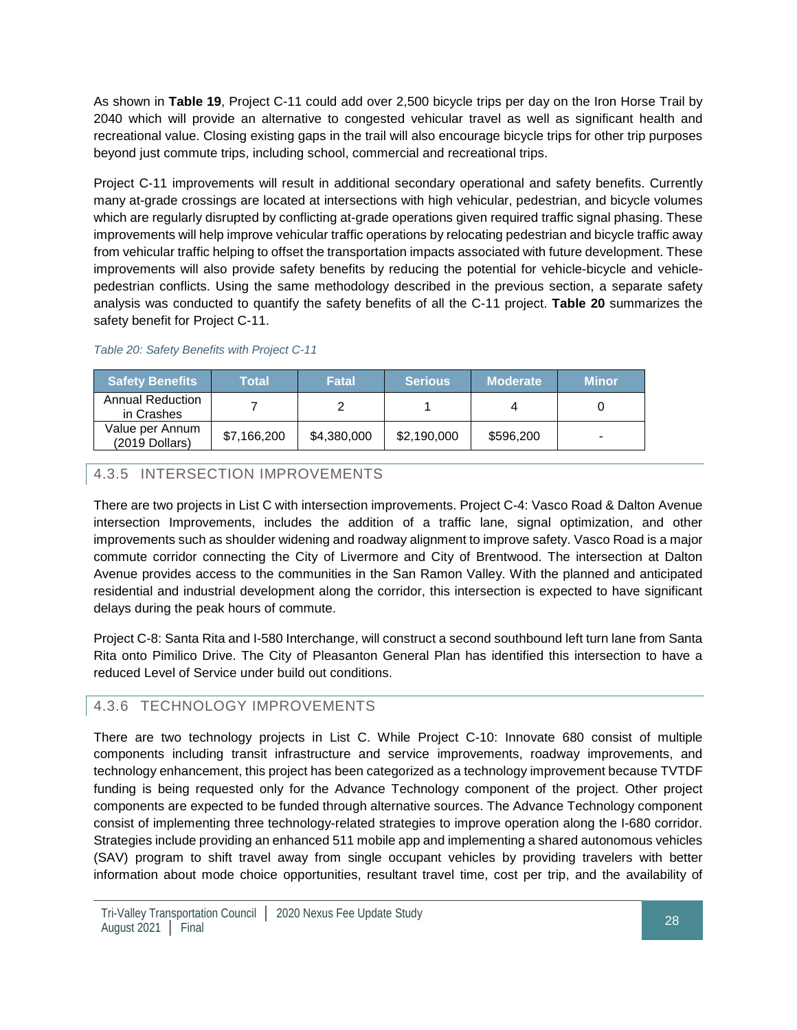As shown in **Table 19**, Project C-11 could add over 2,500 bicycle trips per day on the Iron Horse Trail by 2040 which will provide an alternative to congested vehicular travel as well as significant health and recreational value. Closing existing gaps in the trail will also encourage bicycle trips for other trip purposes beyond just commute trips, including school, commercial and recreational trips.

Project C-11 improvements will result in additional secondary operational and safety benefits. Currently many at-grade crossings are located at intersections with high vehicular, pedestrian, and bicycle volumes which are regularly disrupted by conflicting at-grade operations given required traffic signal phasing. These improvements will help improve vehicular traffic operations by relocating pedestrian and bicycle traffic away from vehicular traffic helping to offset the transportation impacts associated with future development. These improvements will also provide safety benefits by reducing the potential for vehicle-bicycle and vehicle-pedestrian conflicts. Using the same methodology described in the previous section, a separate safety analysis was conducted to quantify the safety benefits of all the C-11 project. **Table 20** summarizes the safety benefit for Project C-11.

*Table 20: Safety Benefits with Project C-11*

| Safety Benefits | Total | Fatal | Serious | Moderate | Minor |
|---|---|---|---|---|---|
| Annual Reduction in Crashes | 7 | 2 | 1 | 4 | 0 |
| Value per Annum (2019 Dollars) | $7,166,200 | $4,380,000 | $2,190,000 | $596,200 | - |

### 4.3.5 INTERSECTION IMPROVEMENTS

There are two projects in List C with intersection improvements. Project C-4: Vasco Road & Dalton Avenue intersection Improvements, includes the addition of a traffic lane, signal optimization, and other improvements such as shoulder widening and roadway alignment to improve safety. Vasco Road is a major commute corridor connecting the City of Livermore and City of Brentwood. The intersection at Dalton Avenue provides access to the communities in the San Ramon Valley. With the planned and anticipated residential and industrial development along the corridor, this intersection is expected to have significant delays during the peak hours of commute.

Project C-8: Santa Rita and I-580 Interchange, will construct a second southbound left turn lane from Santa Rita onto Pimilico Drive. The City of Pleasanton General Plan has identified this intersection to have a reduced Level of Service under build out conditions.

### 4.3.6 TECHNOLOGY IMPROVEMENTS

There are two technology projects in List C. While Project C-10: Innovate 680 consist of multiple components including transit infrastructure and service improvements, roadway improvements, and technology enhancement, this project has been categorized as a technology improvement because TVTDF funding is being requested only for the Advance Technology component of the project. Other project components are expected to be funded through alternative sources. The Advance Technology component consist of implementing three technology-related strategies to improve operation along the I-680 corridor. Strategies include providing an enhanced 511 mobile app and implementing a shared autonomous vehicles (SAV) program to shift travel away from single occupant vehicles by providing travelers with better information about mode choice opportunities, resultant travel time, cost per trip, and the availability of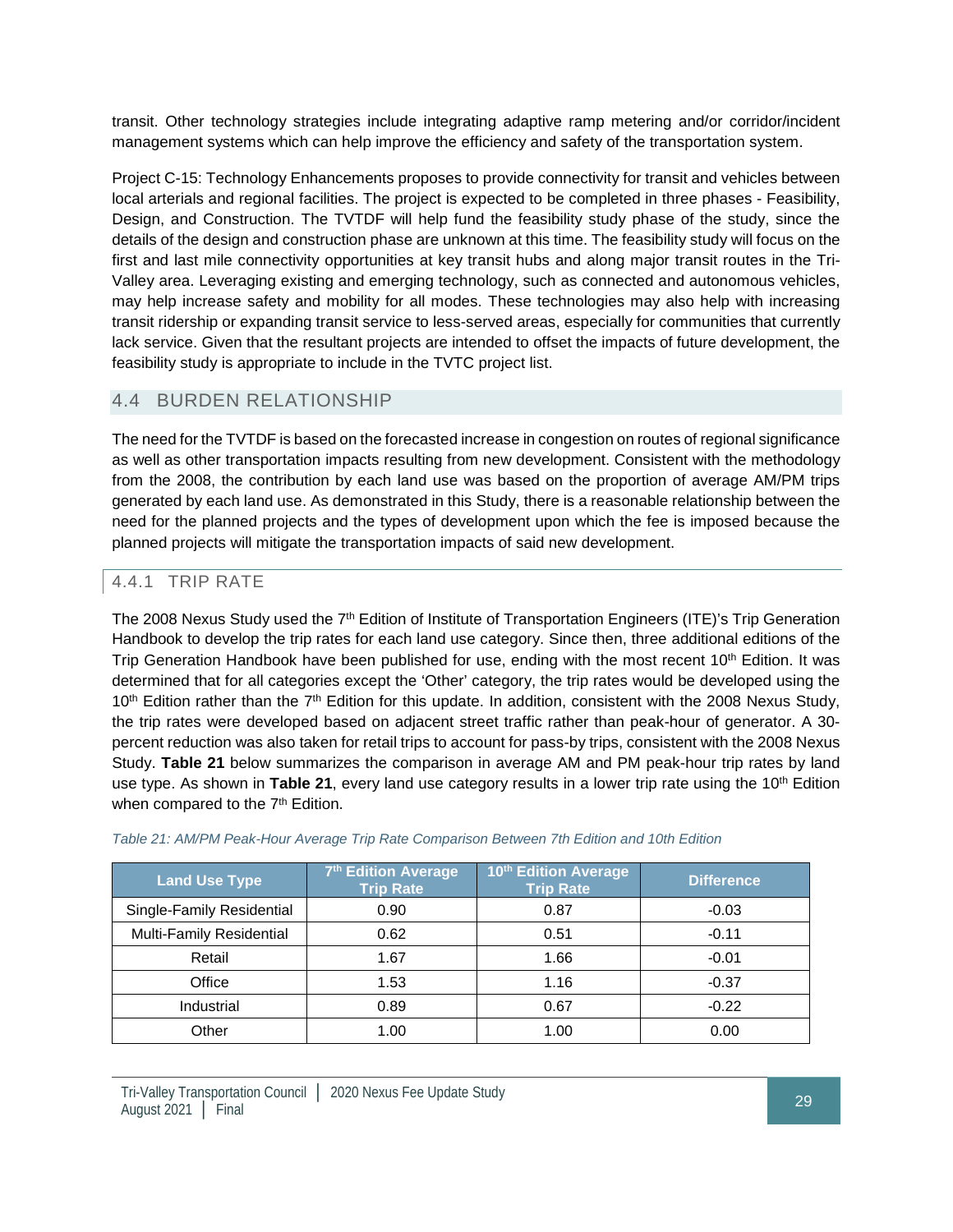transit. Other technology strategies include integrating adaptive ramp metering and/or corridor/incident management systems which can help improve the efficiency and safety of the transportation system.

Project C-15: Technology Enhancements proposes to provide connectivity for transit and vehicles between local arterials and regional facilities. The project is expected to be completed in three phases - Feasibility, Design, and Construction. The TVTDF will help fund the feasibility study phase of the study, since the details of the design and construction phase are unknown at this time. The feasibility study will focus on the first and last mile connectivity opportunities at key transit hubs and along major transit routes in the Tri-Valley area. Leveraging existing and emerging technology, such as connected and autonomous vehicles, may help increase safety and mobility for all modes. These technologies may also help with increasing transit ridership or expanding transit service to less-served areas, especially for communities that currently lack service. Given that the resultant projects are intended to offset the impacts of future development, the feasibility study is appropriate to include in the TVTC project list.

## 4.4 BURDEN RELATIONSHIP

The need for the TVTDF is based on the forecasted increase in congestion on routes of regional significance as well as other transportation impacts resulting from new development. Consistent with the methodology from the 2008, the contribution by each land use was based on the proportion of average AM/PM trips generated by each land use. As demonstrated in this Study, there is a reasonable relationship between the need for the planned projects and the types of development upon which the fee is imposed because the planned projects will mitigate the transportation impacts of said new development.

### 4.4.1 TRIP RATE

The 2008 Nexus Study used the 7th Edition of Institute of Transportation Engineers (ITE)'s Trip Generation Handbook to develop the trip rates for each land use category. Since then, three additional editions of the Trip Generation Handbook have been published for use, ending with the most recent 10th Edition. It was determined that for all categories except the 'Other' category, the trip rates would be developed using the 10th Edition rather than the 7th Edition for this update. In addition, consistent with the 2008 Nexus Study, the trip rates were developed based on adjacent street traffic rather than peak-hour of generator. A 30-percent reduction was also taken for retail trips to account for pass-by trips, consistent with the 2008 Nexus Study. **Table 21** below summarizes the comparison in average AM and PM peak-hour trip rates by land use type. As shown in **Table 21**, every land use category results in a lower trip rate using the 10th Edition when compared to the 7th Edition.

*Table 21: AM/PM Peak-Hour Average Trip Rate Comparison Between 7th Edition and 10th Edition*

| Land Use Type | 7th Edition Average Trip Rate | 10th Edition Average Trip Rate | Difference |
|---|---|---|---|
| Single-Family Residential | 0.90 | 0.87 | -0.03 |
| Multi-Family Residential | 0.62 | 0.51 | -0.11 |
| Retail | 1.67 | 1.66 | -0.01 |
| Office | 1.53 | 1.16 | -0.37 |
| Industrial | 0.89 | 0.67 | -0.22 |
| Other | 1.00 | 1.00 | 0.00 |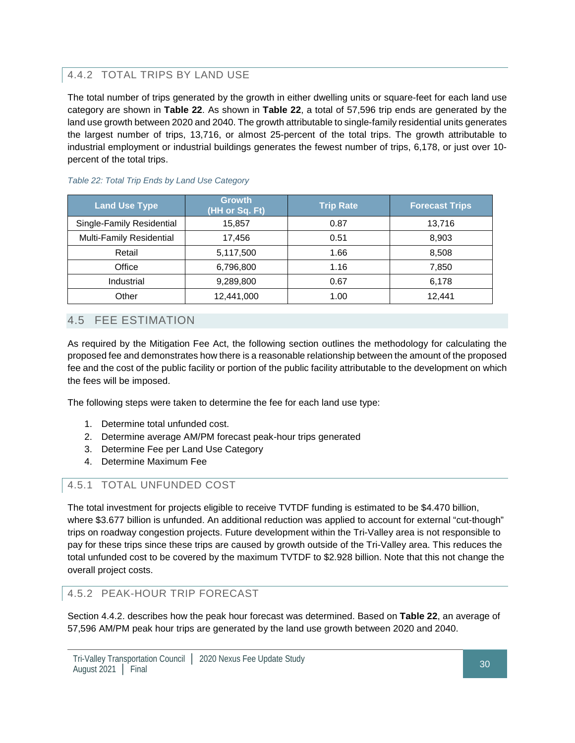### 4.4.2 TOTAL TRIPS BY LAND USE

The total number of trips generated by the growth in either dwelling units or square-feet for each land use category are shown in **Table 22**. As shown in **Table 22**, a total of 57,596 trip ends are generated by the land use growth between 2020 and 2040. The growth attributable to single-family residential units generates the largest number of trips, 13,716, or almost 25-percent of the total trips. The growth attributable to industrial employment or industrial buildings generates the fewest number of trips, 6,178, or just over 10-percent of the total trips.

*Table 22: Total Trip Ends by Land Use Category*

| Land Use Type | Growth (HH or Sq. Ft) | Trip Rate | Forecast Trips |
|---|---|---|---|
| Single-Family Residential | 15,857 | 0.87 | 13,716 |
| Multi-Family Residential | 17,456 | 0.51 | 8,903 |
| Retail | 5,117,500 | 1.66 | 8,508 |
| Office | 6,796,800 | 1.16 | 7,850 |
| Industrial | 9,289,800 | 0.67 | 6,178 |
| Other | 12,441,000 | 1.00 | 12,441 |

## 4.5 FEE ESTIMATION

As required by the Mitigation Fee Act, the following section outlines the methodology for calculating the proposed fee and demonstrates how there is a reasonable relationship between the amount of the proposed fee and the cost of the public facility or portion of the public facility attributable to the development on which the fees will be imposed.

The following steps were taken to determine the fee for each land use type:

1. Determine total unfunded cost.
2. Determine average AM/PM forecast peak-hour trips generated
3. Determine Fee per Land Use Category
4. Determine Maximum Fee

### 4.5.1 TOTAL UNFUNDED COST

The total investment for projects eligible to receive TVTDF funding is estimated to be $4.470 billion, where $3.677 billion is unfunded. An additional reduction was applied to account for external "cut-though" trips on roadway congestion projects. Future development within the Tri-Valley area is not responsible to pay for these trips since these trips are caused by growth outside of the Tri-Valley area. This reduces the total unfunded cost to be covered by the maximum TVTDF to $2.928 billion. Note that this not change the overall project costs.

### 4.5.2 PEAK-HOUR TRIP FORECAST

Section 4.4.2. describes how the peak hour forecast was determined. Based on **Table 22**, an average of 57,596 AM/PM peak hour trips are generated by the land use growth between 2020 and 2040.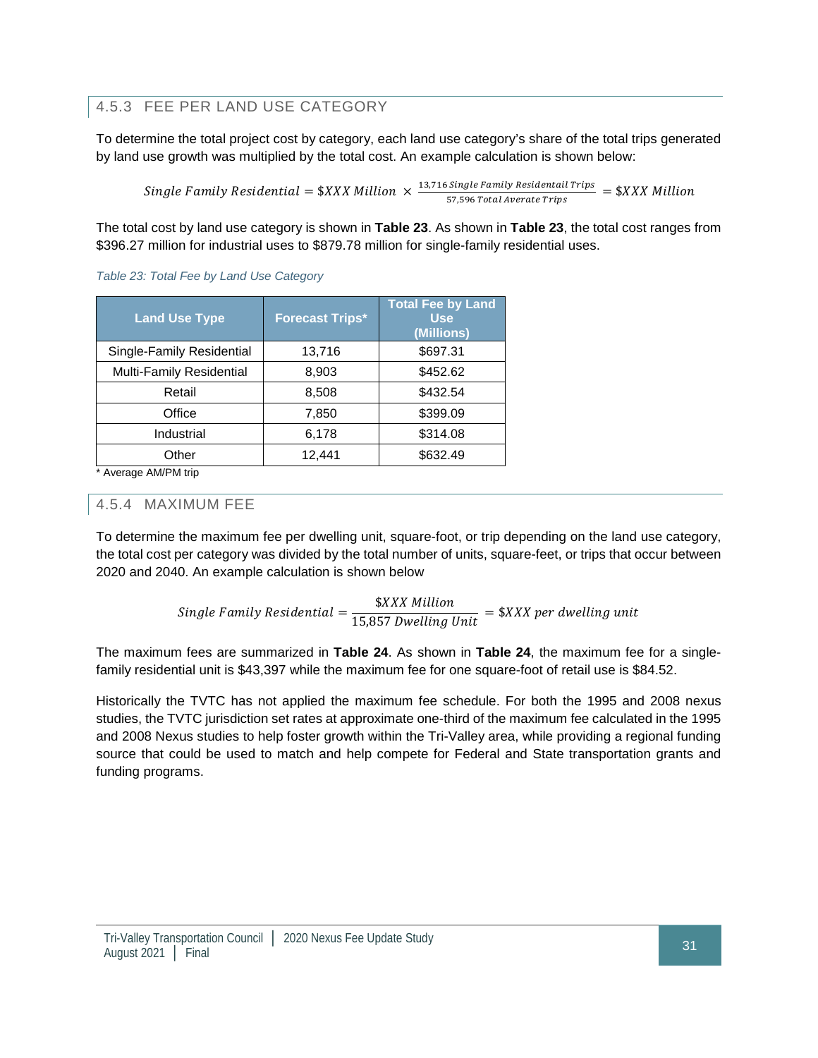### 4.5.3 FEE PER LAND USE CATEGORY

To determine the total project cost by category, each land use category's share of the total trips generated by land use growth was multiplied by the total cost. An example calculation is shown below:

$$Single\ Family\ Residential = \$XXX\ Million \times \frac{13{,}716\ Single\ Family\ Residentail\ Trips}{57{,}596\ Total\ Averate\ Trips} = \$XXX\ Million$$

The total cost by land use category is shown in **Table 23**. As shown in **Table 23**, the total cost ranges from $396.27 million for industrial uses to $879.78 million for single-family residential uses.

*Table 23: Total Fee by Land Use Category*

| Land Use Type | Forecast Trips* | Total Fee by Land Use (Millions) |
|---|---|---|
| Single-Family Residential | 13,716 | $697.31 |
| Multi-Family Residential | 8,903 | $452.62 |
| Retail | 8,508 | $432.54 |
| Office | 7,850 | $399.09 |
| Industrial | 6,178 | $314.08 |
| Other | 12,441 | $632.49 |

* Average AM/PM trip

### 4.5.4 MAXIMUM FEE

To determine the maximum fee per dwelling unit, square-foot, or trip depending on the land use category, the total cost per category was divided by the total number of units, square-feet, or trips that occur between 2020 and 2040. An example calculation is shown below

$$Single\ Family\ Residential = \frac{\$XXX\ Million}{15{,}857\ Dwelling\ Unit} = \$XXX\ per\ dwelling\ unit$$

The maximum fees are summarized in **Table 24**. As shown in **Table 24**, the maximum fee for a single-family residential unit is $43,397 while the maximum fee for one square-foot of retail use is $84.52.

Historically the TVTC has not applied the maximum fee schedule. For both the 1995 and 2008 nexus studies, the TVTC jurisdiction set rates at approximate one-third of the maximum fee calculated in the 1995 and 2008 Nexus studies to help foster growth within the Tri-Valley area, while providing a regional funding source that could be used to match and help compete for Federal and State transportation grants and funding programs.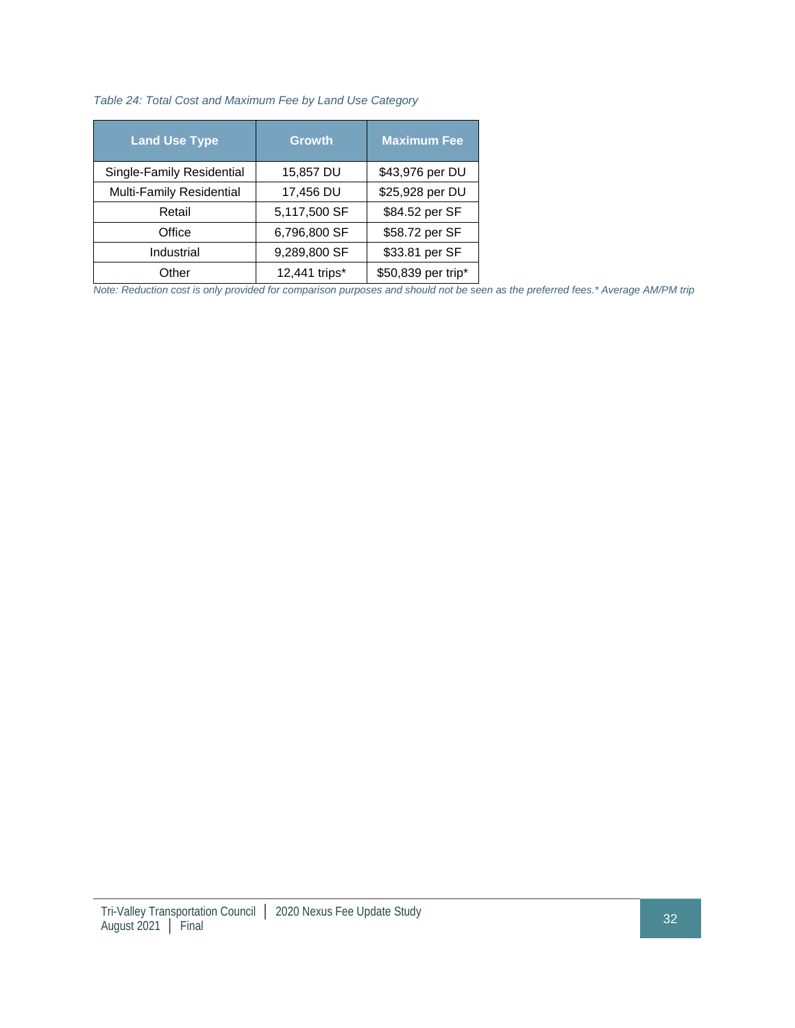*Table 24: Total Cost and Maximum Fee by Land Use Category*

| Land Use Type | Growth | Maximum Fee |
|---|---|---|
| Single-Family Residential | 15,857 DU | $43,976 per DU |
| Multi-Family Residential | 17,456 DU | $25,928 per DU |
| Retail | 5,117,500 SF | $84.52 per SF |
| Office | 6,796,800 SF | $58.72 per SF |
| Industrial | 9,289,800 SF | $33.81 per SF |
| Other | 12,441 trips* | $50,839 per trip* |

*Note: Reduction cost is only provided for comparison purposes and should not be seen as the preferred fees.* Average AM/PM trip*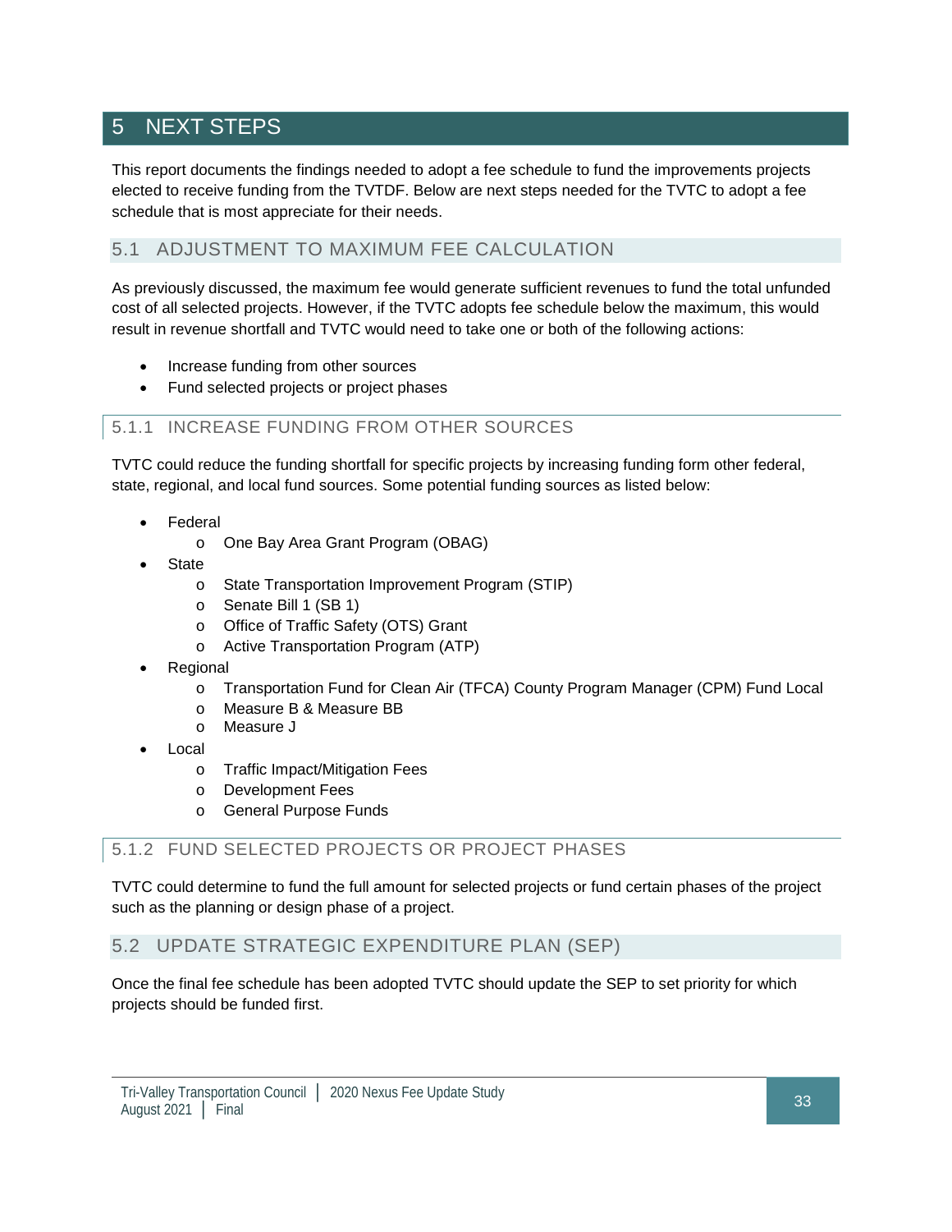# 5 NEXT STEPS

This report documents the findings needed to adopt a fee schedule to fund the improvements projects elected to receive funding from the TVTDF. Below are next steps needed for the TVTC to adopt a fee schedule that is most appreciate for their needs.

## 5.1 ADJUSTMENT TO MAXIMUM FEE CALCULATION

As previously discussed, the maximum fee would generate sufficient revenues to fund the total unfunded cost of all selected projects. However, if the TVTC adopts fee schedule below the maximum, this would result in revenue shortfall and TVTC would need to take one or both of the following actions:

- Increase funding from other sources
- Fund selected projects or project phases

### 5.1.1 INCREASE FUNDING FROM OTHER SOURCES

TVTC could reduce the funding shortfall for specific projects by increasing funding form other federal, state, regional, and local fund sources. Some potential funding sources as listed below:

- Federal
  - One Bay Area Grant Program (OBAG)
- State
  - State Transportation Improvement Program (STIP)
  - Senate Bill 1 (SB 1)
  - Office of Traffic Safety (OTS) Grant
  - Active Transportation Program (ATP)
- Regional
  - Transportation Fund for Clean Air (TFCA) County Program Manager (CPM) Fund Local
  - Measure B & Measure BB
  - Measure J
- Local
  - Traffic Impact/Mitigation Fees
  - Development Fees
  - General Purpose Funds

### 5.1.2 FUND SELECTED PROJECTS OR PROJECT PHASES

TVTC could determine to fund the full amount for selected projects or fund certain phases of the project such as the planning or design phase of a project.

## 5.2 UPDATE STRATEGIC EXPENDITURE PLAN (SEP)

Once the final fee schedule has been adopted TVTC should update the SEP to set priority for which projects should be funded first.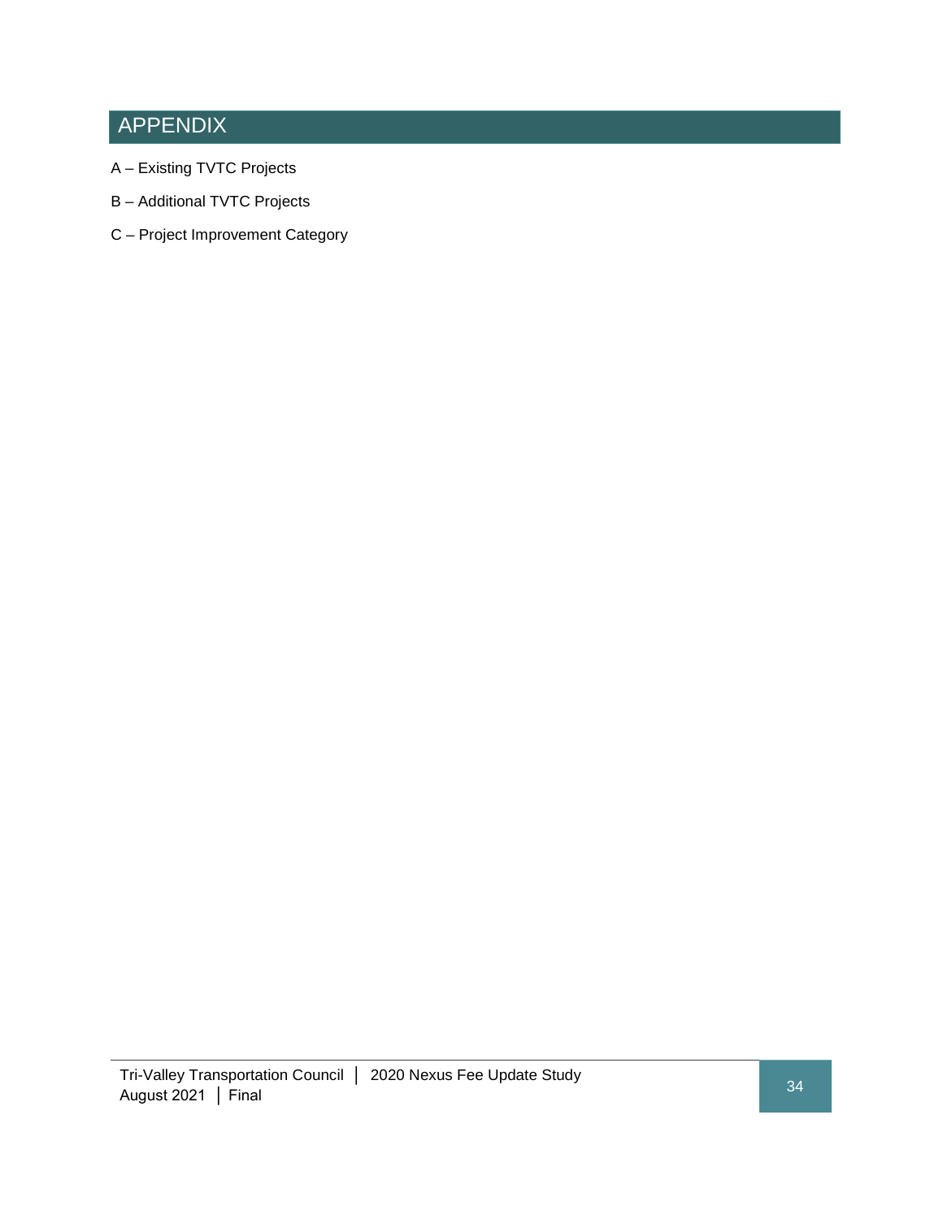# APPENDIX

A – Existing TVTC Projects

B – Additional TVTC Projects

C – Project Improvement Category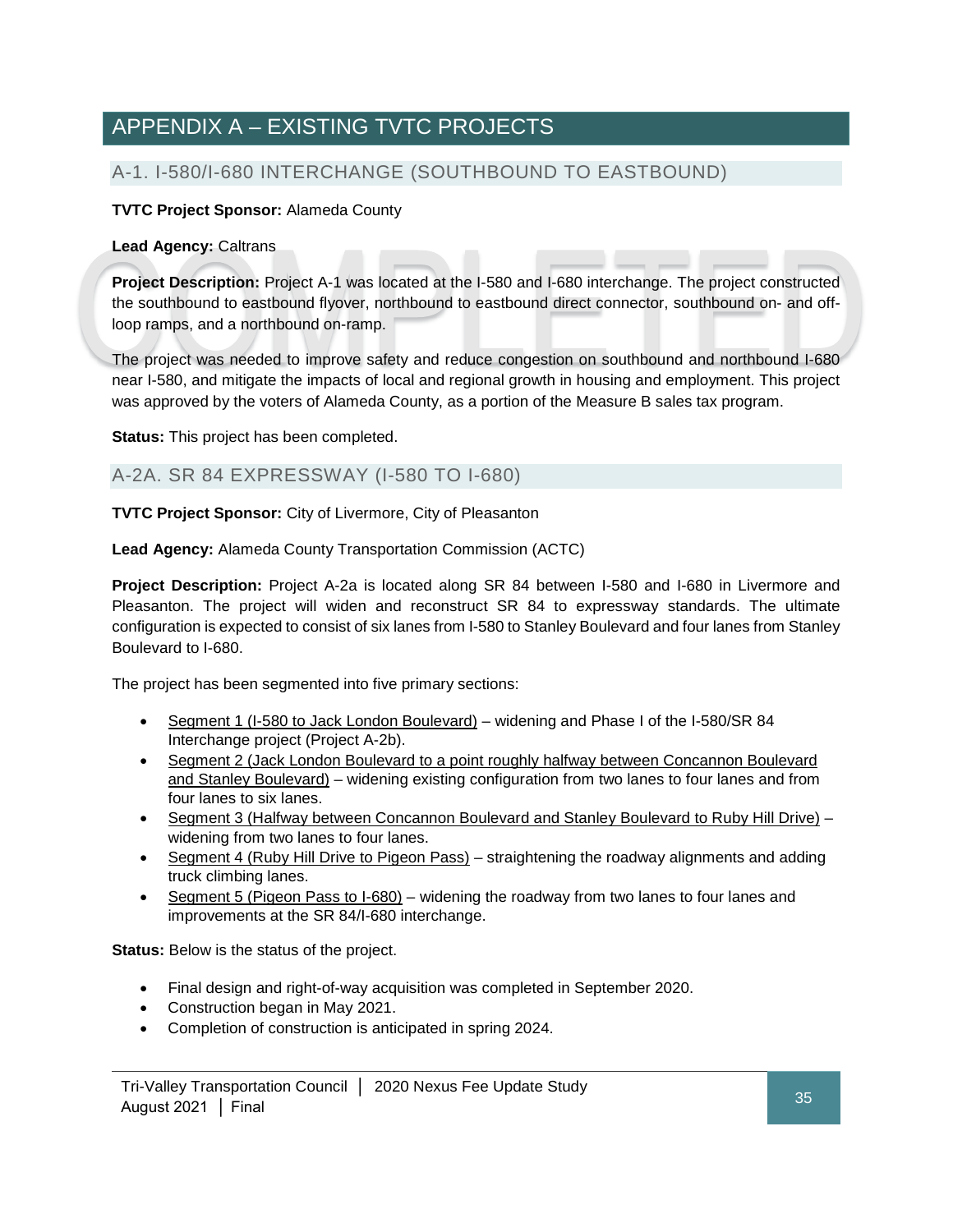# APPENDIX A – EXISTING TVTC PROJECTS

## A-1. I-580/I-680 INTERCHANGE (SOUTHBOUND TO EASTBOUND)

**TVTC Project Sponsor:** Alameda County

**Lead Agency:** Caltrans

**Project Description:** Project A-1 was located at the I-580 and I-680 interchange. The project constructed the southbound to eastbound flyover, northbound to eastbound direct connector, southbound on- and off-loop ramps, and a northbound on-ramp.

The project was needed to improve safety and reduce congestion on southbound and northbound I-680 near I-580, and mitigate the impacts of local and regional growth in housing and employment. This project was approved by the voters of Alameda County, as a portion of the Measure B sales tax program.

**Status:** This project has been completed.

## A-2A. SR 84 EXPRESSWAY (I-580 TO I-680)

**TVTC Project Sponsor:** City of Livermore, City of Pleasanton

**Lead Agency:** Alameda County Transportation Commission (ACTC)

**Project Description:** Project A-2a is located along SR 84 between I-580 and I-680 in Livermore and Pleasanton. The project will widen and reconstruct SR 84 to expressway standards. The ultimate configuration is expected to consist of six lanes from I-580 to Stanley Boulevard and four lanes from Stanley Boulevard to I-680.

The project has been segmented into five primary sections:

- Segment 1 (I-580 to Jack London Boulevard) – widening and Phase I of the I-580/SR 84 Interchange project (Project A-2b).
- Segment 2 (Jack London Boulevard to a point roughly halfway between Concannon Boulevard and Stanley Boulevard) – widening existing configuration from two lanes to four lanes and from four lanes to six lanes.
- Segment 3 (Halfway between Concannon Boulevard and Stanley Boulevard to Ruby Hill Drive) – widening from two lanes to four lanes.
- Segment 4 (Ruby Hill Drive to Pigeon Pass) – straightening the roadway alignments and adding truck climbing lanes.
- Segment 5 (Pigeon Pass to I-680) – widening the roadway from two lanes to four lanes and improvements at the SR 84/I-680 interchange.

**Status:** Below is the status of the project.

- Final design and right-of-way acquisition was completed in September 2020.
- Construction began in May 2021.
- Completion of construction is anticipated in spring 2024.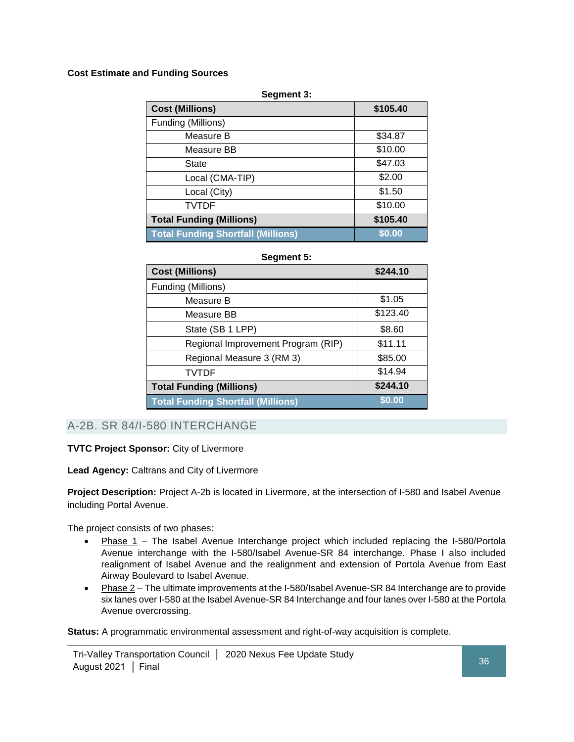**Cost Estimate and Funding Sources**

**Segment 3:**

| **Cost (Millions)** | **$105.40** |
|---|---|
| Funding (Millions) | |
| Measure B | $34.87 |
| Measure BB | $10.00 |
| State | $47.03 |
| Local (CMA-TIP) | $2.00 |
| Local (City) | $1.50 |
| TVTDF | $10.00 |
| **Total Funding (Millions)** | **$105.40** |
| **Total Funding Shortfall (Millions)** | **$0.00** |

**Segment 5:**

| **Cost (Millions)** | **$244.10** |
|---|---|
| Funding (Millions) | |
| Measure B | $1.05 |
| Measure BB | $123.40 |
| State (SB 1 LPP) | $8.60 |
| Regional Improvement Program (RIP) | $11.11 |
| Regional Measure 3 (RM 3) | $85.00 |
| TVTDF | $14.94 |
| **Total Funding (Millions)** | **$244.10** |
| **Total Funding Shortfall (Millions)** | **$0.00** |

## A-2B. SR 84/I-580 INTERCHANGE

**TVTC Project Sponsor:** City of Livermore

**Lead Agency:** Caltrans and City of Livermore

**Project Description:** Project A-2b is located in Livermore, at the intersection of I-580 and Isabel Avenue including Portal Avenue.

The project consists of two phases:

- Phase 1 – The Isabel Avenue Interchange project which included replacing the I-580/Portola Avenue interchange with the I-580/Isabel Avenue-SR 84 interchange. Phase I also included realignment of Isabel Avenue and the realignment and extension of Portola Avenue from East Airway Boulevard to Isabel Avenue.
- Phase 2 – The ultimate improvements at the I-580/Isabel Avenue-SR 84 Interchange are to provide six lanes over I-580 at the Isabel Avenue-SR 84 Interchange and four lanes over I-580 at the Portola Avenue overcrossing.

**Status:** A programmatic environmental assessment and right-of-way acquisition is complete.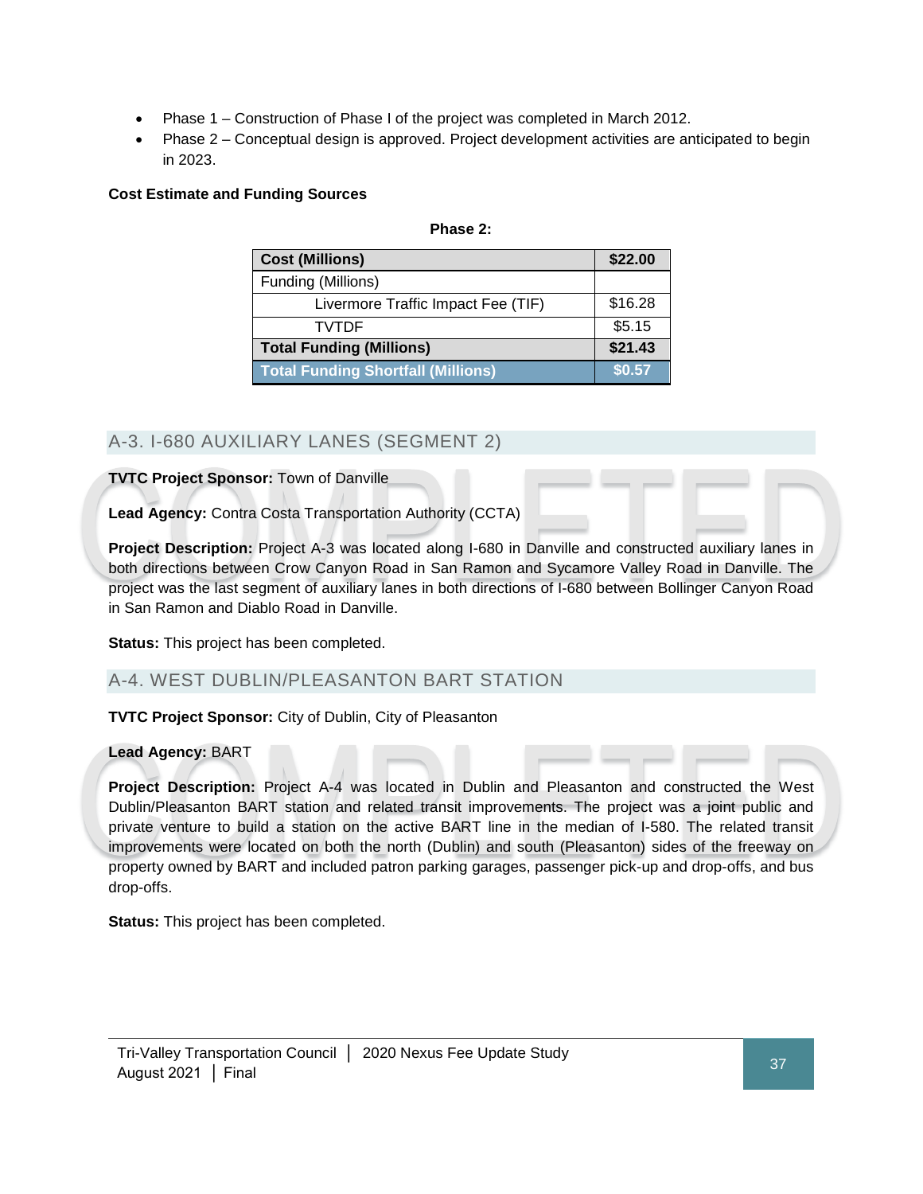- Phase 1 – Construction of Phase I of the project was completed in March 2012.
- Phase 2 – Conceptual design is approved. Project development activities are anticipated to begin in 2023.

**Cost Estimate and Funding Sources**

**Phase 2:**

| **Cost (Millions)** | **$22.00** |
|---|---|
| Funding (Millions) | |
| Livermore Traffic Impact Fee (TIF) | $16.28 |
| TVTDF | $5.15 |
| **Total Funding (Millions)** | **$21.43** |
| **Total Funding Shortfall (Millions)** | **$0.57** |

## A-3. I-680 AUXILIARY LANES (SEGMENT 2)

**TVTC Project Sponsor:** Town of Danville

**Lead Agency:** Contra Costa Transportation Authority (CCTA)

**Project Description:** Project A-3 was located along I-680 in Danville and constructed auxiliary lanes in both directions between Crow Canyon Road in San Ramon and Sycamore Valley Road in Danville. The project was the last segment of auxiliary lanes in both directions of I-680 between Bollinger Canyon Road in San Ramon and Diablo Road in Danville.

**Status:** This project has been completed.

## A-4. WEST DUBLIN/PLEASANTON BART STATION

**TVTC Project Sponsor:** City of Dublin, City of Pleasanton

**Lead Agency:** BART

**Project Description:** Project A-4 was located in Dublin and Pleasanton and constructed the West Dublin/Pleasanton BART station and related transit improvements. The project was a joint public and private venture to build a station on the active BART line in the median of I-580. The related transit improvements were located on both the north (Dublin) and south (Pleasanton) sides of the freeway on property owned by BART and included patron parking garages, passenger pick-up and drop-offs, and bus drop-offs.

**Status:** This project has been completed.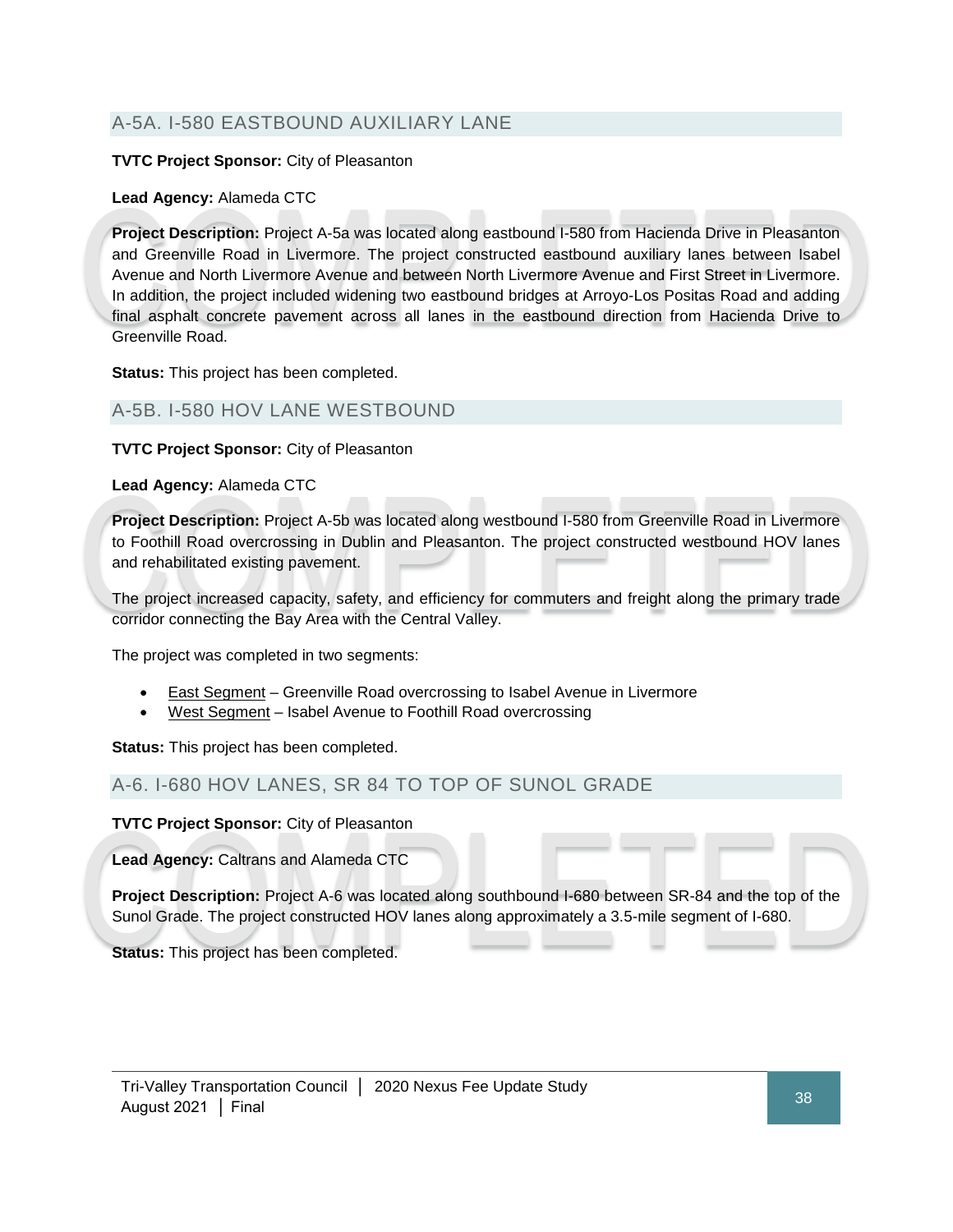## A-5A. I-580 EASTBOUND AUXILIARY LANE

**TVTC Project Sponsor:** City of Pleasanton

**Lead Agency:** Alameda CTC

**Project Description:** Project A-5a was located along eastbound I-580 from Hacienda Drive in Pleasanton and Greenville Road in Livermore. The project constructed eastbound auxiliary lanes between Isabel Avenue and North Livermore Avenue and between North Livermore Avenue and First Street in Livermore. In addition, the project included widening two eastbound bridges at Arroyo-Los Positas Road and adding final asphalt concrete pavement across all lanes in the eastbound direction from Hacienda Drive to Greenville Road.

**Status:** This project has been completed.

## A-5B. I-580 HOV LANE WESTBOUND

**TVTC Project Sponsor:** City of Pleasanton

**Lead Agency:** Alameda CTC

**Project Description:** Project A-5b was located along westbound I-580 from Greenville Road in Livermore to Foothill Road overcrossing in Dublin and Pleasanton. The project constructed westbound HOV lanes and rehabilitated existing pavement.

The project increased capacity, safety, and efficiency for commuters and freight along the primary trade corridor connecting the Bay Area with the Central Valley.

The project was completed in two segments:

- East Segment – Greenville Road overcrossing to Isabel Avenue in Livermore
- West Segment – Isabel Avenue to Foothill Road overcrossing

**Status:** This project has been completed.

## A-6. I-680 HOV LANES, SR 84 TO TOP OF SUNOL GRADE

**TVTC Project Sponsor:** City of Pleasanton

**Lead Agency:** Caltrans and Alameda CTC

**Project Description:** Project A-6 was located along southbound I-680 between SR-84 and the top of the Sunol Grade. The project constructed HOV lanes along approximately a 3.5-mile segment of I-680.

**Status:** This project has been completed.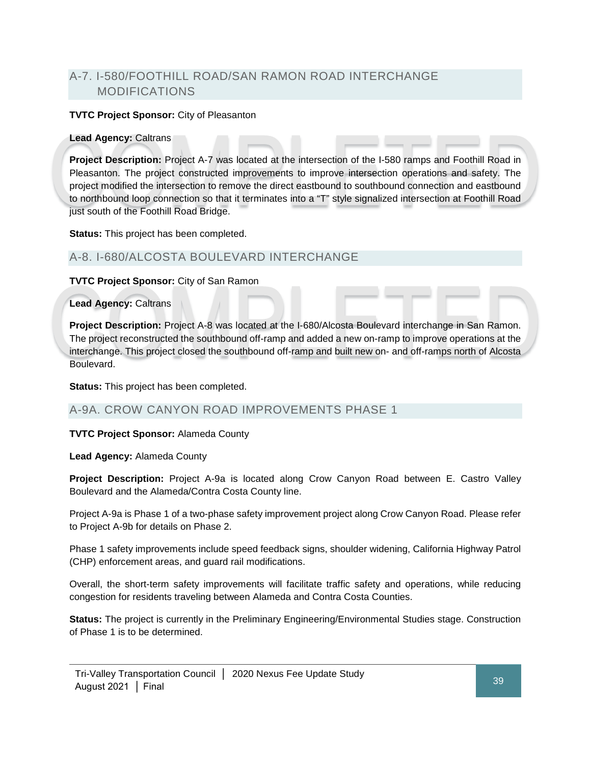## A-7. I-580/FOOTHILL ROAD/SAN RAMON ROAD INTERCHANGE MODIFICATIONS

**TVTC Project Sponsor:** City of Pleasanton

**Lead Agency:** Caltrans

**Project Description:** Project A-7 was located at the intersection of the I-580 ramps and Foothill Road in Pleasanton. The project constructed improvements to improve intersection operations and safety. The project modified the intersection to remove the direct eastbound to southbound connection and eastbound to northbound loop connection so that it terminates into a "T" style signalized intersection at Foothill Road just south of the Foothill Road Bridge.

**Status:** This project has been completed.

## A-8. I-680/ALCOSTA BOULEVARD INTERCHANGE

**TVTC Project Sponsor:** City of San Ramon

**Lead Agency:** Caltrans

**Project Description:** Project A-8 was located at the I-680/Alcosta Boulevard interchange in San Ramon. The project reconstructed the southbound off-ramp and added a new on-ramp to improve operations at the interchange. This project closed the southbound off-ramp and built new on- and off-ramps north of Alcosta Boulevard.

**Status:** This project has been completed.

## A-9A. CROW CANYON ROAD IMPROVEMENTS PHASE 1

**TVTC Project Sponsor:** Alameda County

**Lead Agency:** Alameda County

**Project Description:** Project A-9a is located along Crow Canyon Road between E. Castro Valley Boulevard and the Alameda/Contra Costa County line.

Project A-9a is Phase 1 of a two-phase safety improvement project along Crow Canyon Road. Please refer to Project A-9b for details on Phase 2.

Phase 1 safety improvements include speed feedback signs, shoulder widening, California Highway Patrol (CHP) enforcement areas, and guard rail modifications.

Overall, the short-term safety improvements will facilitate traffic safety and operations, while reducing congestion for residents traveling between Alameda and Contra Costa Counties.

**Status:** The project is currently in the Preliminary Engineering/Environmental Studies stage. Construction of Phase 1 is to be determined.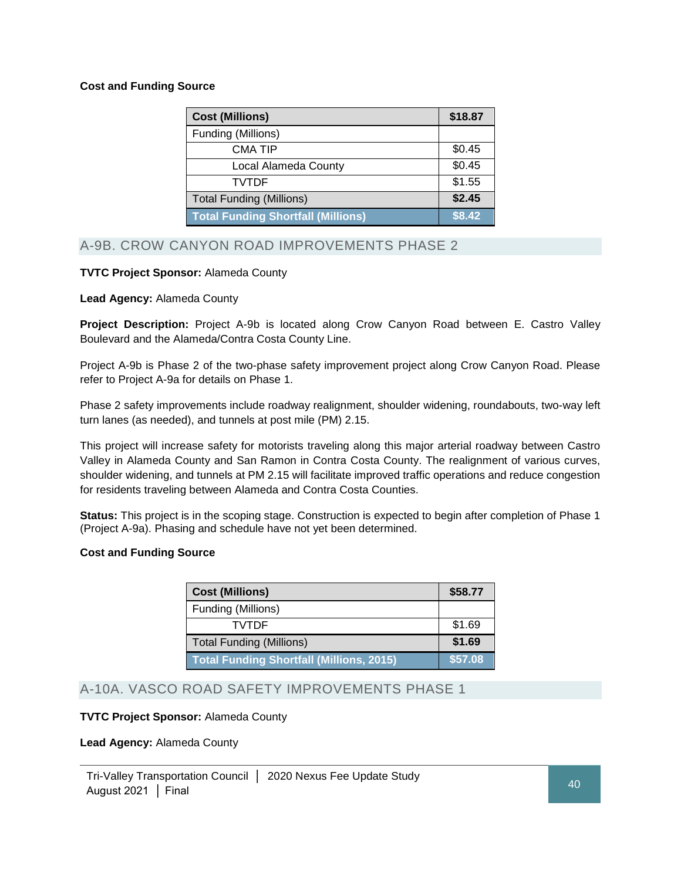**Cost and Funding Source**

| Cost (Millions) | $18.87 |
|---|---|
| Funding (Millions) | |
| CMA TIP | $0.45 |
| Local Alameda County | $0.45 |
| TVTDF | $1.55 |
| Total Funding (Millions) | **$2.45** |
| **Total Funding Shortfall (Millions)** | **$8.42** |

## A-9B. CROW CANYON ROAD IMPROVEMENTS PHASE 2

**TVTC Project Sponsor:** Alameda County

**Lead Agency:** Alameda County

**Project Description:** Project A-9b is located along Crow Canyon Road between E. Castro Valley Boulevard and the Alameda/Contra Costa County Line.

Project A-9b is Phase 2 of the two-phase safety improvement project along Crow Canyon Road. Please refer to Project A-9a for details on Phase 1.

Phase 2 safety improvements include roadway realignment, shoulder widening, roundabouts, two-way left turn lanes (as needed), and tunnels at post mile (PM) 2.15.

This project will increase safety for motorists traveling along this major arterial roadway between Castro Valley in Alameda County and San Ramon in Contra Costa County. The realignment of various curves, shoulder widening, and tunnels at PM 2.15 will facilitate improved traffic operations and reduce congestion for residents traveling between Alameda and Contra Costa Counties.

**Status:** This project is in the scoping stage. Construction is expected to begin after completion of Phase 1 (Project A-9a). Phasing and schedule have not yet been determined.

**Cost and Funding Source**

| Cost (Millions) | $58.77 |
|---|---|
| Funding (Millions) | |
| TVTDF | $1.69 |
| Total Funding (Millions) | **$1.69** |
| **Total Funding Shortfall (Millions, 2015)** | **$57.08** |

## A-10A. VASCO ROAD SAFETY IMPROVEMENTS PHASE 1

**TVTC Project Sponsor:** Alameda County

**Lead Agency:** Alameda County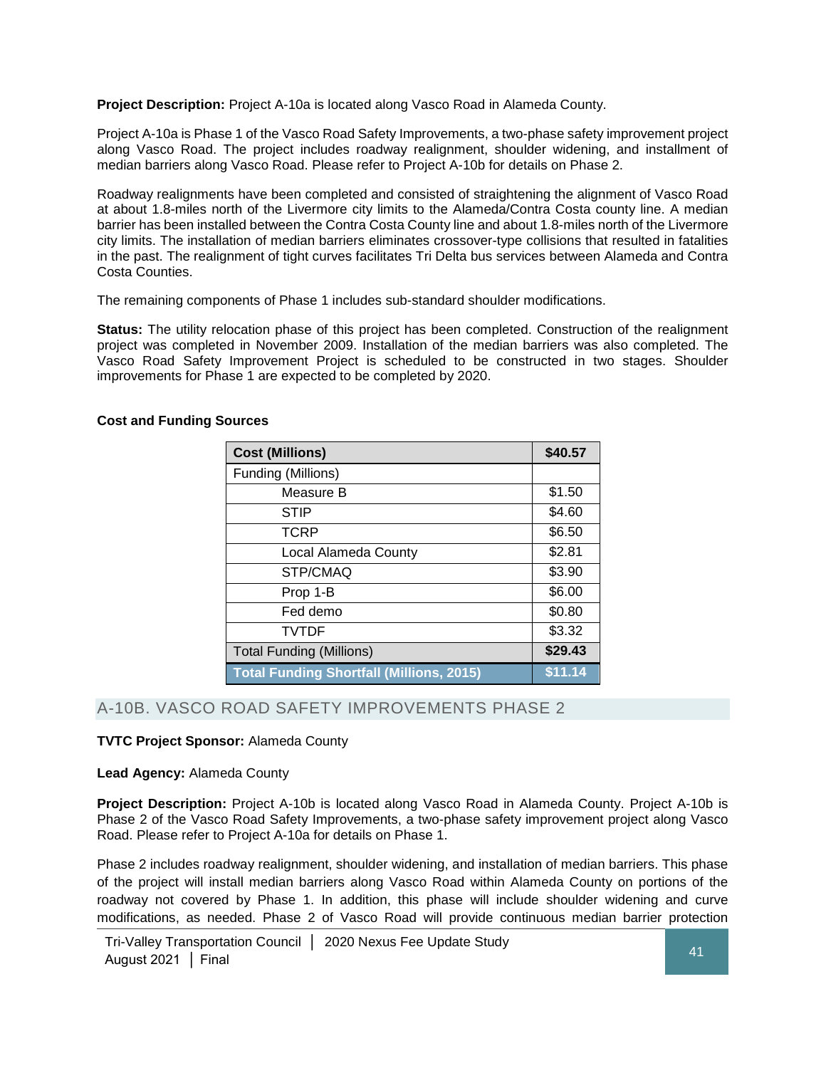**Project Description:** Project A-10a is located along Vasco Road in Alameda County.

Project A-10a is Phase 1 of the Vasco Road Safety Improvements, a two-phase safety improvement project along Vasco Road. The project includes roadway realignment, shoulder widening, and installment of median barriers along Vasco Road. Please refer to Project A-10b for details on Phase 2.

Roadway realignments have been completed and consisted of straightening the alignment of Vasco Road at about 1.8-miles north of the Livermore city limits to the Alameda/Contra Costa county line. A median barrier has been installed between the Contra Costa County line and about 1.8-miles north of the Livermore city limits. The installation of median barriers eliminates crossover-type collisions that resulted in fatalities in the past. The realignment of tight curves facilitates Tri Delta bus services between Alameda and Contra Costa Counties.

The remaining components of Phase 1 includes sub-standard shoulder modifications.

**Status:** The utility relocation phase of this project has been completed. Construction of the realignment project was completed in November 2009. Installation of the median barriers was also completed. The Vasco Road Safety Improvement Project is scheduled to be constructed in two stages. Shoulder improvements for Phase 1 are expected to be completed by 2020.

**Cost and Funding Sources**

| **Cost (Millions)** | **$40.57** |
|---|---|
| Funding (Millions) | |
| Measure B | $1.50 |
| STIP | $4.60 |
| TCRP | $6.50 |
| Local Alameda County | $2.81 |
| STP/CMAQ | $3.90 |
| Prop 1-B | $6.00 |
| Fed demo | $0.80 |
| TVTDF | $3.32 |
| Total Funding (Millions) | **$29.43** |
| **Total Funding Shortfall (Millions, 2015)** | **$11.14** |

## A-10B. VASCO ROAD SAFETY IMPROVEMENTS PHASE 2

**TVTC Project Sponsor:** Alameda County

**Lead Agency:** Alameda County

**Project Description:** Project A-10b is located along Vasco Road in Alameda County. Project A-10b is Phase 2 of the Vasco Road Safety Improvements, a two-phase safety improvement project along Vasco Road. Please refer to Project A-10a for details on Phase 1.

Phase 2 includes roadway realignment, shoulder widening, and installation of median barriers. This phase of the project will install median barriers along Vasco Road within Alameda County on portions of the roadway not covered by Phase 1. In addition, this phase will include shoulder widening and curve modifications, as needed. Phase 2 of Vasco Road will provide continuous median barrier protection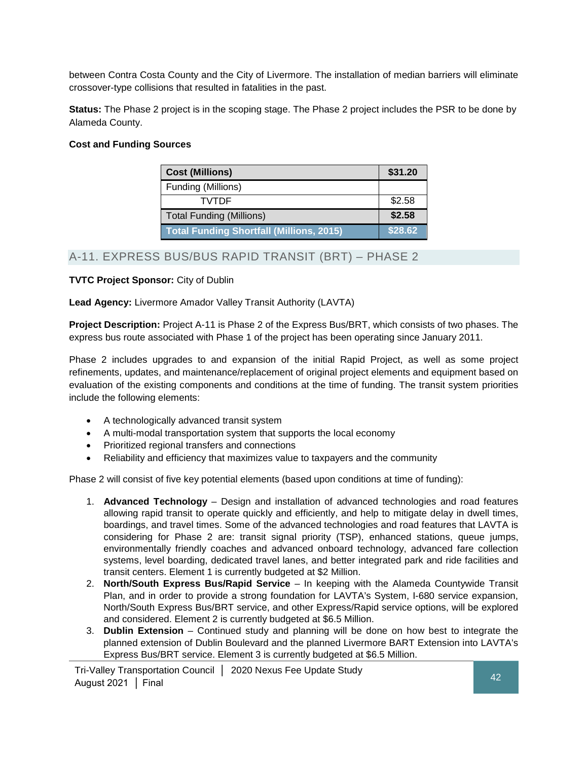between Contra Costa County and the City of Livermore. The installation of median barriers will eliminate crossover-type collisions that resulted in fatalities in the past.

**Status:** The Phase 2 project is in the scoping stage. The Phase 2 project includes the PSR to be done by Alameda County.

**Cost and Funding Sources**

| **Cost (Millions)** | **$31.20** |
|---|---|
| Funding (Millions) | |
| TVTDF | $2.58 |
| Total Funding (Millions) | **$2.58** |
| **Total Funding Shortfall (Millions, 2015)** | **$28.62** |

## A-11. EXPRESS BUS/BUS RAPID TRANSIT (BRT) – PHASE 2

**TVTC Project Sponsor:** City of Dublin

**Lead Agency:** Livermore Amador Valley Transit Authority (LAVTA)

**Project Description:** Project A-11 is Phase 2 of the Express Bus/BRT, which consists of two phases. The express bus route associated with Phase 1 of the project has been operating since January 2011.

Phase 2 includes upgrades to and expansion of the initial Rapid Project, as well as some project refinements, updates, and maintenance/replacement of original project elements and equipment based on evaluation of the existing components and conditions at the time of funding. The transit system priorities include the following elements:

- A technologically advanced transit system
- A multi-modal transportation system that supports the local economy
- Prioritized regional transfers and connections
- Reliability and efficiency that maximizes value to taxpayers and the community

Phase 2 will consist of five key potential elements (based upon conditions at time of funding):

1. **Advanced Technology** – Design and installation of advanced technologies and road features allowing rapid transit to operate quickly and efficiently, and help to mitigate delay in dwell times, boardings, and travel times. Some of the advanced technologies and road features that LAVTA is considering for Phase 2 are: transit signal priority (TSP), enhanced stations, queue jumps, environmentally friendly coaches and advanced onboard technology, advanced fare collection systems, level boarding, dedicated travel lanes, and better integrated park and ride facilities and transit centers. Element 1 is currently budgeted at $2 Million.
2. **North/South Express Bus/Rapid Service** – In keeping with the Alameda Countywide Transit Plan, and in order to provide a strong foundation for LAVTA's System, I-680 service expansion, North/South Express Bus/BRT service, and other Express/Rapid service options, will be explored and considered. Element 2 is currently budgeted at $6.5 Million.
3. **Dublin Extension** – Continued study and planning will be done on how best to integrate the planned extension of Dublin Boulevard and the planned Livermore BART Extension into LAVTA's Express Bus/BRT service. Element 3 is currently budgeted at $6.5 Million.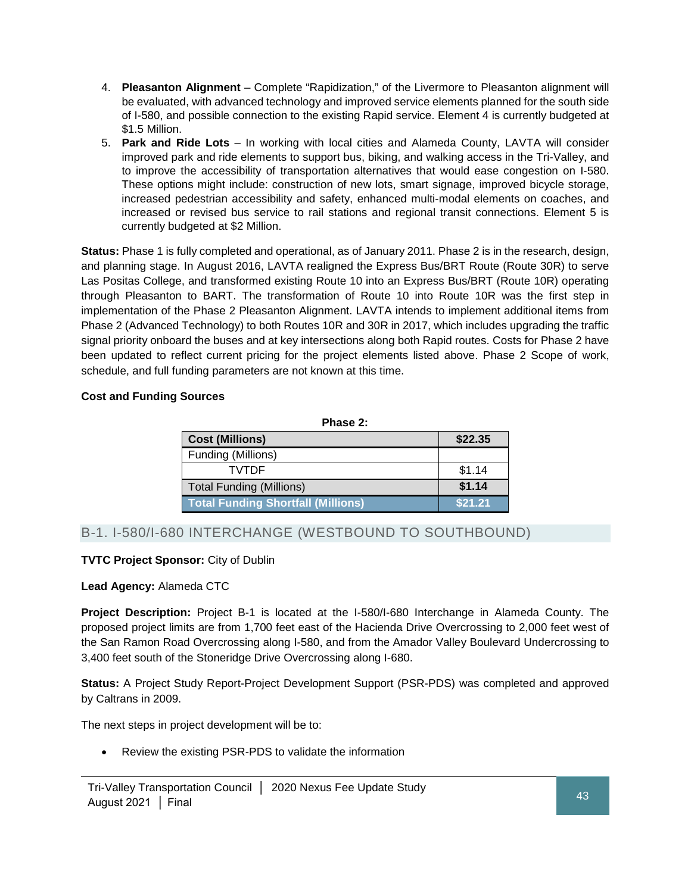4. **Pleasanton Alignment** – Complete "Rapidization," of the Livermore to Pleasanton alignment will be evaluated, with advanced technology and improved service elements planned for the south side of I-580, and possible connection to the existing Rapid service. Element 4 is currently budgeted at $1.5 Million.
5. **Park and Ride Lots** – In working with local cities and Alameda County, LAVTA will consider improved park and ride elements to support bus, biking, and walking access in the Tri-Valley, and to improve the accessibility of transportation alternatives that would ease congestion on I-580. These options might include: construction of new lots, smart signage, improved bicycle storage, increased pedestrian accessibility and safety, enhanced multi-modal elements on coaches, and increased or revised bus service to rail stations and regional transit connections. Element 5 is currently budgeted at $2 Million.

**Status:** Phase 1 is fully completed and operational, as of January 2011. Phase 2 is in the research, design, and planning stage. In August 2016, LAVTA realigned the Express Bus/BRT Route (Route 30R) to serve Las Positas College, and transformed existing Route 10 into an Express Bus/BRT (Route 10R) operating through Pleasanton to BART. The transformation of Route 10 into Route 10R was the first step in implementation of the Phase 2 Pleasanton Alignment. LAVTA intends to implement additional items from Phase 2 (Advanced Technology) to both Routes 10R and 30R in 2017, which includes upgrading the traffic signal priority onboard the buses and at key intersections along both Rapid routes. Costs for Phase 2 have been updated to reflect current pricing for the project elements listed above. Phase 2 Scope of work, schedule, and full funding parameters are not known at this time.

**Cost and Funding Sources**

**Phase 2:**

| **Cost (Millions)** | **$22.35** |
|---|---|
| Funding (Millions) | |
| TVTDF | $1.14 |
| Total Funding (Millions) | **$1.14** |
| **Total Funding Shortfall (Millions)** | **$21.21** |

## B-1. I-580/I-680 INTERCHANGE (WESTBOUND TO SOUTHBOUND)

**TVTC Project Sponsor:** City of Dublin

**Lead Agency:** Alameda CTC

**Project Description:** Project B-1 is located at the I-580/I-680 Interchange in Alameda County. The proposed project limits are from 1,700 feet east of the Hacienda Drive Overcrossing to 2,000 feet west of the San Ramon Road Overcrossing along I-580, and from the Amador Valley Boulevard Undercrossing to 3,400 feet south of the Stoneridge Drive Overcrossing along I-680.

**Status:** A Project Study Report-Project Development Support (PSR-PDS) was completed and approved by Caltrans in 2009.

The next steps in project development will be to:

- Review the existing PSR-PDS to validate the information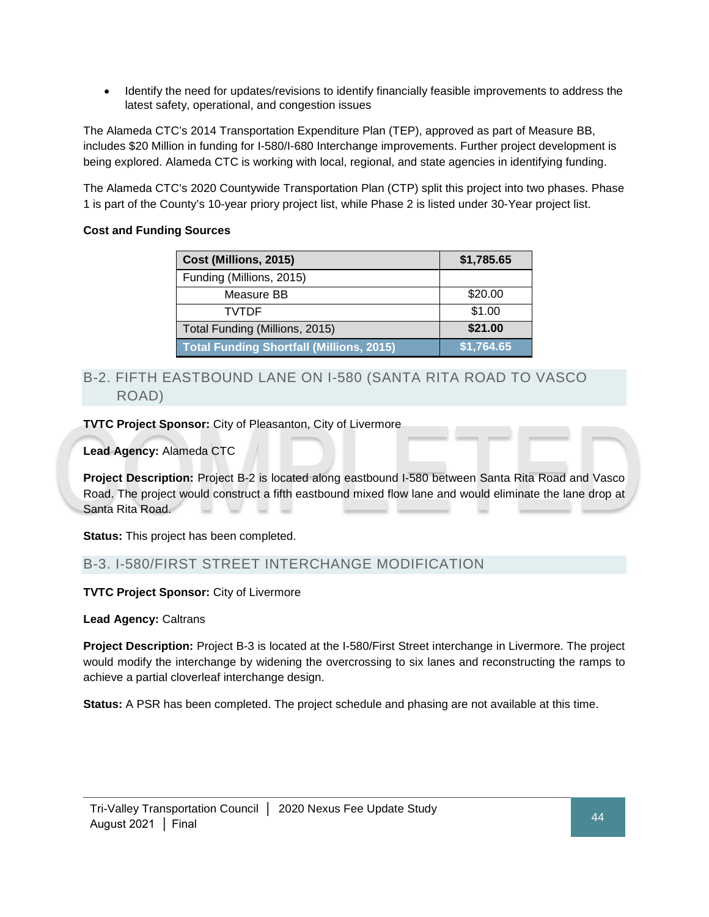- Identify the need for updates/revisions to identify financially feasible improvements to address the latest safety, operational, and congestion issues

The Alameda CTC's 2014 Transportation Expenditure Plan (TEP), approved as part of Measure BB, includes $20 Million in funding for I-580/I-680 Interchange improvements. Further project development is being explored. Alameda CTC is working with local, regional, and state agencies in identifying funding.

The Alameda CTC's 2020 Countywide Transportation Plan (CTP) split this project into two phases. Phase 1 is part of the County's 10-year priory project list, while Phase 2 is listed under 30-Year project list.

**Cost and Funding Sources**

| **Cost (Millions, 2015)** | **$1,785.65** |
|---|---|
| Funding (Millions, 2015) | |
| Measure BB | $20.00 |
| TVTDF | $1.00 |
| Total Funding (Millions, 2015) | **$21.00** |
| **Total Funding Shortfall (Millions, 2015)** | **$1,764.65** |

## B-2. FIFTH EASTBOUND LANE ON I-580 (SANTA RITA ROAD TO VASCO ROAD)

COMPLETED

**TVTC Project Sponsor:** City of Pleasanton, City of Livermore

**Lead Agency:** Alameda CTC

**Project Description:** Project B-2 is located along eastbound I-580 between Santa Rita Road and Vasco Road. The project would construct a fifth eastbound mixed flow lane and would eliminate the lane drop at Santa Rita Road.

**Status:** This project has been completed.

## B-3. I-580/FIRST STREET INTERCHANGE MODIFICATION

**TVTC Project Sponsor:** City of Livermore

**Lead Agency:** Caltrans

**Project Description:** Project B-3 is located at the I-580/First Street interchange in Livermore. The project would modify the interchange by widening the overcrossing to six lanes and reconstructing the ramps to achieve a partial cloverleaf interchange design.

**Status:** A PSR has been completed. The project schedule and phasing are not available at this time.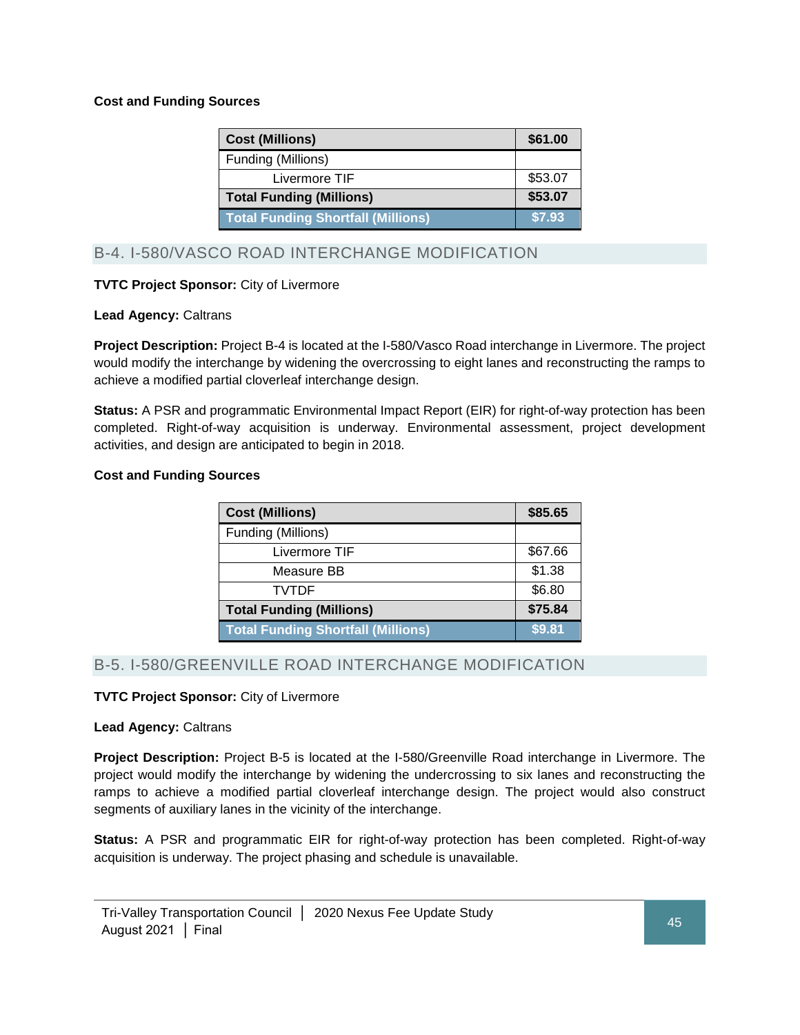**Cost and Funding Sources**

| Cost (Millions) | $61.00 |
|---|---|
| Funding (Millions) | |
| Livermore TIF | $53.07 |
| **Total Funding (Millions)** | **$53.07** |
| **Total Funding Shortfall (Millions)** | **$7.93** |

## B-4. I-580/VASCO ROAD INTERCHANGE MODIFICATION

**TVTC Project Sponsor:** City of Livermore

**Lead Agency:** Caltrans

**Project Description:** Project B-4 is located at the I-580/Vasco Road interchange in Livermore. The project would modify the interchange by widening the overcrossing to eight lanes and reconstructing the ramps to achieve a modified partial cloverleaf interchange design.

**Status:** A PSR and programmatic Environmental Impact Report (EIR) for right-of-way protection has been completed. Right-of-way acquisition is underway. Environmental assessment, project development activities, and design are anticipated to begin in 2018.

**Cost and Funding Sources**

| Cost (Millions) | $85.65 |
|---|---|
| Funding (Millions) | |
| Livermore TIF | $67.66 |
| Measure BB | $1.38 |
| TVTDF | $6.80 |
| **Total Funding (Millions)** | **$75.84** |
| **Total Funding Shortfall (Millions)** | **$9.81** |

## B-5. I-580/GREENVILLE ROAD INTERCHANGE MODIFICATION

**TVTC Project Sponsor:** City of Livermore

**Lead Agency:** Caltrans

**Project Description:** Project B-5 is located at the I-580/Greenville Road interchange in Livermore. The project would modify the interchange by widening the undercrossing to six lanes and reconstructing the ramps to achieve a modified partial cloverleaf interchange design. The project would also construct segments of auxiliary lanes in the vicinity of the interchange.

**Status:** A PSR and programmatic EIR for right-of-way protection has been completed. Right-of-way acquisition is underway. The project phasing and schedule is unavailable.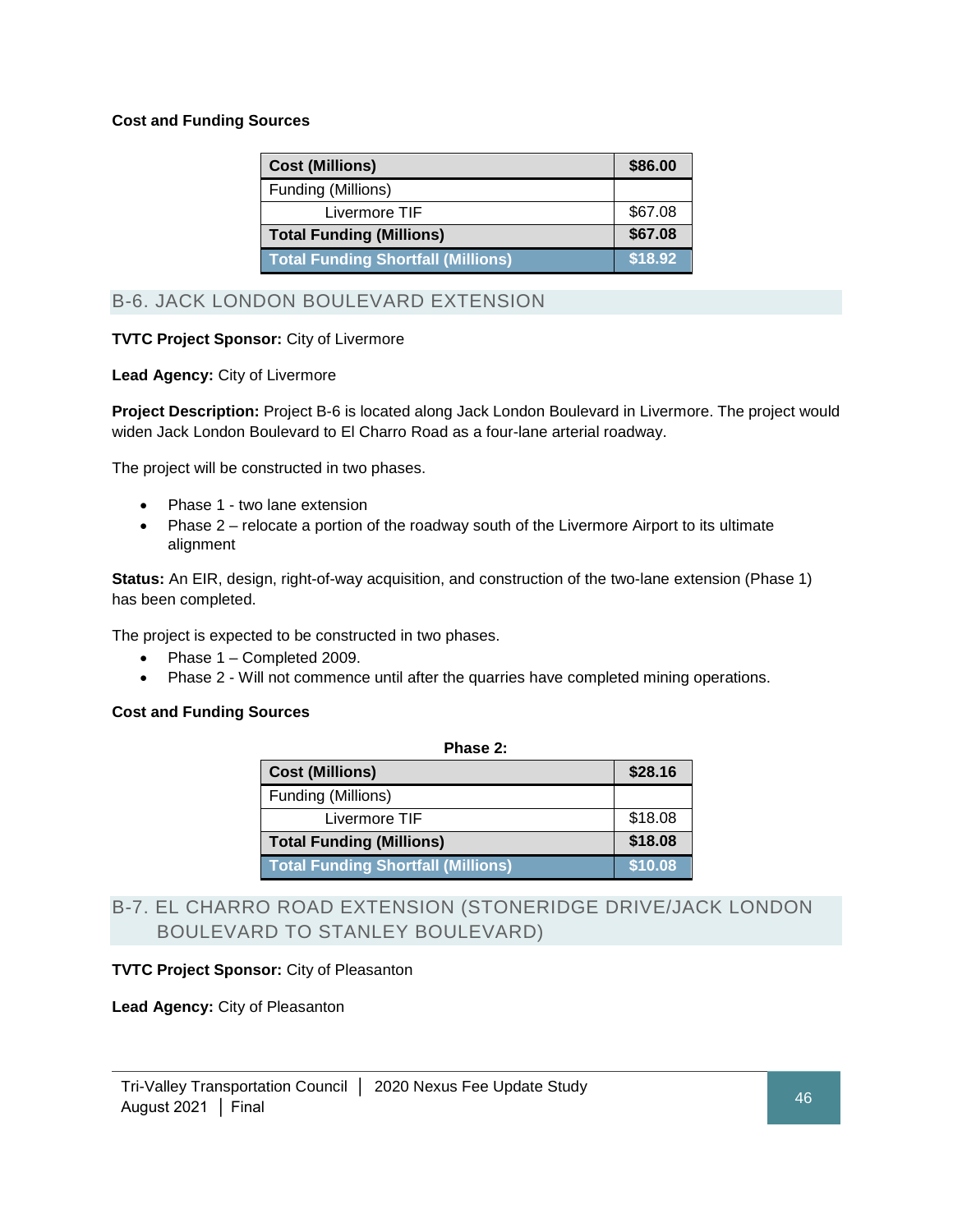**Cost and Funding Sources**

| Cost (Millions) | $86.00 |
|---|---|
| Funding (Millions) | |
| Livermore TIF | $67.08 |
| **Total Funding (Millions)** | **$67.08** |
| **Total Funding Shortfall (Millions)** | **$18.92** |

## B-6. JACK LONDON BOULEVARD EXTENSION

**TVTC Project Sponsor:** City of Livermore

**Lead Agency:** City of Livermore

**Project Description:** Project B-6 is located along Jack London Boulevard in Livermore. The project would widen Jack London Boulevard to El Charro Road as a four-lane arterial roadway.

The project will be constructed in two phases.

- Phase 1 - two lane extension
- Phase 2 – relocate a portion of the roadway south of the Livermore Airport to its ultimate alignment

**Status:** An EIR, design, right-of-way acquisition, and construction of the two-lane extension (Phase 1) has been completed.

The project is expected to be constructed in two phases.

- Phase 1 – Completed 2009.
- Phase 2 - Will not commence until after the quarries have completed mining operations.

**Cost and Funding Sources**

**Phase 2:**

| Cost (Millions) | $28.16 |
|---|---|
| Funding (Millions) | |
| Livermore TIF | $18.08 |
| **Total Funding (Millions)** | **$18.08** |
| **Total Funding Shortfall (Millions)** | **$10.08** |

## B-7. EL CHARRO ROAD EXTENSION (STONERIDGE DRIVE/JACK LONDON BOULEVARD TO STANLEY BOULEVARD)

**TVTC Project Sponsor:** City of Pleasanton

**Lead Agency:** City of Pleasanton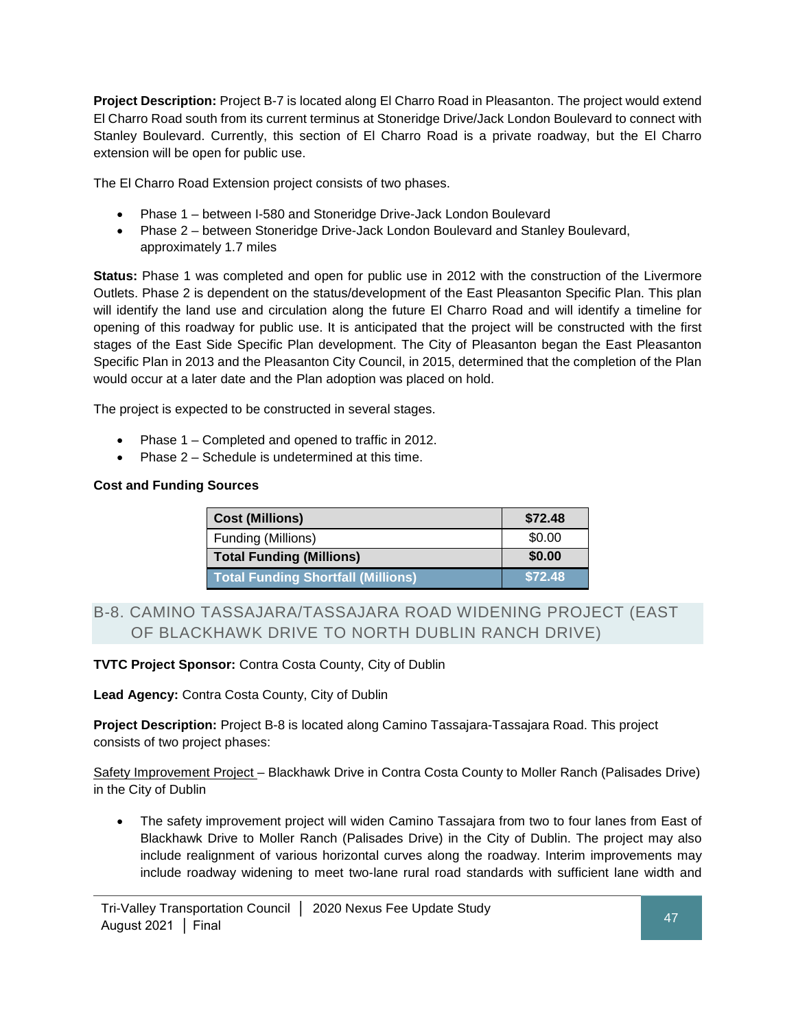**Project Description:** Project B-7 is located along El Charro Road in Pleasanton. The project would extend El Charro Road south from its current terminus at Stoneridge Drive/Jack London Boulevard to connect with Stanley Boulevard. Currently, this section of El Charro Road is a private roadway, but the El Charro extension will be open for public use.

The El Charro Road Extension project consists of two phases.

- Phase 1 – between I-580 and Stoneridge Drive-Jack London Boulevard
- Phase 2 – between Stoneridge Drive-Jack London Boulevard and Stanley Boulevard, approximately 1.7 miles

**Status:** Phase 1 was completed and open for public use in 2012 with the construction of the Livermore Outlets. Phase 2 is dependent on the status/development of the East Pleasanton Specific Plan. This plan will identify the land use and circulation along the future El Charro Road and will identify a timeline for opening of this roadway for public use. It is anticipated that the project will be constructed with the first stages of the East Side Specific Plan development. The City of Pleasanton began the East Pleasanton Specific Plan in 2013 and the Pleasanton City Council, in 2015, determined that the completion of the Plan would occur at a later date and the Plan adoption was placed on hold.

The project is expected to be constructed in several stages.

- Phase 1 – Completed and opened to traffic in 2012.
- Phase 2 – Schedule is undetermined at this time.

**Cost and Funding Sources**

| **Cost (Millions)** | **$72.48** |
|---|---|
| Funding (Millions) | $0.00 |
| **Total Funding (Millions)** | **$0.00** |
| **Total Funding Shortfall (Millions)** | **$72.48** |

## B-8. CAMINO TASSAJARA/TASSAJARA ROAD WIDENING PROJECT (EAST OF BLACKHAWK DRIVE TO NORTH DUBLIN RANCH DRIVE)

**TVTC Project Sponsor:** Contra Costa County, City of Dublin

**Lead Agency:** Contra Costa County, City of Dublin

**Project Description:** Project B-8 is located along Camino Tassajara-Tassajara Road. This project consists of two project phases:

Safety Improvement Project – Blackhawk Drive in Contra Costa County to Moller Ranch (Palisades Drive) in the City of Dublin

- The safety improvement project will widen Camino Tassajara from two to four lanes from East of Blackhawk Drive to Moller Ranch (Palisades Drive) in the City of Dublin. The project may also include realignment of various horizontal curves along the roadway. Interim improvements may include roadway widening to meet two-lane rural road standards with sufficient lane width and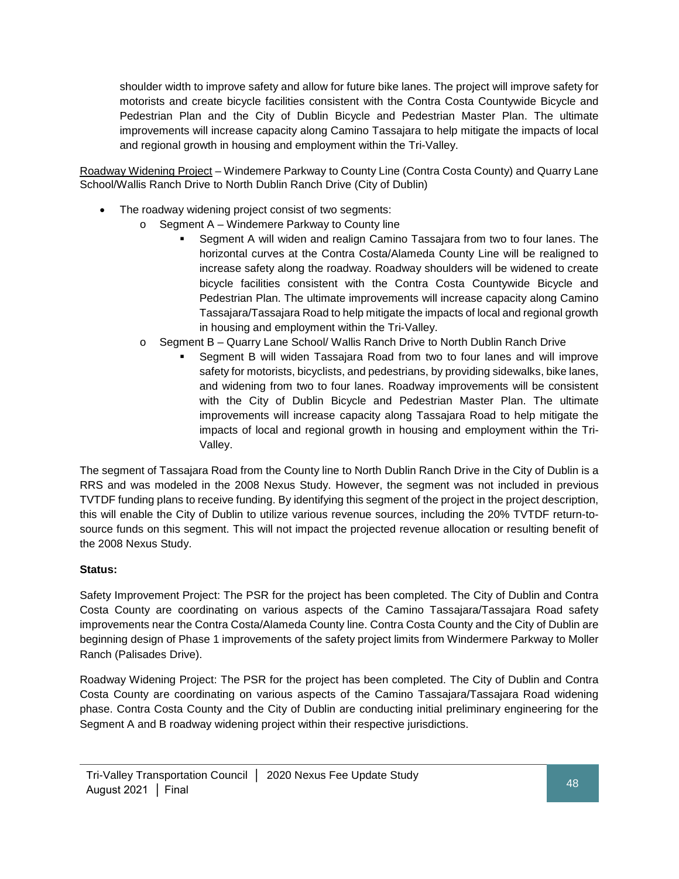shoulder width to improve safety and allow for future bike lanes. The project will improve safety for motorists and create bicycle facilities consistent with the Contra Costa Countywide Bicycle and Pedestrian Plan and the City of Dublin Bicycle and Pedestrian Master Plan. The ultimate improvements will increase capacity along Camino Tassajara to help mitigate the impacts of local and regional growth in housing and employment within the Tri-Valley.

<u>Roadway Widening Project</u> – Windemere Parkway to County Line (Contra Costa County) and Quarry Lane School/Wallis Ranch Drive to North Dublin Ranch Drive (City of Dublin)

- The roadway widening project consist of two segments:
  - Segment A – Windemere Parkway to County line
    - Segment A will widen and realign Camino Tassajara from two to four lanes. The horizontal curves at the Contra Costa/Alameda County Line will be realigned to increase safety along the roadway. Roadway shoulders will be widened to create bicycle facilities consistent with the Contra Costa Countywide Bicycle and Pedestrian Plan. The ultimate improvements will increase capacity along Camino Tassajara/Tassajara Road to help mitigate the impacts of local and regional growth in housing and employment within the Tri-Valley.
  - Segment B – Quarry Lane School/ Wallis Ranch Drive to North Dublin Ranch Drive
    - Segment B will widen Tassajara Road from two to four lanes and will improve safety for motorists, bicyclists, and pedestrians, by providing sidewalks, bike lanes, and widening from two to four lanes. Roadway improvements will be consistent with the City of Dublin Bicycle and Pedestrian Master Plan. The ultimate improvements will increase capacity along Tassajara Road to help mitigate the impacts of local and regional growth in housing and employment within the Tri-Valley.

The segment of Tassajara Road from the County line to North Dublin Ranch Drive in the City of Dublin is a RRS and was modeled in the 2008 Nexus Study. However, the segment was not included in previous TVTDF funding plans to receive funding. By identifying this segment of the project in the project description, this will enable the City of Dublin to utilize various revenue sources, including the 20% TVTDF return-to-source funds on this segment. This will not impact the projected revenue allocation or resulting benefit of the 2008 Nexus Study.

**Status:**

Safety Improvement Project: The PSR for the project has been completed. The City of Dublin and Contra Costa County are coordinating on various aspects of the Camino Tassajara/Tassajara Road safety improvements near the Contra Costa/Alameda County line. Contra Costa County and the City of Dublin are beginning design of Phase 1 improvements of the safety project limits from Windermere Parkway to Moller Ranch (Palisades Drive).

Roadway Widening Project: The PSR for the project has been completed. The City of Dublin and Contra Costa County are coordinating on various aspects of the Camino Tassajara/Tassajara Road widening phase. Contra Costa County and the City of Dublin are conducting initial preliminary engineering for the Segment A and B roadway widening project within their respective jurisdictions.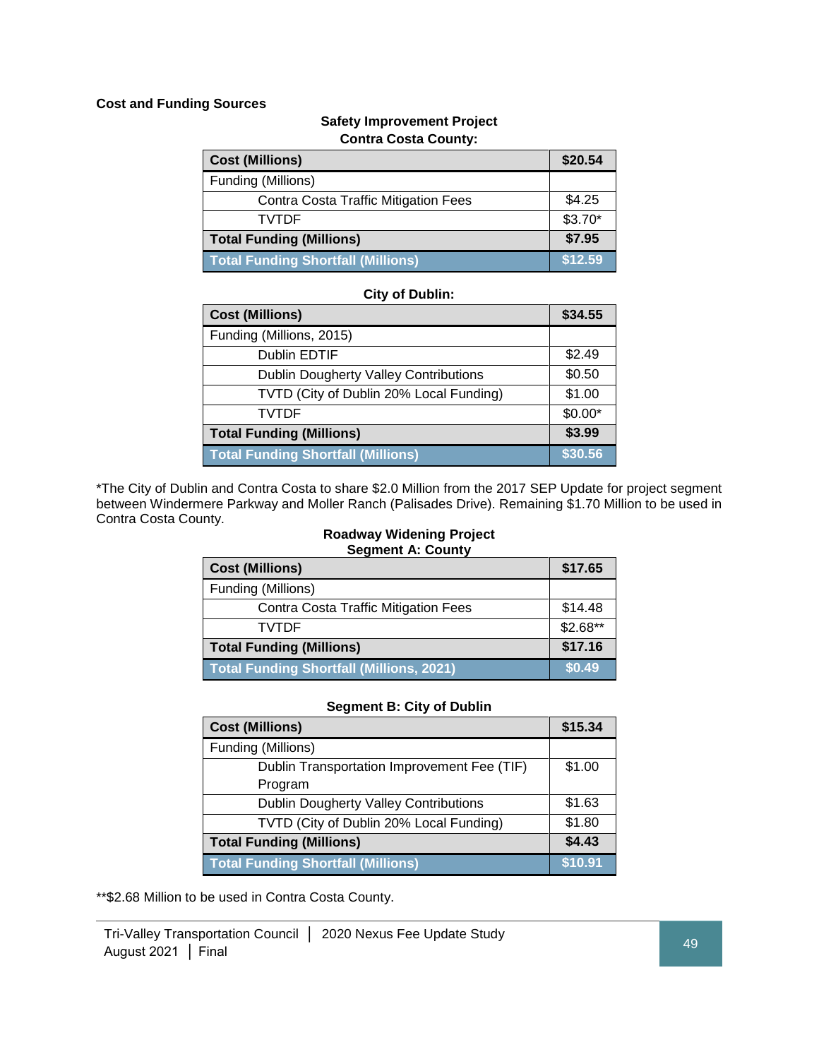**Cost and Funding Sources**

**Safety Improvement Project**
**Contra Costa County:**

| **Cost (Millions)** | **$20.54** |
|---|---|
| Funding (Millions) | |
| Contra Costa Traffic Mitigation Fees | $4.25 |
| TVTDF | $3.70* |
| **Total Funding (Millions)** | **$7.95** |
| **Total Funding Shortfall (Millions)** | **$12.59** |

**City of Dublin:**

| **Cost (Millions)** | **$34.55** |
|---|---|
| Funding (Millions, 2015) | |
| Dublin EDTIF | $2.49 |
| Dublin Dougherty Valley Contributions | $0.50 |
| TVTD (City of Dublin 20% Local Funding) | $1.00 |
| TVTDF | $0.00* |
| **Total Funding (Millions)** | **$3.99** |
| **Total Funding Shortfall (Millions)** | **$30.56** |

*The City of Dublin and Contra Costa to share $2.0 Million from the 2017 SEP Update for project segment between Windermere Parkway and Moller Ranch (Palisades Drive). Remaining $1.70 Million to be used in Contra Costa County.

**Roadway Widening Project**
**Segment A: County**

| **Cost (Millions)** | **$17.65** |
|---|---|
| Funding (Millions) | |
| Contra Costa Traffic Mitigation Fees | $14.48 |
| TVTDF | $2.68** |
| **Total Funding (Millions)** | **$17.16** |
| **Total Funding Shortfall (Millions, 2021)** | **$0.49** |

**Segment B: City of Dublin**

| **Cost (Millions)** | **$15.34** |
|---|---|
| Funding (Millions) | |
| Dublin Transportation Improvement Fee (TIF) Program | $1.00 |
| Dublin Dougherty Valley Contributions | $1.63 |
| TVTD (City of Dublin 20% Local Funding) | $1.80 |
| **Total Funding (Millions)** | **$4.43** |
| **Total Funding Shortfall (Millions)** | **$10.91** |

**$2.68 Million to be used in Contra Costa County.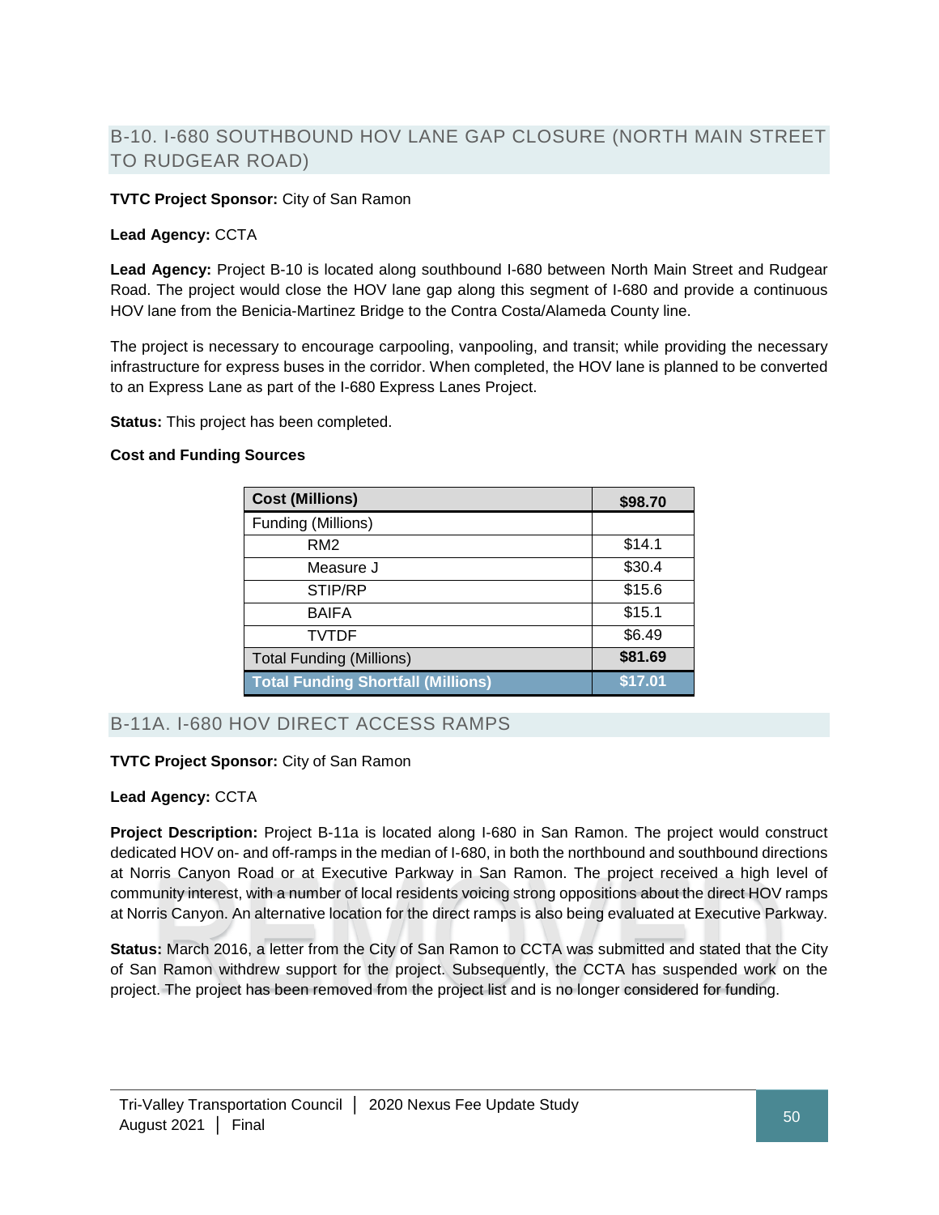## B-10. I-680 SOUTHBOUND HOV LANE GAP CLOSURE (NORTH MAIN STREET TO RUDGEAR ROAD)

**TVTC Project Sponsor:** City of San Ramon

**Lead Agency:** CCTA

**Lead Agency:** Project B-10 is located along southbound I-680 between North Main Street and Rudgear Road. The project would close the HOV lane gap along this segment of I-680 and provide a continuous HOV lane from the Benicia-Martinez Bridge to the Contra Costa/Alameda County line.

The project is necessary to encourage carpooling, vanpooling, and transit; while providing the necessary infrastructure for express buses in the corridor. When completed, the HOV lane is planned to be converted to an Express Lane as part of the I-680 Express Lanes Project.

**Status:** This project has been completed.

**Cost and Funding Sources**

| Cost (Millions) | $98.70 |
|---|---|
| Funding (Millions) | |
| RM2 | $14.1 |
| Measure J | $30.4 |
| STIP/RP | $15.6 |
| BAIFA | $15.1 |
| TVTDF | $6.49 |
| Total Funding (Millions) | **$81.69** |
| **Total Funding Shortfall (Millions)** | **$17.01** |

## B-11A. I-680 HOV DIRECT ACCESS RAMPS

**TVTC Project Sponsor:** City of San Ramon

**Lead Agency:** CCTA

**Project Description:** Project B-11a is located along I-680 in San Ramon. The project would construct dedicated HOV on- and off-ramps in the median of I-680, in both the northbound and southbound directions at Norris Canyon Road or at Executive Parkway in San Ramon. The project received a high level of community interest, with a number of local residents voicing strong oppositions about the direct HOV ramps at Norris Canyon. An alternative location for the direct ramps is also being evaluated at Executive Parkway.

**Status:** March 2016, a letter from the City of San Ramon to CCTA was submitted and stated that the City of San Ramon withdrew support for the project. Subsequently, the CCTA has suspended work on the project. The project has been removed from the project list and is no longer considered for funding.

REMOVED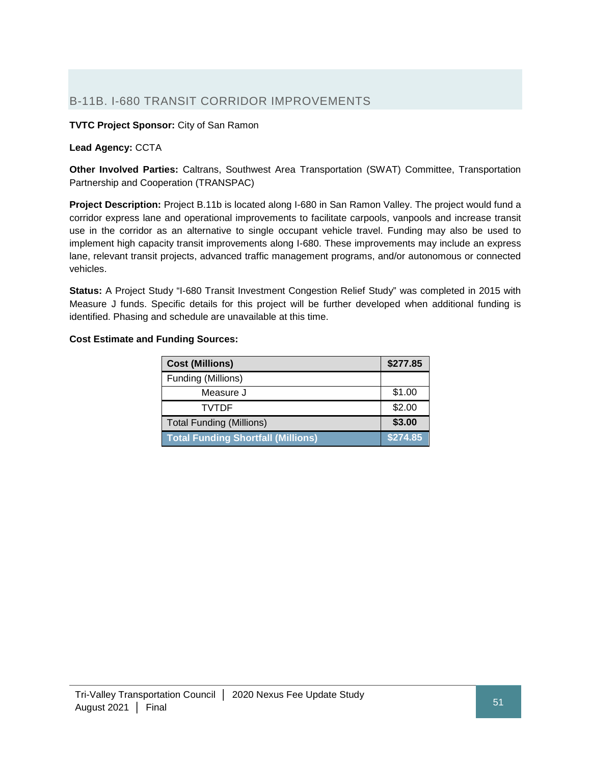## B-11B. I-680 TRANSIT CORRIDOR IMPROVEMENTS

**TVTC Project Sponsor:** City of San Ramon

**Lead Agency:** CCTA

**Other Involved Parties:** Caltrans, Southwest Area Transportation (SWAT) Committee, Transportation Partnership and Cooperation (TRANSPAC)

**Project Description:** Project B.11b is located along I-680 in San Ramon Valley. The project would fund a corridor express lane and operational improvements to facilitate carpools, vanpools and increase transit use in the corridor as an alternative to single occupant vehicle travel. Funding may also be used to implement high capacity transit improvements along I-680. These improvements may include an express lane, relevant transit projects, advanced traffic management programs, and/or autonomous or connected vehicles.

**Status:** A Project Study "I-680 Transit Investment Congestion Relief Study" was completed in 2015 with Measure J funds. Specific details for this project will be further developed when additional funding is identified. Phasing and schedule are unavailable at this time.

**Cost Estimate and Funding Sources:**

| **Cost (Millions)** | **$277.85** |
|---|---|
| Funding (Millions) | |
| Measure J | $1.00 |
| TVTDF | $2.00 |
| Total Funding (Millions) | **$3.00** |
| **Total Funding Shortfall (Millions)** | **$274.85** |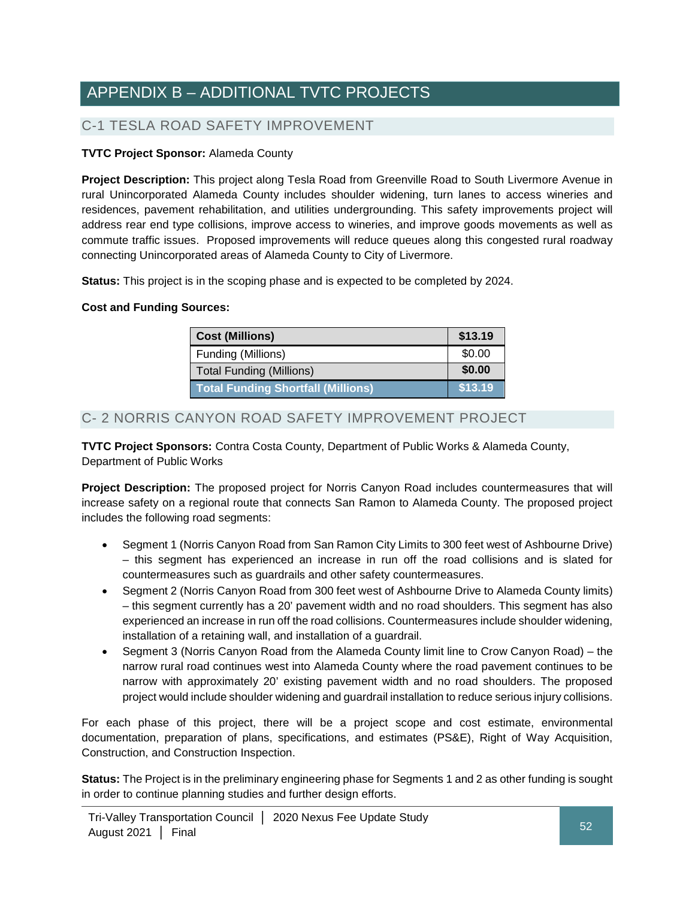# APPENDIX B – ADDITIONAL TVTC PROJECTS

## C-1 TESLA ROAD SAFETY IMPROVEMENT

**TVTC Project Sponsor:** Alameda County

**Project Description:** This project along Tesla Road from Greenville Road to South Livermore Avenue in rural Unincorporated Alameda County includes shoulder widening, turn lanes to access wineries and residences, pavement rehabilitation, and utilities undergrounding. This safety improvements project will address rear end type collisions, improve access to wineries, and improve goods movements as well as commute traffic issues. Proposed improvements will reduce queues along this congested rural roadway connecting Unincorporated areas of Alameda County to City of Livermore.

**Status:** This project is in the scoping phase and is expected to be completed by 2024.

**Cost and Funding Sources:**

| Cost (Millions) | $13.19 |
|---|---|
| Funding (Millions) | $0.00 |
| Total Funding (Millions) | **$0.00** |
| **Total Funding Shortfall (Millions)** | **$13.19** |

## C- 2 NORRIS CANYON ROAD SAFETY IMPROVEMENT PROJECT

**TVTC Project Sponsors:** Contra Costa County, Department of Public Works & Alameda County, Department of Public Works

**Project Description:** The proposed project for Norris Canyon Road includes countermeasures that will increase safety on a regional route that connects San Ramon to Alameda County. The proposed project includes the following road segments:

- Segment 1 (Norris Canyon Road from San Ramon City Limits to 300 feet west of Ashbourne Drive) – this segment has experienced an increase in run off the road collisions and is slated for countermeasures such as guardrails and other safety countermeasures.
- Segment 2 (Norris Canyon Road from 300 feet west of Ashbourne Drive to Alameda County limits) – this segment currently has a 20' pavement width and no road shoulders. This segment has also experienced an increase in run off the road collisions. Countermeasures include shoulder widening, installation of a retaining wall, and installation of a guardrail.
- Segment 3 (Norris Canyon Road from the Alameda County limit line to Crow Canyon Road) – the narrow rural road continues west into Alameda County where the road pavement continues to be narrow with approximately 20' existing pavement width and no road shoulders. The proposed project would include shoulder widening and guardrail installation to reduce serious injury collisions.

For each phase of this project, there will be a project scope and cost estimate, environmental documentation, preparation of plans, specifications, and estimates (PS&E), Right of Way Acquisition, Construction, and Construction Inspection.

**Status:** The Project is in the preliminary engineering phase for Segments 1 and 2 as other funding is sought in order to continue planning studies and further design efforts.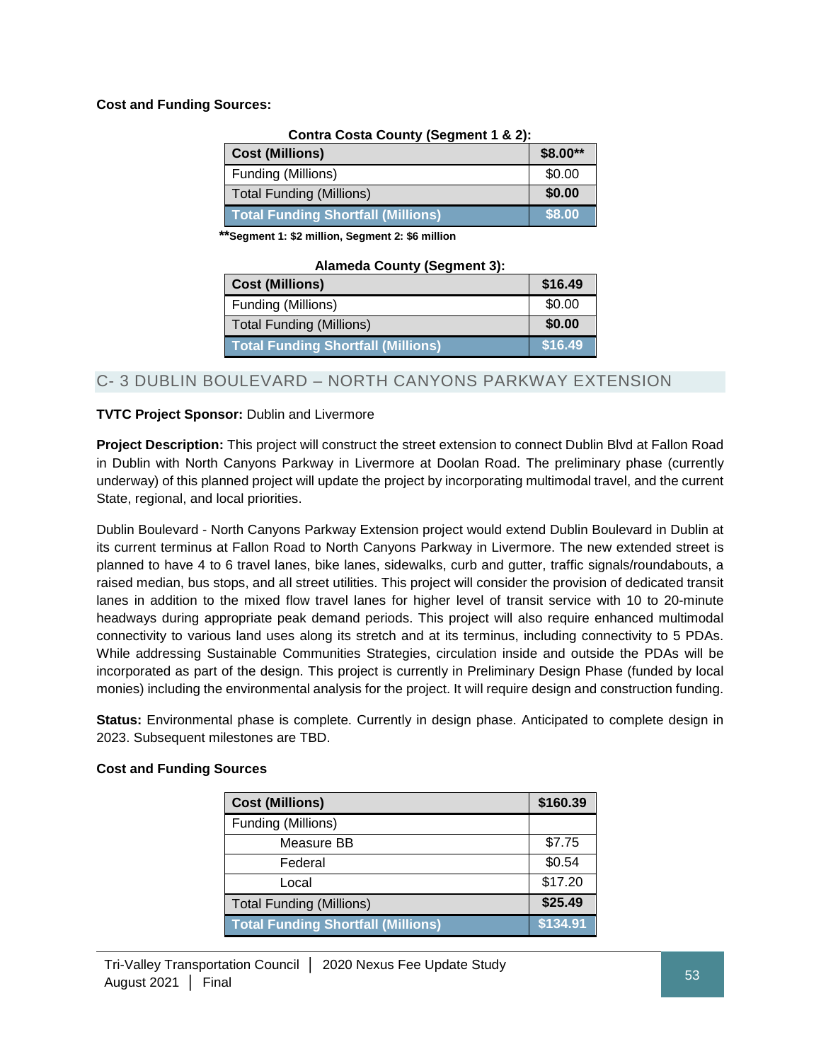**Cost and Funding Sources:**

**Contra Costa County (Segment 1 & 2):**

| **Cost (Millions)** | **$8.00\*\*** |
|---|---|
| Funding (Millions) | $0.00 |
| Total Funding (Millions) | **$0.00** |
| **Total Funding Shortfall (Millions)** | **$8.00** |

**\*\*Segment 1: $2 million, Segment 2: $6 million**

**Alameda County (Segment 3):**

| **Cost (Millions)** | **$16.49** |
|---|---|
| Funding (Millions) | $0.00 |
| Total Funding (Millions) | **$0.00** |
| **Total Funding Shortfall (Millions)** | **$16.49** |

## C- 3 DUBLIN BOULEVARD – NORTH CANYONS PARKWAY EXTENSION

**TVTC Project Sponsor:** Dublin and Livermore

**Project Description:** This project will construct the street extension to connect Dublin Blvd at Fallon Road in Dublin with North Canyons Parkway in Livermore at Doolan Road. The preliminary phase (currently underway) of this planned project will update the project by incorporating multimodal travel, and the current State, regional, and local priorities.

Dublin Boulevard - North Canyons Parkway Extension project would extend Dublin Boulevard in Dublin at its current terminus at Fallon Road to North Canyons Parkway in Livermore. The new extended street is planned to have 4 to 6 travel lanes, bike lanes, sidewalks, curb and gutter, traffic signals/roundabouts, a raised median, bus stops, and all street utilities. This project will consider the provision of dedicated transit lanes in addition to the mixed flow travel lanes for higher level of transit service with 10 to 20-minute headways during appropriate peak demand periods. This project will also require enhanced multimodal connectivity to various land uses along its stretch and at its terminus, including connectivity to 5 PDAs. While addressing Sustainable Communities Strategies, circulation inside and outside the PDAs will be incorporated as part of the design. This project is currently in Preliminary Design Phase (funded by local monies) including the environmental analysis for the project. It will require design and construction funding.

**Status:** Environmental phase is complete. Currently in design phase. Anticipated to complete design in 2023. Subsequent milestones are TBD.

**Cost and Funding Sources**

| **Cost (Millions)** | **$160.39** |
|---|---|
| Funding (Millions) | |
| Measure BB | $7.75 |
| Federal | $0.54 |
| Local | $17.20 |
| Total Funding (Millions) | **$25.49** |
| **Total Funding Shortfall (Millions)** | **$134.91** |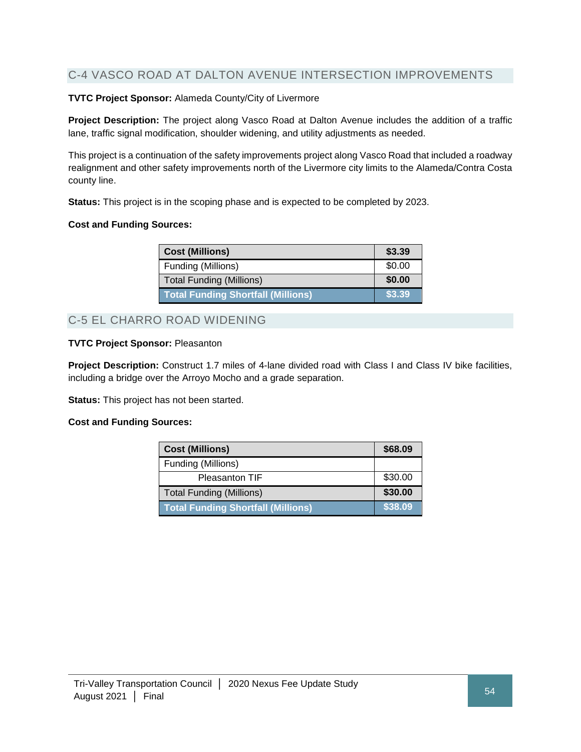## C-4 VASCO ROAD AT DALTON AVENUE INTERSECTION IMPROVEMENTS

**TVTC Project Sponsor:** Alameda County/City of Livermore

**Project Description:** The project along Vasco Road at Dalton Avenue includes the addition of a traffic lane, traffic signal modification, shoulder widening, and utility adjustments as needed.

This project is a continuation of the safety improvements project along Vasco Road that included a roadway realignment and other safety improvements north of the Livermore city limits to the Alameda/Contra Costa county line.

**Status:** This project is in the scoping phase and is expected to be completed by 2023.

**Cost and Funding Sources:**

| **Cost (Millions)** | **$3.39** |
|---|---|
| Funding (Millions) | $0.00 |
| Total Funding (Millions) | **$0.00** |
| **Total Funding Shortfall (Millions)** | **$3.39** |

## C-5 EL CHARRO ROAD WIDENING

**TVTC Project Sponsor:** Pleasanton

**Project Description:** Construct 1.7 miles of 4-lane divided road with Class I and Class IV bike facilities, including a bridge over the Arroyo Mocho and a grade separation.

**Status:** This project has not been started.

**Cost and Funding Sources:**

| **Cost (Millions)** | **$68.09** |
|---|---|
| Funding (Millions) | |
| Pleasanton TIF | $30.00 |
| Total Funding (Millions) | **$30.00** |
| **Total Funding Shortfall (Millions)** | **$38.09** |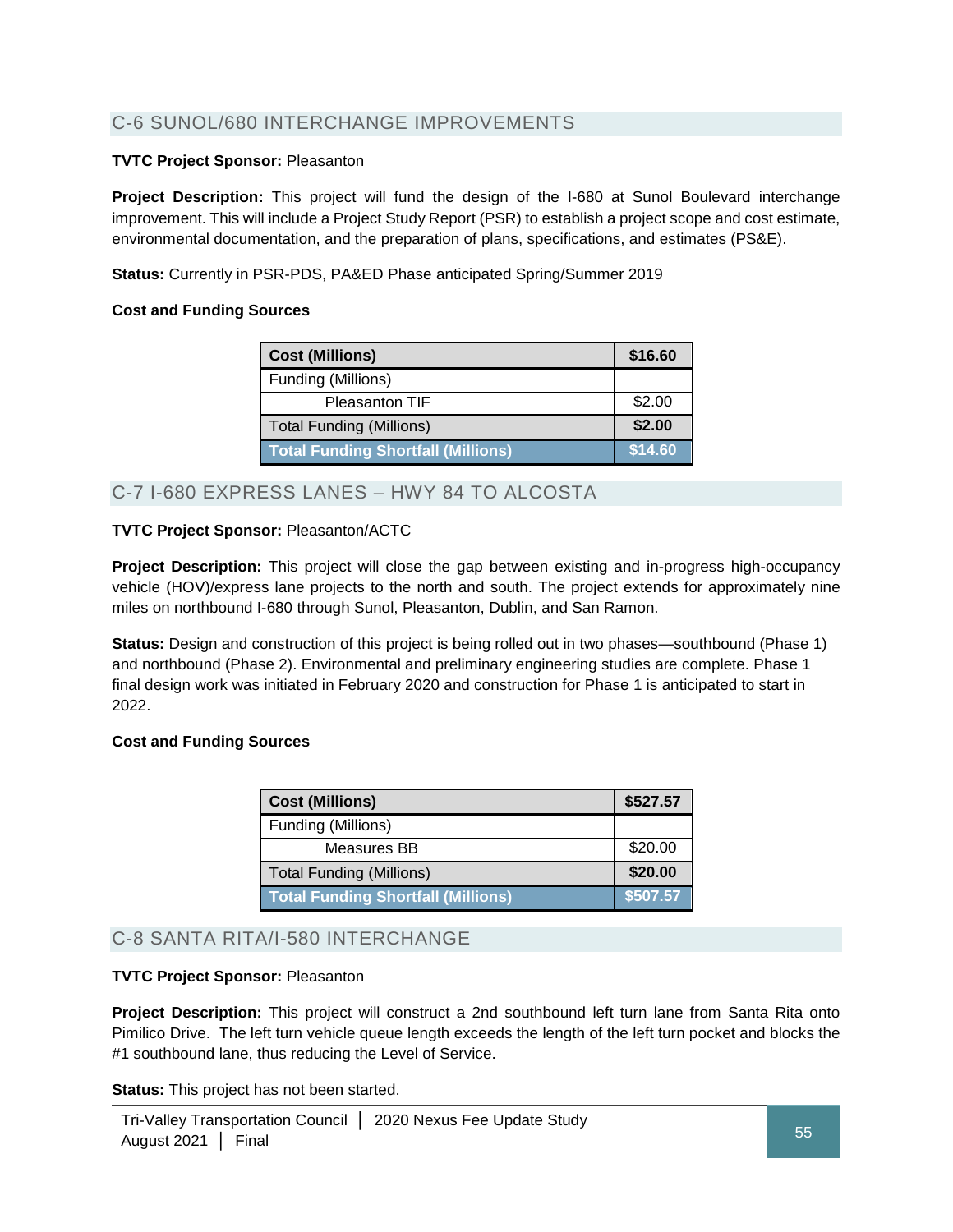## C-6 SUNOL/680 INTERCHANGE IMPROVEMENTS

**TVTC Project Sponsor:** Pleasanton

**Project Description:** This project will fund the design of the I-680 at Sunol Boulevard interchange improvement. This will include a Project Study Report (PSR) to establish a project scope and cost estimate, environmental documentation, and the preparation of plans, specifications, and estimates (PS&E).

**Status:** Currently in PSR-PDS, PA&ED Phase anticipated Spring/Summer 2019

**Cost and Funding Sources**

| **Cost (Millions)** | **$16.60** |
|---|---|
| Funding (Millions) | |
| Pleasanton TIF | $2.00 |
| Total Funding (Millions) | **$2.00** |
| **Total Funding Shortfall (Millions)** | **$14.60** |

## C-7 I-680 EXPRESS LANES – HWY 84 TO ALCOSTA

**TVTC Project Sponsor:** Pleasanton/ACTC

**Project Description:** This project will close the gap between existing and in-progress high-occupancy vehicle (HOV)/express lane projects to the north and south. The project extends for approximately nine miles on northbound I-680 through Sunol, Pleasanton, Dublin, and San Ramon.

**Status:** Design and construction of this project is being rolled out in two phases—southbound (Phase 1) and northbound (Phase 2). Environmental and preliminary engineering studies are complete. Phase 1 final design work was initiated in February 2020 and construction for Phase 1 is anticipated to start in 2022.

**Cost and Funding Sources**

| **Cost (Millions)** | **$527.57** |
|---|---|
| Funding (Millions) | |
| Measures BB | $20.00 |
| Total Funding (Millions) | **$20.00** |
| **Total Funding Shortfall (Millions)** | **$507.57** |

## C-8 SANTA RITA/I-580 INTERCHANGE

**TVTC Project Sponsor:** Pleasanton

**Project Description:** This project will construct a 2nd southbound left turn lane from Santa Rita onto Pimilico Drive. The left turn vehicle queue length exceeds the length of the left turn pocket and blocks the #1 southbound lane, thus reducing the Level of Service.

**Status:** This project has not been started.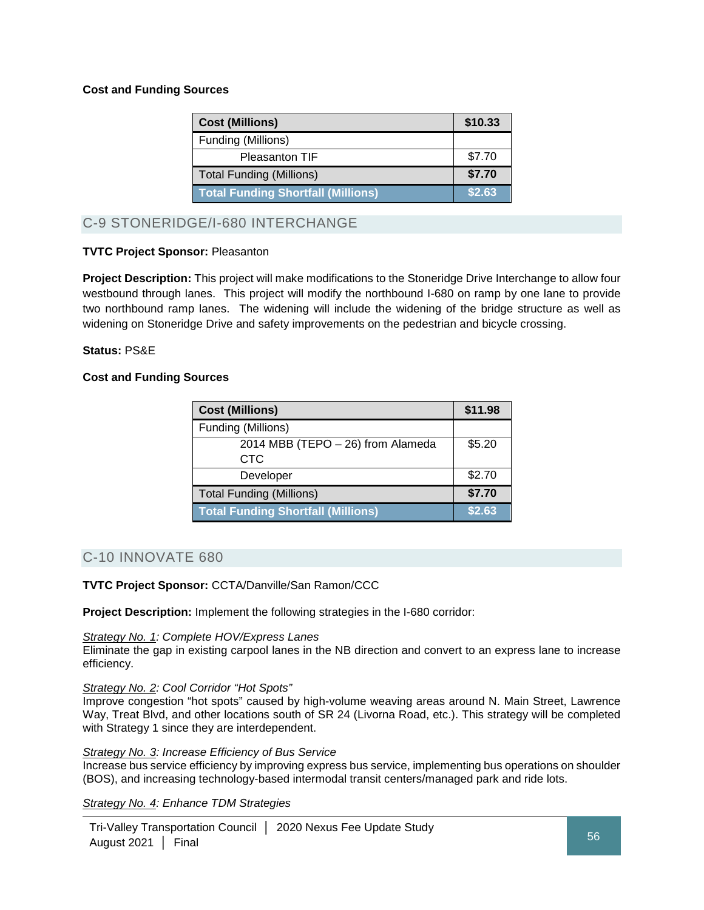**Cost and Funding Sources**

| Cost (Millions) | $10.33 |
|---|---|
| Funding (Millions) | |
| Pleasanton TIF | $7.70 |
| Total Funding (Millions) | **$7.70** |
| **Total Funding Shortfall (Millions)** | **$2.63** |

## C-9 STONERIDGE/I-680 INTERCHANGE

**TVTC Project Sponsor:** Pleasanton

**Project Description:** This project will make modifications to the Stoneridge Drive Interchange to allow four westbound through lanes. This project will modify the northbound I-680 on ramp by one lane to provide two northbound ramp lanes. The widening will include the widening of the bridge structure as well as widening on Stoneridge Drive and safety improvements on the pedestrian and bicycle crossing.

**Status:** PS&E

**Cost and Funding Sources**

| Cost (Millions) | $11.98 |
|---|---|
| Funding (Millions) | |
| 2014 MBB (TEPO – 26) from Alameda CTC | $5.20 |
| Developer | $2.70 |
| Total Funding (Millions) | **$7.70** |
| **Total Funding Shortfall (Millions)** | **$2.63** |

## C-10 INNOVATE 680

**TVTC Project Sponsor:** CCTA/Danville/San Ramon/CCC

**Project Description:** Implement the following strategies in the I-680 corridor:

*Strategy No. 1: Complete HOV/Express Lanes*
Eliminate the gap in existing carpool lanes in the NB direction and convert to an express lane to increase efficiency.

*Strategy No. 2: Cool Corridor "Hot Spots"*
Improve congestion "hot spots" caused by high-volume weaving areas around N. Main Street, Lawrence Way, Treat Blvd, and other locations south of SR 24 (Livorna Road, etc.). This strategy will be completed with Strategy 1 since they are interdependent.

*Strategy No. 3: Increase Efficiency of Bus Service*
Increase bus service efficiency by improving express bus service, implementing bus operations on shoulder (BOS), and increasing technology-based intermodal transit centers/managed park and ride lots.

*Strategy No. 4: Enhance TDM Strategies*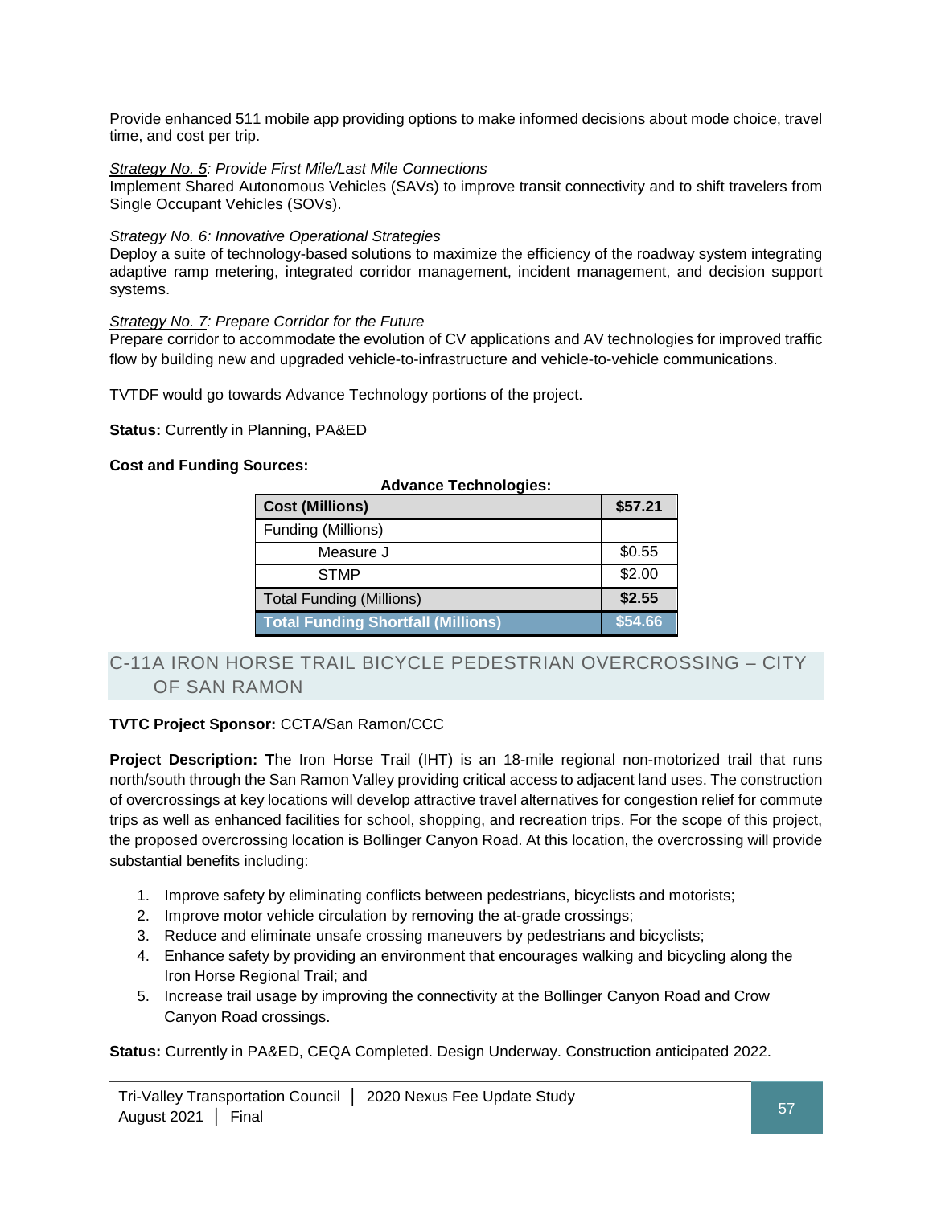Provide enhanced 511 mobile app providing options to make informed decisions about mode choice, travel time, and cost per trip.

*Strategy No. 5: Provide First Mile/Last Mile Connections*
Implement Shared Autonomous Vehicles (SAVs) to improve transit connectivity and to shift travelers from Single Occupant Vehicles (SOVs).

*Strategy No. 6: Innovative Operational Strategies*
Deploy a suite of technology-based solutions to maximize the efficiency of the roadway system integrating adaptive ramp metering, integrated corridor management, incident management, and decision support systems.

*Strategy No. 7: Prepare Corridor for the Future*
Prepare corridor to accommodate the evolution of CV applications and AV technologies for improved traffic flow by building new and upgraded vehicle-to-infrastructure and vehicle-to-vehicle communications.

TVTDF would go towards Advance Technology portions of the project.

**Status:** Currently in Planning, PA&ED

**Cost and Funding Sources:**

**Advance Technologies:**

| **Cost (Millions)** | **$57.21** |
|---|---|
| Funding (Millions) | |
| Measure J | $0.55 |
| STMP | $2.00 |
| Total Funding (Millions) | **$2.55** |
| **Total Funding Shortfall (Millions)** | **$54.66** |

## C-11A IRON HORSE TRAIL BICYCLE PEDESTRIAN OVERCROSSING – CITY OF SAN RAMON

**TVTC Project Sponsor:** CCTA/San Ramon/CCC

**Project Description: T**he Iron Horse Trail (IHT) is an 18-mile regional non-motorized trail that runs north/south through the San Ramon Valley providing critical access to adjacent land uses. The construction of overcrossings at key locations will develop attractive travel alternatives for congestion relief for commute trips as well as enhanced facilities for school, shopping, and recreation trips. For the scope of this project, the proposed overcrossing location is Bollinger Canyon Road. At this location, the overcrossing will provide substantial benefits including:

1. Improve safety by eliminating conflicts between pedestrians, bicyclists and motorists;
2. Improve motor vehicle circulation by removing the at-grade crossings;
3. Reduce and eliminate unsafe crossing maneuvers by pedestrians and bicyclists;
4. Enhance safety by providing an environment that encourages walking and bicycling along the Iron Horse Regional Trail; and
5. Increase trail usage by improving the connectivity at the Bollinger Canyon Road and Crow Canyon Road crossings.

**Status:** Currently in PA&ED, CEQA Completed. Design Underway. Construction anticipated 2022.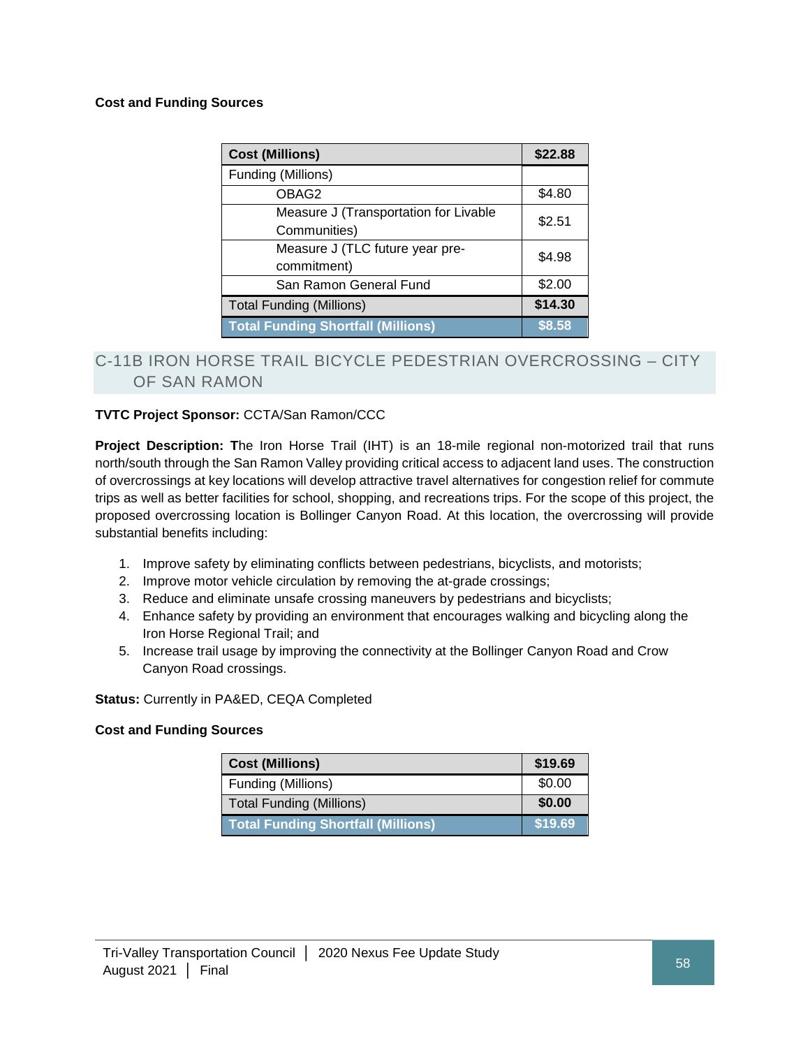**Cost and Funding Sources**

| Cost (Millions) | $22.88 |
|---|---|
| Funding (Millions) | |
| OBAG2 | $4.80 |
| Measure J (Transportation for Livable Communities) | $2.51 |
| Measure J (TLC future year pre-commitment) | $4.98 |
| San Ramon General Fund | $2.00 |
| Total Funding (Millions) | **$14.30** |
| **Total Funding Shortfall (Millions)** | **$8.58** |

## C-11B IRON HORSE TRAIL BICYCLE PEDESTRIAN OVERCROSSING – CITY OF SAN RAMON

**TVTC Project Sponsor:** CCTA/San Ramon/CCC

**Project Description: T**he Iron Horse Trail (IHT) is an 18-mile regional non-motorized trail that runs north/south through the San Ramon Valley providing critical access to adjacent land uses. The construction of overcrossings at key locations will develop attractive travel alternatives for congestion relief for commute trips as well as better facilities for school, shopping, and recreations trips. For the scope of this project, the proposed overcrossing location is Bollinger Canyon Road. At this location, the overcrossing will provide substantial benefits including:

1. Improve safety by eliminating conflicts between pedestrians, bicyclists, and motorists;
2. Improve motor vehicle circulation by removing the at-grade crossings;
3. Reduce and eliminate unsafe crossing maneuvers by pedestrians and bicyclists;
4. Enhance safety by providing an environment that encourages walking and bicycling along the Iron Horse Regional Trail; and
5. Increase trail usage by improving the connectivity at the Bollinger Canyon Road and Crow Canyon Road crossings.

**Status:** Currently in PA&ED, CEQA Completed

**Cost and Funding Sources**

| Cost (Millions) | $19.69 |
|---|---|
| Funding (Millions) | $0.00 |
| Total Funding (Millions) | **$0.00** |
| **Total Funding Shortfall (Millions)** | **$19.69** |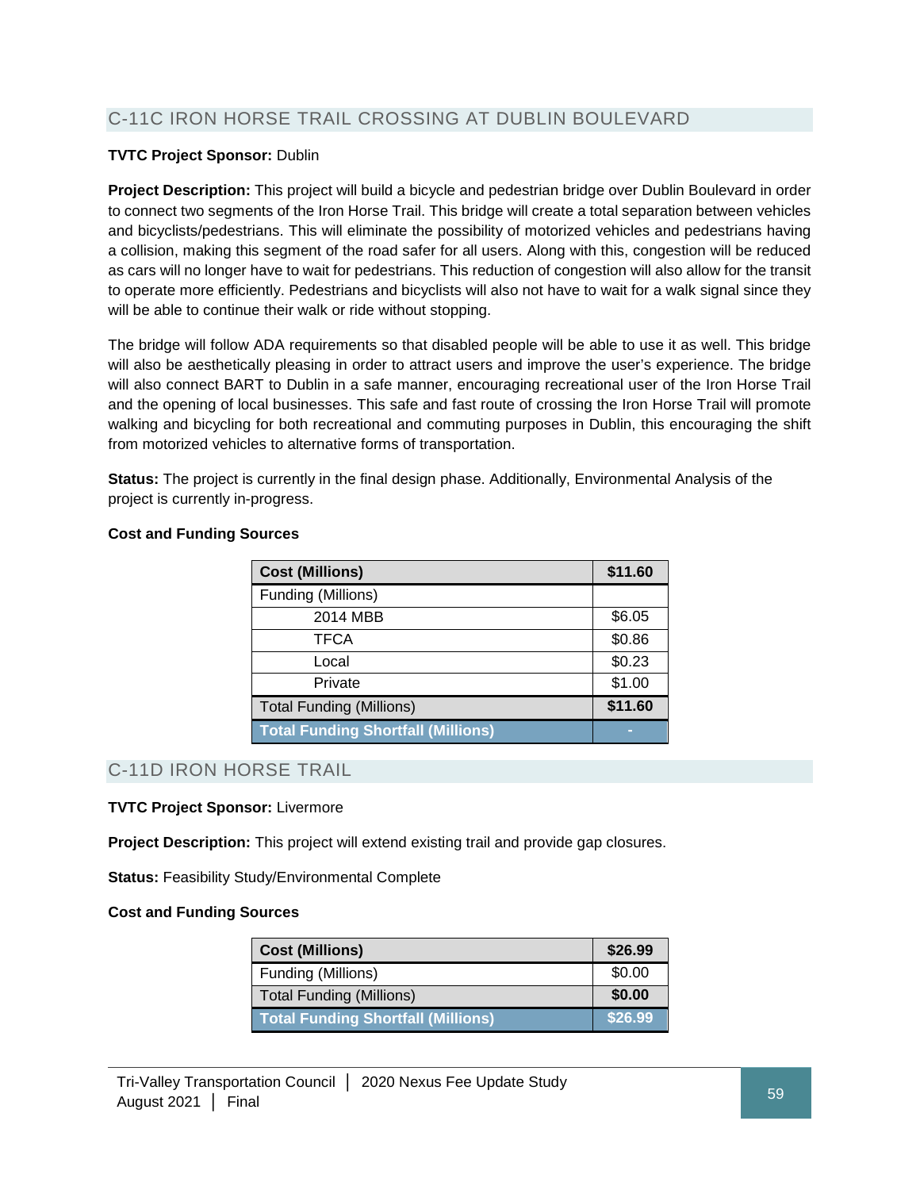## C-11C IRON HORSE TRAIL CROSSING AT DUBLIN BOULEVARD

**TVTC Project Sponsor:** Dublin

**Project Description:** This project will build a bicycle and pedestrian bridge over Dublin Boulevard in order to connect two segments of the Iron Horse Trail. This bridge will create a total separation between vehicles and bicyclists/pedestrians. This will eliminate the possibility of motorized vehicles and pedestrians having a collision, making this segment of the road safer for all users. Along with this, congestion will be reduced as cars will no longer have to wait for pedestrians. This reduction of congestion will also allow for the transit to operate more efficiently. Pedestrians and bicyclists will also not have to wait for a walk signal since they will be able to continue their walk or ride without stopping.

The bridge will follow ADA requirements so that disabled people will be able to use it as well. This bridge will also be aesthetically pleasing in order to attract users and improve the user's experience. The bridge will also connect BART to Dublin in a safe manner, encouraging recreational user of the Iron Horse Trail and the opening of local businesses. This safe and fast route of crossing the Iron Horse Trail will promote walking and bicycling for both recreational and commuting purposes in Dublin, this encouraging the shift from motorized vehicles to alternative forms of transportation.

**Status:** The project is currently in the final design phase. Additionally, Environmental Analysis of the project is currently in-progress.

**Cost and Funding Sources**

| **Cost (Millions)** | **$11.60** |
|---|---|
| Funding (Millions) | |
| 2014 MBB | $6.05 |
| TFCA | $0.86 |
| Local | $0.23 |
| Private | $1.00 |
| Total Funding (Millions) | **$11.60** |
| **Total Funding Shortfall (Millions)** | - |

## C-11D IRON HORSE TRAIL

**TVTC Project Sponsor:** Livermore

**Project Description:** This project will extend existing trail and provide gap closures.

**Status:** Feasibility Study/Environmental Complete

**Cost and Funding Sources**

| **Cost (Millions)** | **$26.99** |
|---|---|
| Funding (Millions) | $0.00 |
| Total Funding (Millions) | **$0.00** |
| **Total Funding Shortfall (Millions)** | **$26.99** |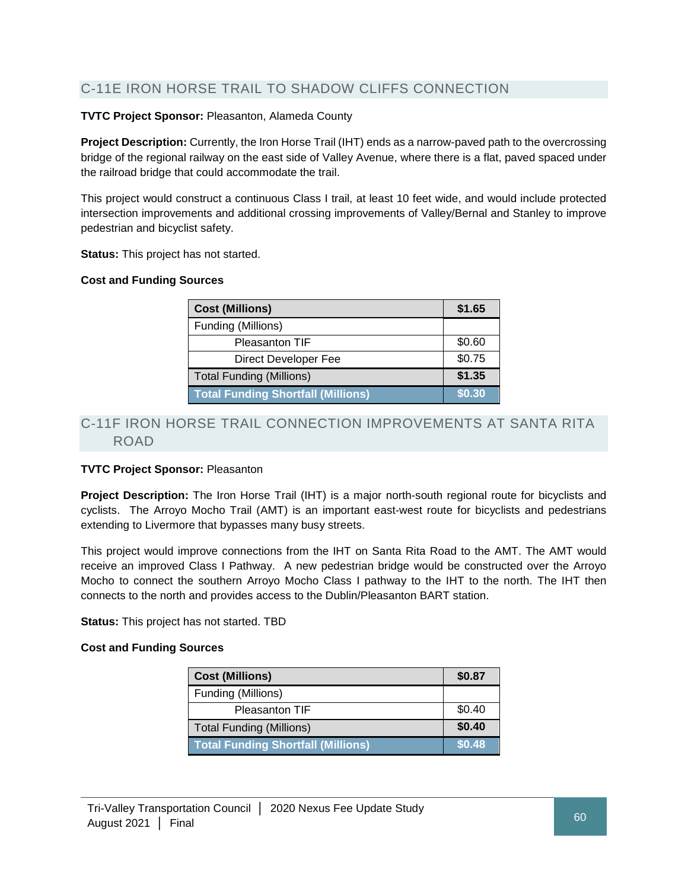## C-11E IRON HORSE TRAIL TO SHADOW CLIFFS CONNECTION

**TVTC Project Sponsor:** Pleasanton, Alameda County

**Project Description:** Currently, the Iron Horse Trail (IHT) ends as a narrow-paved path to the overcrossing bridge of the regional railway on the east side of Valley Avenue, where there is a flat, paved spaced under the railroad bridge that could accommodate the trail.

This project would construct a continuous Class I trail, at least 10 feet wide, and would include protected intersection improvements and additional crossing improvements of Valley/Bernal and Stanley to improve pedestrian and bicyclist safety.

**Status:** This project has not started.

**Cost and Funding Sources**

| **Cost (Millions)** | **$1.65** |
|---|---|
| Funding (Millions) | |
| Pleasanton TIF | $0.60 |
| Direct Developer Fee | $0.75 |
| Total Funding (Millions) | **$1.35** |
| **Total Funding Shortfall (Millions)** | **$0.30** |

## C-11F IRON HORSE TRAIL CONNECTION IMPROVEMENTS AT SANTA RITA ROAD

**TVTC Project Sponsor:** Pleasanton

**Project Description:** The Iron Horse Trail (IHT) is a major north-south regional route for bicyclists and cyclists. The Arroyo Mocho Trail (AMT) is an important east-west route for bicyclists and pedestrians extending to Livermore that bypasses many busy streets.

This project would improve connections from the IHT on Santa Rita Road to the AMT. The AMT would receive an improved Class I Pathway. A new pedestrian bridge would be constructed over the Arroyo Mocho to connect the southern Arroyo Mocho Class I pathway to the IHT to the north. The IHT then connects to the north and provides access to the Dublin/Pleasanton BART station.

**Status:** This project has not started. TBD

**Cost and Funding Sources**

| **Cost (Millions)** | **$0.87** |
|---|---|
| Funding (Millions) | |
| Pleasanton TIF | $0.40 |
| Total Funding (Millions) | **$0.40** |
| **Total Funding Shortfall (Millions)** | **$0.48** |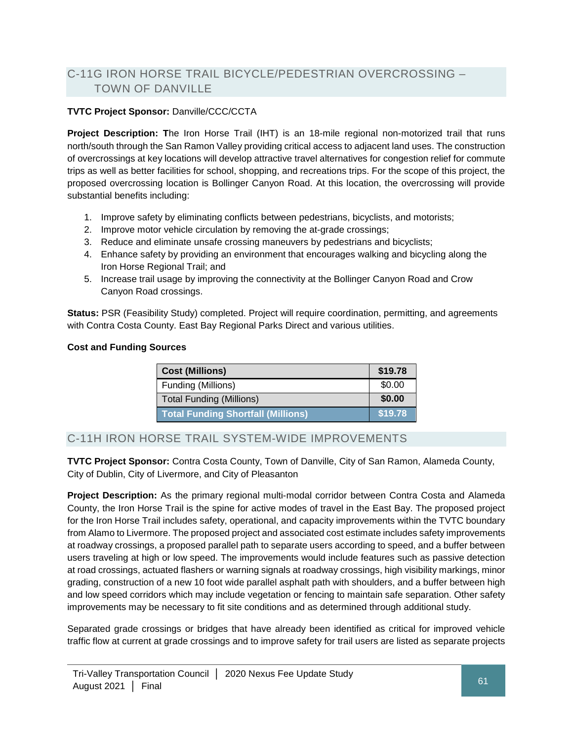## C-11G IRON HORSE TRAIL BICYCLE/PEDESTRIAN OVERCROSSING – TOWN OF DANVILLE

**TVTC Project Sponsor:** Danville/CCC/CCTA

**Project Description: T**he Iron Horse Trail (IHT) is an 18-mile regional non-motorized trail that runs north/south through the San Ramon Valley providing critical access to adjacent land uses. The construction of overcrossings at key locations will develop attractive travel alternatives for congestion relief for commute trips as well as better facilities for school, shopping, and recreations trips. For the scope of this project, the proposed overcrossing location is Bollinger Canyon Road. At this location, the overcrossing will provide substantial benefits including:

1. Improve safety by eliminating conflicts between pedestrians, bicyclists, and motorists;
2. Improve motor vehicle circulation by removing the at-grade crossings;
3. Reduce and eliminate unsafe crossing maneuvers by pedestrians and bicyclists;
4. Enhance safety by providing an environment that encourages walking and bicycling along the Iron Horse Regional Trail; and
5. Increase trail usage by improving the connectivity at the Bollinger Canyon Road and Crow Canyon Road crossings.

**Status:** PSR (Feasibility Study) completed. Project will require coordination, permitting, and agreements with Contra Costa County. East Bay Regional Parks Direct and various utilities.

**Cost and Funding Sources**

| **Cost (Millions)** | **$19.78** |
|---|---|
| Funding (Millions) | $0.00 |
| Total Funding (Millions) | **$0.00** |
| **Total Funding Shortfall (Millions)** | **$19.78** |

## C-11H IRON HORSE TRAIL SYSTEM-WIDE IMPROVEMENTS

**TVTC Project Sponsor:** Contra Costa County, Town of Danville, City of San Ramon, Alameda County, City of Dublin, City of Livermore, and City of Pleasanton

**Project Description:** As the primary regional multi-modal corridor between Contra Costa and Alameda County, the Iron Horse Trail is the spine for active modes of travel in the East Bay. The proposed project for the Iron Horse Trail includes safety, operational, and capacity improvements within the TVTC boundary from Alamo to Livermore. The proposed project and associated cost estimate includes safety improvements at roadway crossings, a proposed parallel path to separate users according to speed, and a buffer between users traveling at high or low speed. The improvements would include features such as passive detection at road crossings, actuated flashers or warning signals at roadway crossings, high visibility markings, minor grading, construction of a new 10 foot wide parallel asphalt path with shoulders, and a buffer between high and low speed corridors which may include vegetation or fencing to maintain safe separation. Other safety improvements may be necessary to fit site conditions and as determined through additional study.

Separated grade crossings or bridges that have already been identified as critical for improved vehicle traffic flow at current at grade crossings and to improve safety for trail users are listed as separate projects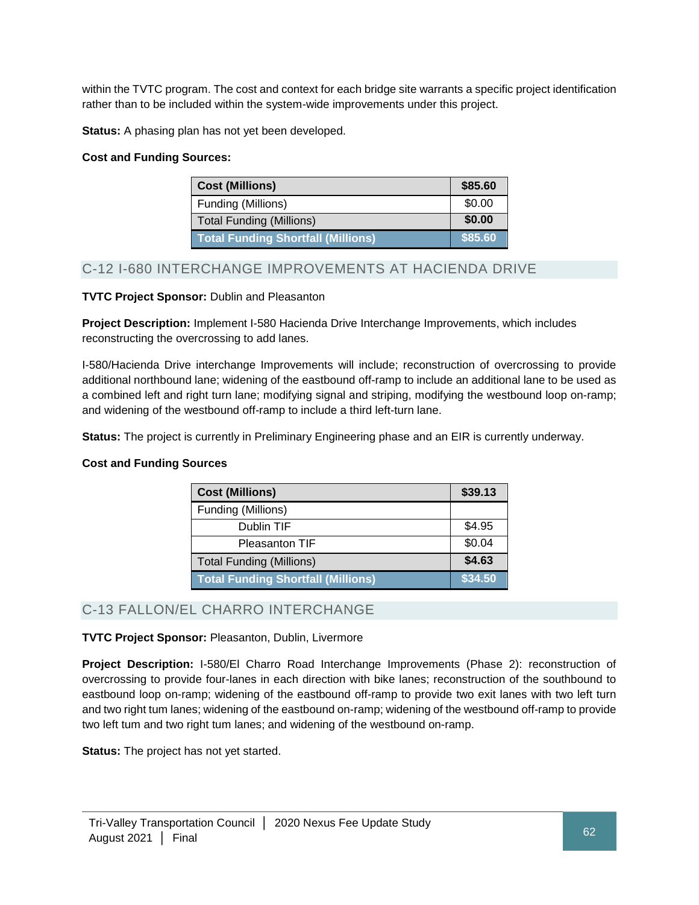within the TVTC program. The cost and context for each bridge site warrants a specific project identification rather than to be included within the system-wide improvements under this project.

**Status:** A phasing plan has not yet been developed.

**Cost and Funding Sources:**

| Cost (Millions) | $85.60 |
|---|---|
| Funding (Millions) | $0.00 |
| Total Funding (Millions) | **$0.00** |
| **Total Funding Shortfall (Millions)** | **$85.60** |

## C-12 I-680 INTERCHANGE IMPROVEMENTS AT HACIENDA DRIVE

**TVTC Project Sponsor:** Dublin and Pleasanton

**Project Description:** Implement I-580 Hacienda Drive Interchange Improvements, which includes reconstructing the overcrossing to add lanes.

I-580/Hacienda Drive interchange Improvements will include; reconstruction of overcrossing to provide additional northbound lane; widening of the eastbound off-ramp to include an additional lane to be used as a combined left and right turn lane; modifying signal and striping, modifying the westbound loop on-ramp; and widening of the westbound off-ramp to include a third left-turn lane.

**Status:** The project is currently in Preliminary Engineering phase and an EIR is currently underway.

**Cost and Funding Sources**

| Cost (Millions) | $39.13 |
|---|---|
| Funding (Millions) | |
| Dublin TIF | $4.95 |
| Pleasanton TIF | $0.04 |
| Total Funding (Millions) | **$4.63** |
| **Total Funding Shortfall (Millions)** | **$34.50** |

## C-13 FALLON/EL CHARRO INTERCHANGE

**TVTC Project Sponsor:** Pleasanton, Dublin, Livermore

**Project Description:** I-580/El Charro Road Interchange Improvements (Phase 2): reconstruction of overcrossing to provide four-lanes in each direction with bike lanes; reconstruction of the southbound to eastbound loop on-ramp; widening of the eastbound off-ramp to provide two exit lanes with two left turn and two right tum lanes; widening of the eastbound on-ramp; widening of the westbound off-ramp to provide two left tum and two right tum lanes; and widening of the westbound on-ramp.

**Status:** The project has not yet started.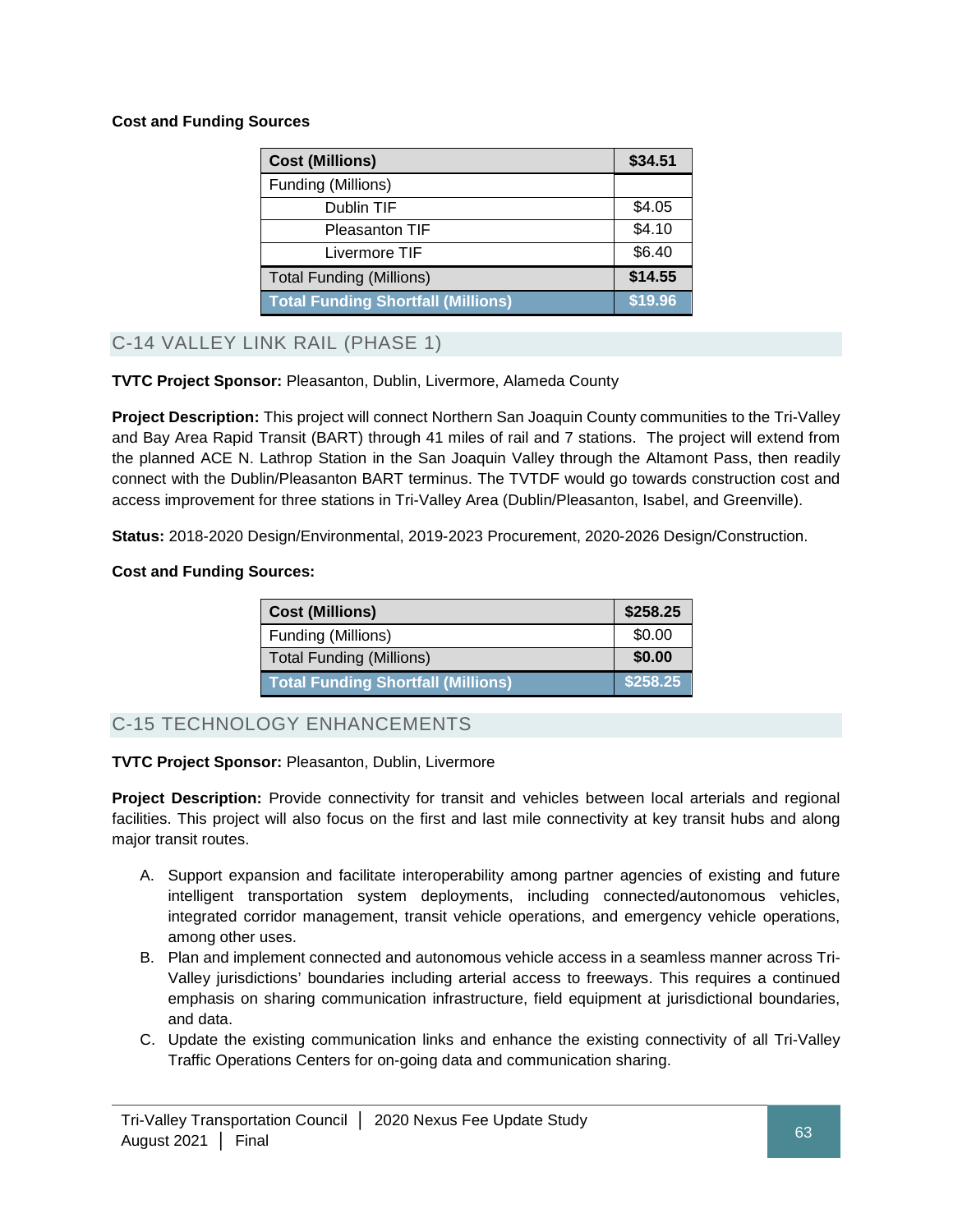**Cost and Funding Sources**

| Cost (Millions) | $34.51 |
| --- | --- |
| Funding (Millions) | |
| Dublin TIF | $4.05 |
| Pleasanton TIF | $4.10 |
| Livermore TIF | $6.40 |
| Total Funding (Millions) | **$14.55** |
| **Total Funding Shortfall (Millions)** | **$19.96** |

## C-14 VALLEY LINK RAIL (PHASE 1)

**TVTC Project Sponsor:** Pleasanton, Dublin, Livermore, Alameda County

**Project Description:** This project will connect Northern San Joaquin County communities to the Tri-Valley and Bay Area Rapid Transit (BART) through 41 miles of rail and 7 stations. The project will extend from the planned ACE N. Lathrop Station in the San Joaquin Valley through the Altamont Pass, then readily connect with the Dublin/Pleasanton BART terminus. The TVTDF would go towards construction cost and access improvement for three stations in Tri-Valley Area (Dublin/Pleasanton, Isabel, and Greenville).

**Status:** 2018-2020 Design/Environmental, 2019-2023 Procurement, 2020-2026 Design/Construction.

**Cost and Funding Sources:**

| Cost (Millions) | $258.25 |
| --- | --- |
| Funding (Millions) | $0.00 |
| Total Funding (Millions) | **$0.00** |
| **Total Funding Shortfall (Millions)** | **$258.25** |

## C-15 TECHNOLOGY ENHANCEMENTS

**TVTC Project Sponsor:** Pleasanton, Dublin, Livermore

**Project Description:** Provide connectivity for transit and vehicles between local arterials and regional facilities. This project will also focus on the first and last mile connectivity at key transit hubs and along major transit routes.

A. Support expansion and facilitate interoperability among partner agencies of existing and future intelligent transportation system deployments, including connected/autonomous vehicles, integrated corridor management, transit vehicle operations, and emergency vehicle operations, among other uses.
B. Plan and implement connected and autonomous vehicle access in a seamless manner across Tri-Valley jurisdictions' boundaries including arterial access to freeways. This requires a continued emphasis on sharing communication infrastructure, field equipment at jurisdictional boundaries, and data.
C. Update the existing communication links and enhance the existing connectivity of all Tri-Valley Traffic Operations Centers for on-going data and communication sharing.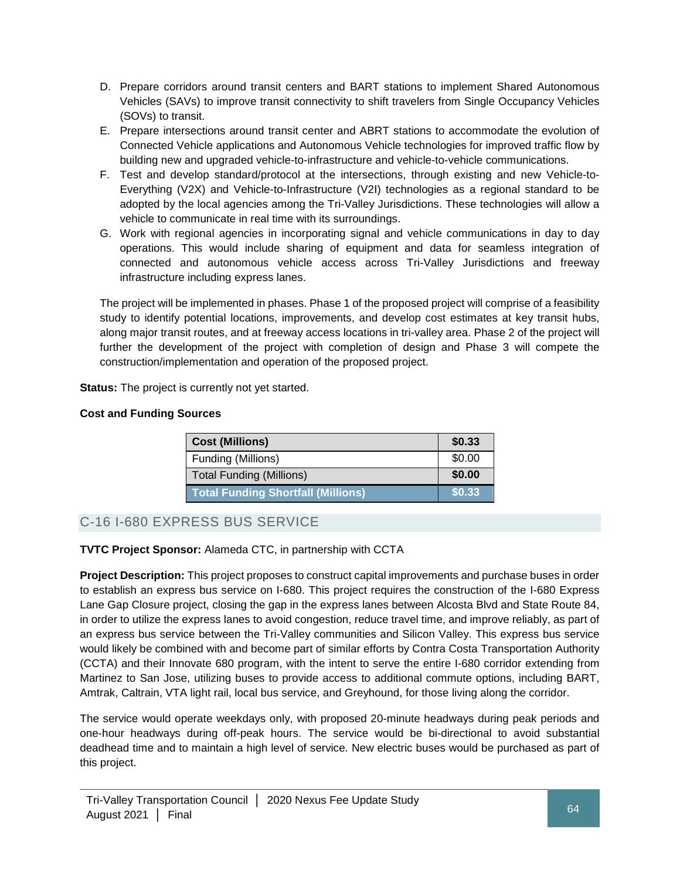D. Prepare corridors around transit centers and BART stations to implement Shared Autonomous Vehicles (SAVs) to improve transit connectivity to shift travelers from Single Occupancy Vehicles (SOVs) to transit.
E. Prepare intersections around transit center and ABRT stations to accommodate the evolution of Connected Vehicle applications and Autonomous Vehicle technologies for improved traffic flow by building new and upgraded vehicle-to-infrastructure and vehicle-to-vehicle communications.
F. Test and develop standard/protocol at the intersections, through existing and new Vehicle-to-Everything (V2X) and Vehicle-to-Infrastructure (V2I) technologies as a regional standard to be adopted by the local agencies among the Tri-Valley Jurisdictions. These technologies will allow a vehicle to communicate in real time with its surroundings.
G. Work with regional agencies in incorporating signal and vehicle communications in day to day operations. This would include sharing of equipment and data for seamless integration of connected and autonomous vehicle access across Tri-Valley Jurisdictions and freeway infrastructure including express lanes.

The project will be implemented in phases. Phase 1 of the proposed project will comprise of a feasibility study to identify potential locations, improvements, and develop cost estimates at key transit hubs, along major transit routes, and at freeway access locations in tri-valley area. Phase 2 of the project will further the development of the project with completion of design and Phase 3 will compete the construction/implementation and operation of the proposed project.

**Status:** The project is currently not yet started.

**Cost and Funding Sources**

| **Cost (Millions)** | **$0.33** |
|---|---|
| Funding (Millions) | $0.00 |
| Total Funding (Millions) | **$0.00** |
| **Total Funding Shortfall (Millions)** | **$0.33** |

## C-16 I-680 EXPRESS BUS SERVICE

**TVTC Project Sponsor:** Alameda CTC, in partnership with CCTA

**Project Description:** This project proposes to construct capital improvements and purchase buses in order to establish an express bus service on I-680. This project requires the construction of the I-680 Express Lane Gap Closure project, closing the gap in the express lanes between Alcosta Blvd and State Route 84, in order to utilize the express lanes to avoid congestion, reduce travel time, and improve reliably, as part of an express bus service between the Tri-Valley communities and Silicon Valley. This express bus service would likely be combined with and become part of similar efforts by Contra Costa Transportation Authority (CCTA) and their Innovate 680 program, with the intent to serve the entire I-680 corridor extending from Martinez to San Jose, utilizing buses to provide access to additional commute options, including BART, Amtrak, Caltrain, VTA light rail, local bus service, and Greyhound, for those living along the corridor.

The service would operate weekdays only, with proposed 20-minute headways during peak periods and one-hour headways during off-peak hours. The service would be bi-directional to avoid substantial deadhead time and to maintain a high level of service. New electric buses would be purchased as part of this project.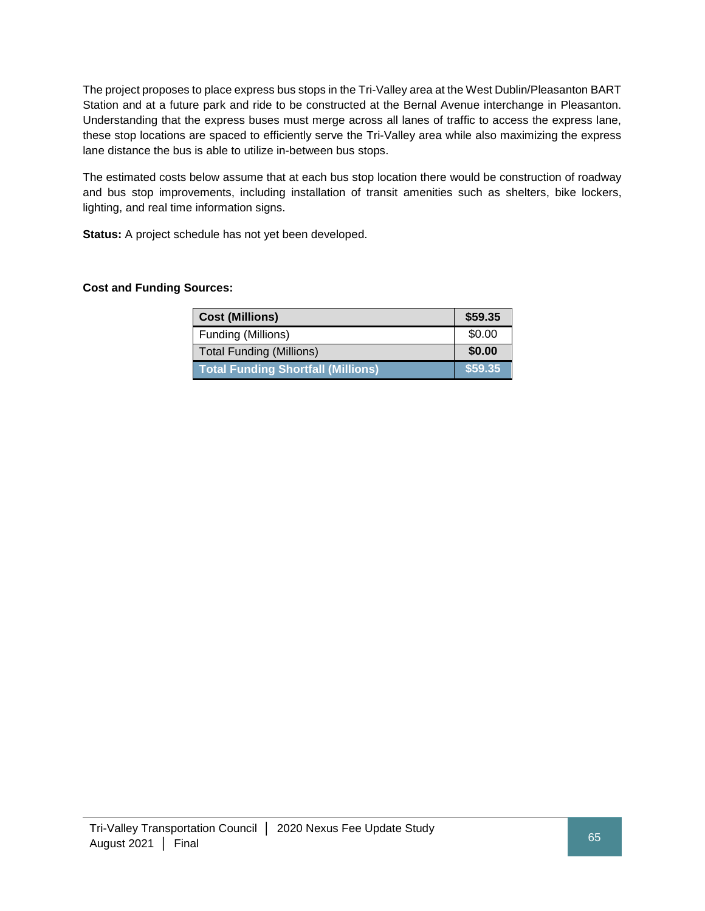The project proposes to place express bus stops in the Tri-Valley area at the West Dublin/Pleasanton BART Station and at a future park and ride to be constructed at the Bernal Avenue interchange in Pleasanton. Understanding that the express buses must merge across all lanes of traffic to access the express lane, these stop locations are spaced to efficiently serve the Tri-Valley area while also maximizing the express lane distance the bus is able to utilize in-between bus stops.

The estimated costs below assume that at each bus stop location there would be construction of roadway and bus stop improvements, including installation of transit amenities such as shelters, bike lockers, lighting, and real time information signs.

**Status:** A project schedule has not yet been developed.

**Cost and Funding Sources:**

| **Cost (Millions)** | **$59.35** |
|---|---|
| Funding (Millions) | $0.00 |
| Total Funding (Millions) | **$0.00** |
| **Total Funding Shortfall (Millions)** | **$59.35** |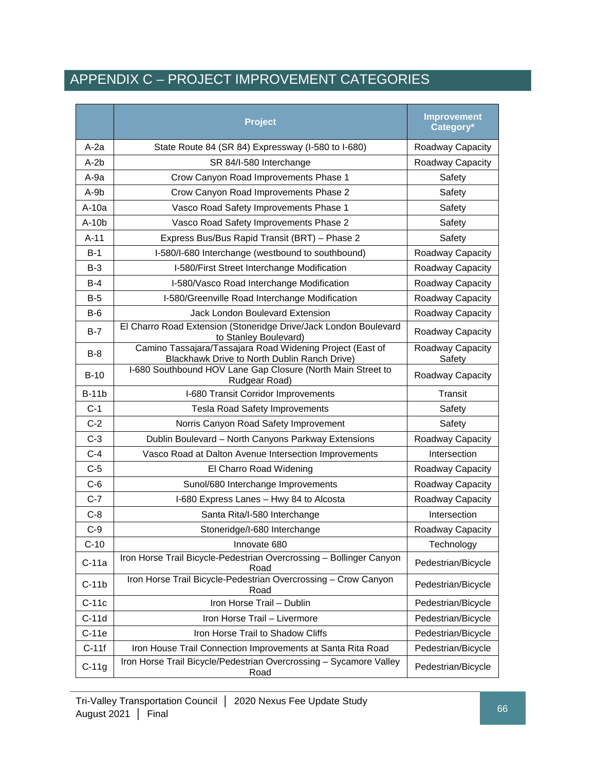# APPENDIX C – PROJECT IMPROVEMENT CATEGORIES

| | Project | Improvement Category* |
|---|---|---|
| A-2a | State Route 84 (SR 84) Expressway (I-580 to I-680) | Roadway Capacity |
| A-2b | SR 84/I-580 Interchange | Roadway Capacity |
| A-9a | Crow Canyon Road Improvements Phase 1 | Safety |
| A-9b | Crow Canyon Road Improvements Phase 2 | Safety |
| A-10a | Vasco Road Safety Improvements Phase 1 | Safety |
| A-10b | Vasco Road Safety Improvements Phase 2 | Safety |
| A-11 | Express Bus/Bus Rapid Transit (BRT) – Phase 2 | Safety |
| B-1 | I-580/I-680 Interchange (westbound to southbound) | Roadway Capacity |
| B-3 | I-580/First Street Interchange Modification | Roadway Capacity |
| B-4 | I-580/Vasco Road Interchange Modification | Roadway Capacity |
| B-5 | I-580/Greenville Road Interchange Modification | Roadway Capacity |
| B-6 | Jack London Boulevard Extension | Roadway Capacity |
| B-7 | El Charro Road Extension (Stoneridge Drive/Jack London Boulevard to Stanley Boulevard) | Roadway Capacity |
| B-8 | Camino Tassajara/Tassajara Road Widening Project (East of Blackhawk Drive to North Dublin Ranch Drive) | Roadway Capacity Safety |
| B-10 | I-680 Southbound HOV Lane Gap Closure (North Main Street to Rudgear Road) | Roadway Capacity |
| B-11b | I-680 Transit Corridor Improvements | Transit |
| C-1 | Tesla Road Safety Improvements | Safety |
| C-2 | Norris Canyon Road Safety Improvement | Safety |
| C-3 | Dublin Boulevard – North Canyons Parkway Extensions | Roadway Capacity |
| C-4 | Vasco Road at Dalton Avenue Intersection Improvements | Intersection |
| C-5 | El Charro Road Widening | Roadway Capacity |
| C-6 | Sunol/680 Interchange Improvements | Roadway Capacity |
| C-7 | I-680 Express Lanes – Hwy 84 to Alcosta | Roadway Capacity |
| C-8 | Santa Rita/I-580 Interchange | Intersection |
| C-9 | Stoneridge/I-680 Interchange | Roadway Capacity |
| C-10 | Innovate 680 | Technology |
| C-11a | Iron Horse Trail Bicycle-Pedestrian Overcrossing – Bollinger Canyon Road | Pedestrian/Bicycle |
| C-11b | Iron Horse Trail Bicycle-Pedestrian Overcrossing – Crow Canyon Road | Pedestrian/Bicycle |
| C-11c | Iron Horse Trail – Dublin | Pedestrian/Bicycle |
| C-11d | Iron Horse Trail – Livermore | Pedestrian/Bicycle |
| C-11e | Iron Horse Trail to Shadow Cliffs | Pedestrian/Bicycle |
| C-11f | Iron House Trail Connection Improvements at Santa Rita Road | Pedestrian/Bicycle |
| C-11g | Iron Horse Trail Bicycle/Pedestrian Overcrossing – Sycamore Valley Road | Pedestrian/Bicycle |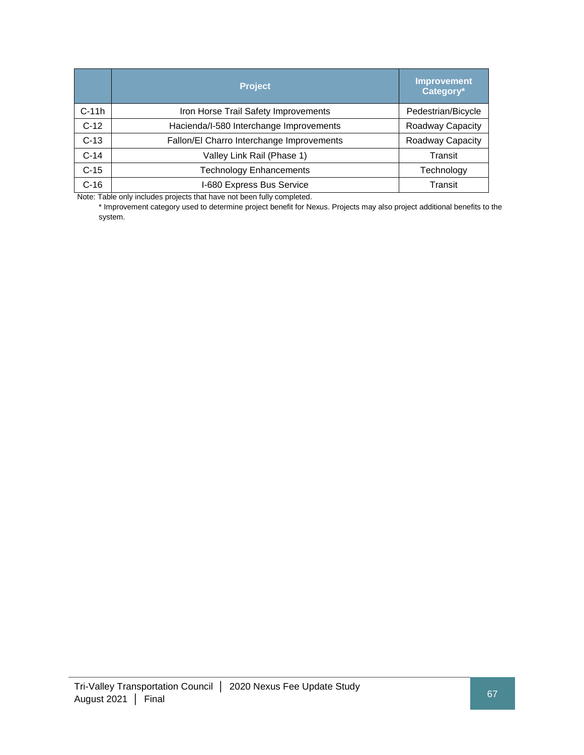| | Project | Improvement Category* |
|---|---|---|
| C-11h | Iron Horse Trail Safety Improvements | Pedestrian/Bicycle |
| C-12 | Hacienda/I-580 Interchange Improvements | Roadway Capacity |
| C-13 | Fallon/El Charro Interchange Improvements | Roadway Capacity |
| C-14 | Valley Link Rail (Phase 1) | Transit |
| C-15 | Technology Enhancements | Technology |
| C-16 | I-680 Express Bus Service | Transit |

Note: Table only includes projects that have not been fully completed.

* Improvement category used to determine project benefit for Nexus. Projects may also project additional benefits to the system.